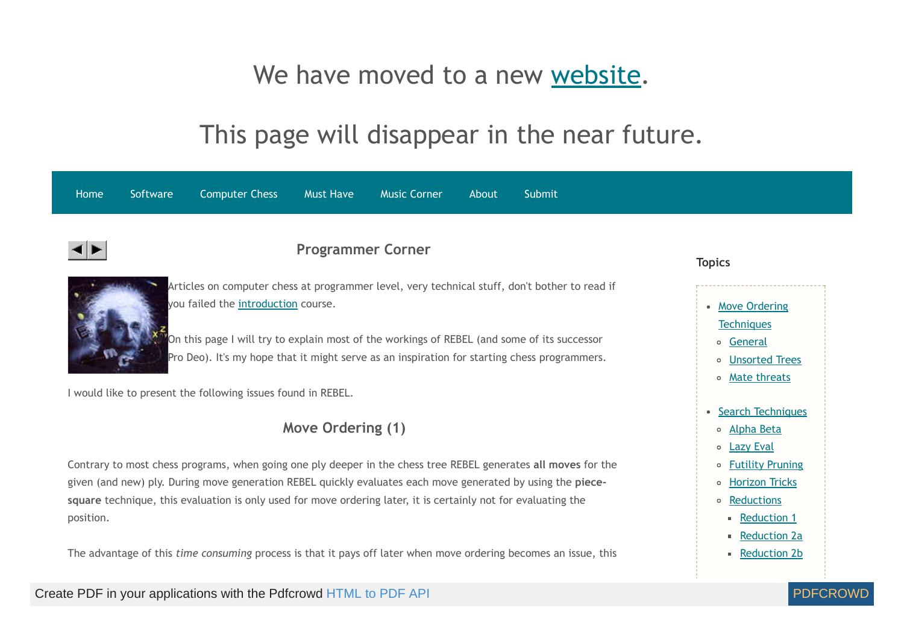# We have moved to a new website.

# This page will disappear in the near future.

Home Software Computer Chess Must Have Music Corner About Submit

## Programmer Corner

Articles on computer chess at programmer level, very technical stuff, don't bother to read if you failed the introduction course.

On this page I will try to explain most of the workings of REBEL (and some of its successor Pro Deo). It's my hope that it might serve as an inspiration for starting chess programmers.

I would like to present the following issues found in REBEL.

### Topics

- Move Ordering Techniques
  - General
  - Unsorted Trees
  - Mate threats
- Search Techniques
  - Alpha Beta
  - Lazy Eval
  - Futility Pruning
  - Horizon Tricks
  - Reductions
    - Reduction 1
    - Reduction 2a
    - Reduction 2b

## Move Ordering (1)

Contrary to most chess programs, when going one ply deeper in the chess tree REBEL generates **all moves** for the given (and new) ply. During move generation REBEL quickly evaluates each move generated by using the **piece-square** technique, this evaluation is only used for move ordering later, it is certainly not for evaluating the position.

The advantage of this *time consuming* process is that it pays off later when move ordering becomes an issue, this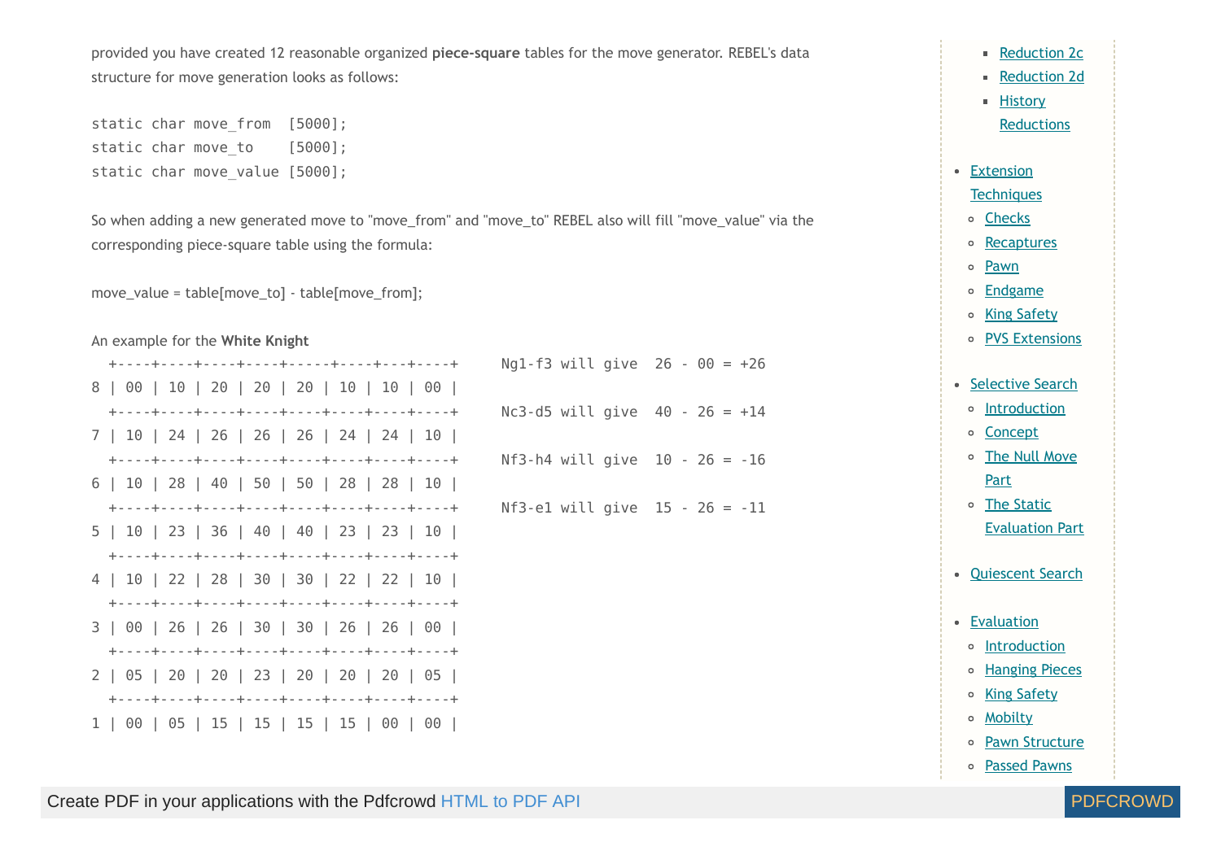provided you have created 12 reasonable organized **piece-square** tables for the move generator. REBEL's data structure for move generation looks as follows:

```
static char move_from  [5000];
static char move_to    [5000];
static char move_value [5000];
```

So when adding a new generated move to "move_from" and "move_to" REBEL also will fill "move_value" via the corresponding piece-square table using the formula:

move_value = table[move_to] - table[move_from];

An example for the **White Knight**

```
  +----+----+----+----+-----+----+---+----+     Ng1-f3 will give  26 - 00 = +26
8 | 00 | 10 | 20 | 20 | 20 | 10 | 10 | 00 |
  +----+----+----+----+----+----+----+----+     Nc3-d5 will give  40 - 26 = +14
7 | 10 | 24 | 26 | 26 | 26 | 24 | 24 | 10 |
  +----+----+----+----+----+----+----+----+     Nf3-h4 will give  10 - 26 = -16
6 | 10 | 28 | 40 | 50 | 50 | 28 | 28 | 10 |
  +----+----+----+----+----+----+----+----+     Nf3-e1 will give  15 - 26 = -11
5 | 10 | 23 | 36 | 40 | 40 | 23 | 23 | 10 |
  +----+----+----+----+----+----+----+----+
4 | 10 | 22 | 28 | 30 | 30 | 22 | 22 | 10 |
  +----+----+----+----+----+----+----+----+
3 | 00 | 26 | 26 | 30 | 30 | 26 | 26 | 00 |
  +----+----+----+----+----+----+----+----+
2 | 05 | 20 | 20 | 23 | 20 | 20 | 20 | 05 |
  +----+----+----+----+----+----+----+----+
1 | 00 | 05 | 15 | 15 | 15 | 15 | 00 | 00 |
```

- Reduction 2c
- Reduction 2d
- History Reductions

- Extension Techniques
  - Checks
  - Recaptures
  - Pawn
  - Endgame
  - King Safety
  - PVS Extensions

- Selective Search
  - Introduction
  - Concept
  - The Null Move Part
  - The Static Evaluation Part

- Quiescent Search

- Evaluation
  - Introduction
  - Hanging Pieces
  - King Safety
  - Mobilty
  - Pawn Structure
  - Passed Pawns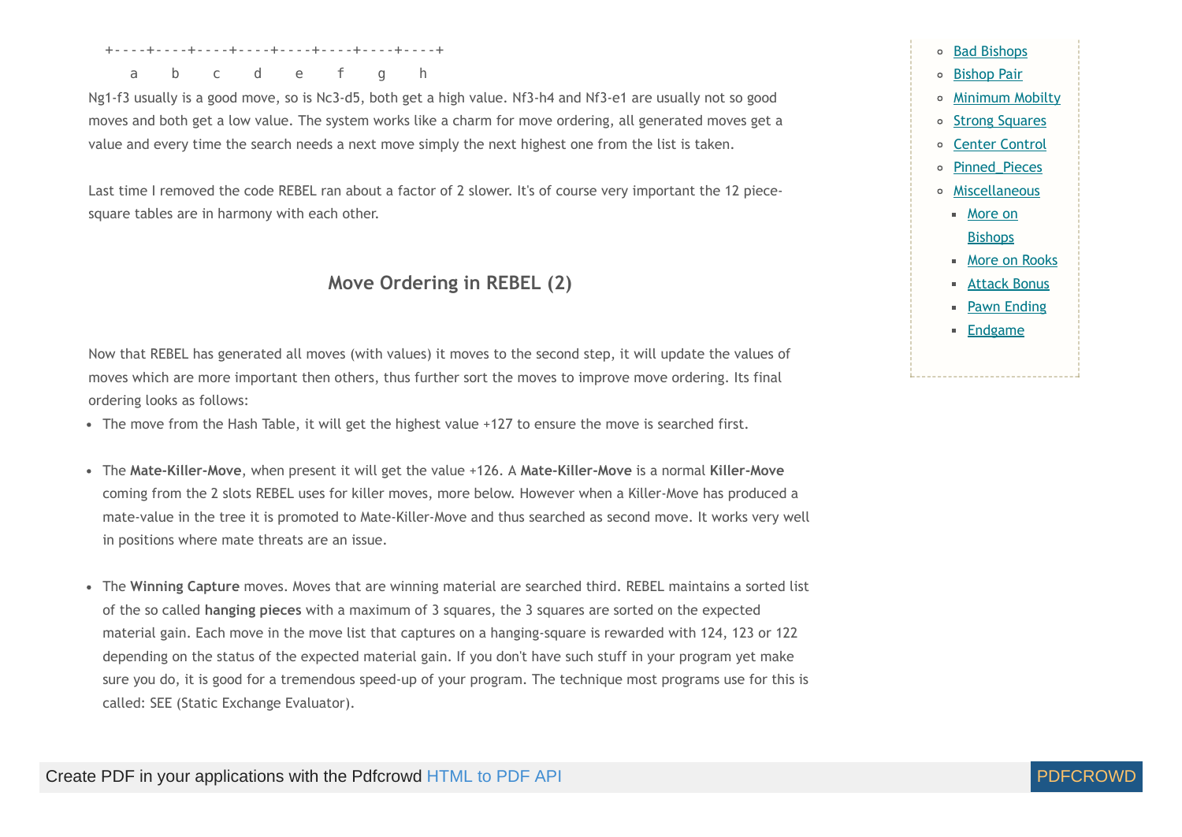```
 +----+----+----+----+----+----+----+----+
    a    b    c    d    e    f    g    h
```

Ng1-f3 usually is a good move, so is Nc3-d5, both get a high value. Nf3-h4 and Nf3-e1 are usually not so good moves and both get a low value. The system works like a charm for move ordering, all generated moves get a value and every time the search needs a next move simply the next highest one from the list is taken.

Last time I removed the code REBEL ran about a factor of 2 slower. It's of course very important the 12 piece-square tables are in harmony with each other.

## Move Ordering in REBEL (2)

Now that REBEL has generated all moves (with values) it moves to the second step, it will update the values of moves which are more important then others, thus further sort the moves to improve move ordering. Its final ordering looks as follows:

- The move from the Hash Table, it will get the highest value +127 to ensure the move is searched first.

- The **Mate-Killer-Move**, when present it will get the value +126. A **Mate-Killer-Move** is a normal **Killer-Move** coming from the 2 slots REBEL uses for killer moves, more below. However when a Killer-Move has produced a mate-value in the tree it is promoted to Mate-Killer-Move and thus searched as second move. It works very well in positions where mate threats are an issue.

- The **Winning Capture** moves. Moves that are winning material are searched third. REBEL maintains a sorted list of the so called **hanging pieces** with a maximum of 3 squares, the 3 squares are sorted on the expected material gain. Each move in the move list that captures on a hanging-square is rewarded with 124, 123 or 122 depending on the status of the expected material gain. If you don't have such stuff in your program yet make sure you do, it is good for a tremendous speed-up of your program. The technique most programs use for this is called: SEE (Static Exchange Evaluator).

- Bad Bishops
- Bishop Pair
- Minimum Mobilty
- Strong Squares
- Center Control
- Pinned_Pieces
- Miscellaneous
  - More on Bishops
  - More on Rooks
  - Attack Bonus
  - Pawn Ending
  - Endgame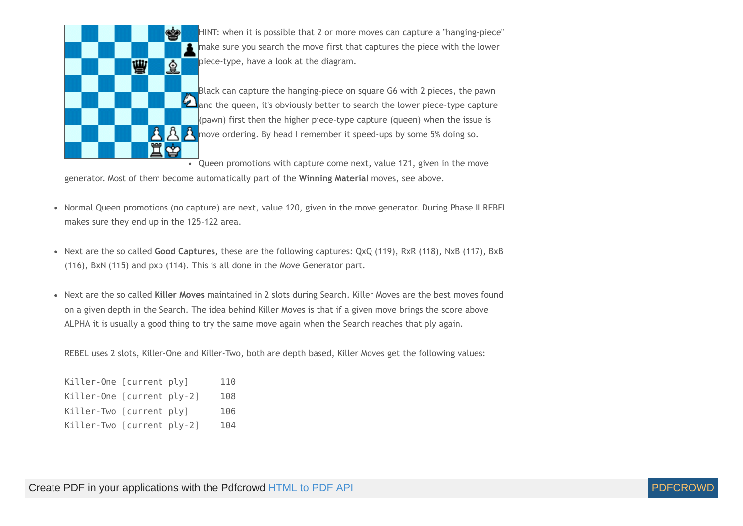HINT: when it is possible that 2 or more moves can capture a "hanging-piece" make sure you search the move first that captures the piece with the lower piece-type, have a look at the diagram.

Black can capture the hanging-piece on square G6 with 2 pieces, the pawn and the queen, it's obviously better to search the lower piece-type capture (pawn) first then the higher piece-type capture (queen) when the issue is move ordering. By head I remember it speed-ups by some 5% doing so.

- Queen promotions with capture come next, value 121, given in the move generator. Most of them become automatically part of the **Winning Material** moves, see above.

- Normal Queen promotions (no capture) are next, value 120, given in the move generator. During Phase II REBEL makes sure they end up in the 125-122 area.

- Next are the so called **Good Captures**, these are the following captures: QxQ (119), RxR (118), NxB (117), BxB (116), BxN (115) and pxp (114). This is all done in the Move Generator part.

- Next are the so called **Killer Moves** maintained in 2 slots during Search. Killer Moves are the best moves found on a given depth in the Search. The idea behind Killer Moves is that if a given move brings the score above ALPHA it is usually a good thing to try the same move again when the Search reaches that ply again.

  REBEL uses 2 slots, Killer-One and Killer-Two, both are depth based, Killer Moves get the following values:

```
Killer-One [current ply]      110
Killer-One [current ply-2]    108
Killer-Two [current ply]      106
Killer-Two [current ply-2]    104
```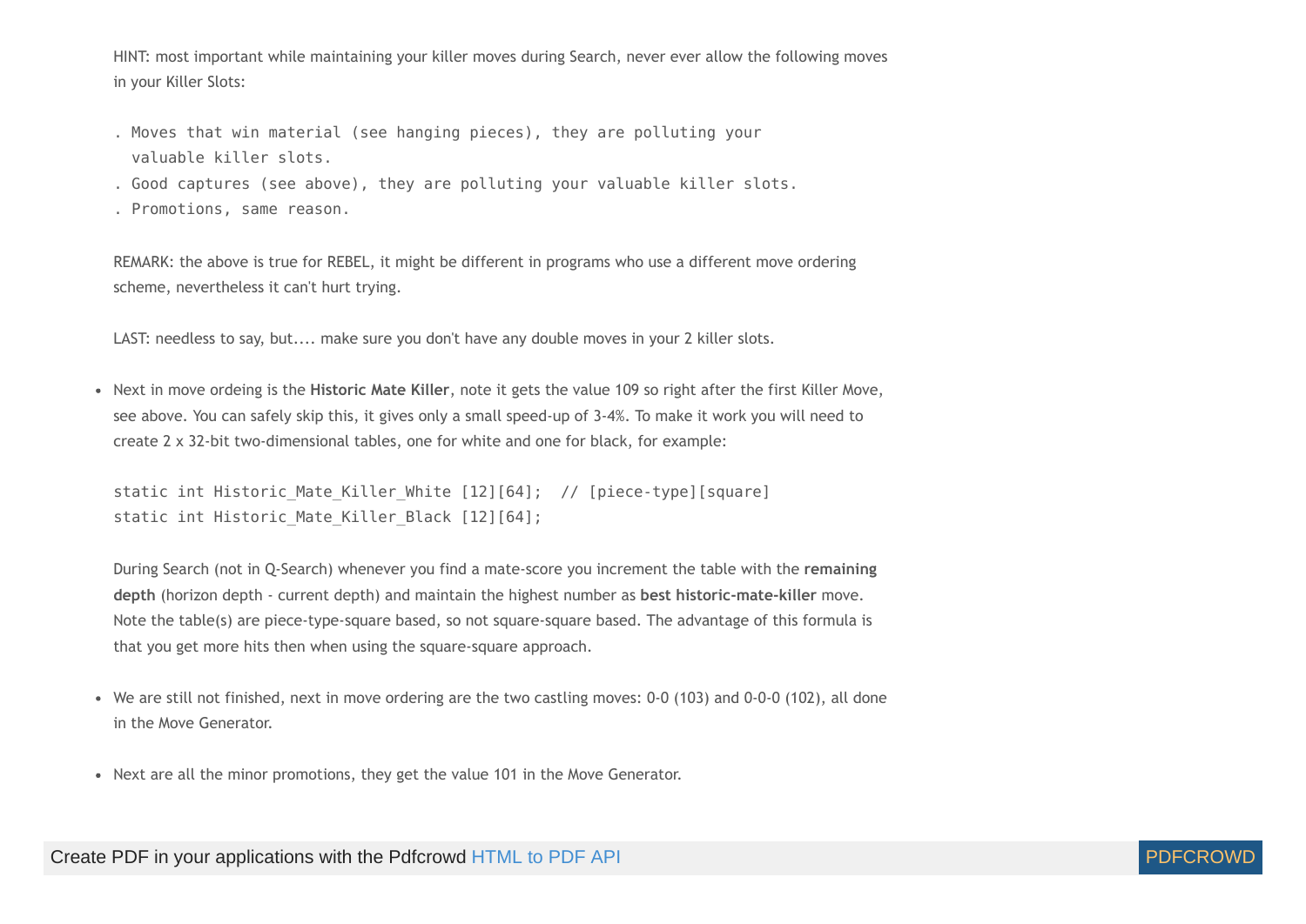HINT: most important while maintaining your killer moves during Search, never ever allow the following moves in your Killer Slots:

```
. Moves that win material (see hanging pieces), they are polluting your
  valuable killer slots.
. Good captures (see above), they are polluting your valuable killer slots.
. Promotions, same reason.
```

REMARK: the above is true for REBEL, it might be different in programs who use a different move ordering scheme, nevertheless it can't hurt trying.

LAST: needless to say, but.... make sure you don't have any double moves in your 2 killer slots.

- Next in move ordeing is the **Historic Mate Killer**, note it gets the value 109 so right after the first Killer Move, see above. You can safely skip this, it gives only a small speed-up of 3-4%. To make it work you will need to create 2 x 32-bit two-dimensional tables, one for white and one for black, for example:

  ```
  static int Historic_Mate_Killer_White [12][64];  // [piece-type][square]
  static int Historic_Mate_Killer_Black [12][64];
  ```

  During Search (not in Q-Search) whenever you find a mate-score you increment the table with the **remaining depth** (horizon depth - current depth) and maintain the highest number as **best historic-mate-killer** move. Note the table(s) are piece-type-square based, so not square-square based. The advantage of this formula is that you get more hits then when using the square-square approach.

- We are still not finished, next in move ordering are the two castling moves: 0-0 (103) and 0-0-0 (102), all done in the Move Generator.

- Next are all the minor promotions, they get the value 101 in the Move Generator.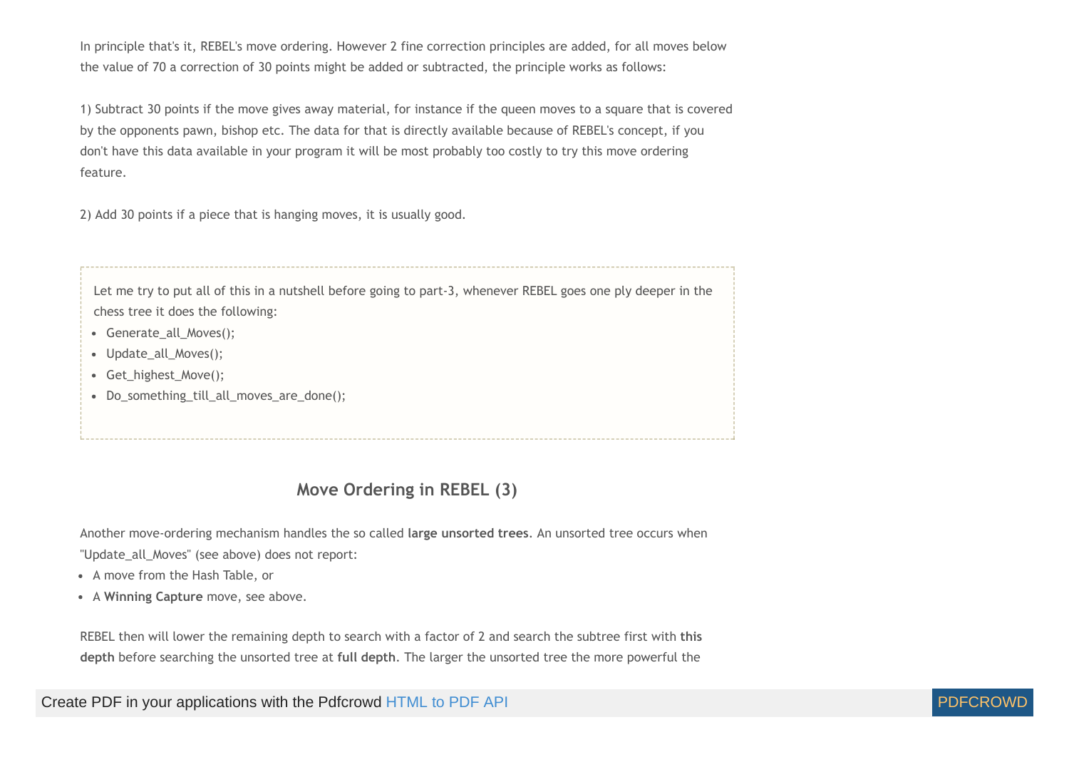In principle that's it, REBEL's move ordering. However 2 fine correction principles are added, for all moves below the value of 70 a correction of 30 points might be added or subtracted, the principle works as follows:

1) Subtract 30 points if the move gives away material, for instance if the queen moves to a square that is covered by the opponents pawn, bishop etc. The data for that is directly available because of REBEL's concept, if you don't have this data available in your program it will be most probably too costly to try this move ordering feature.

2) Add 30 points if a piece that is hanging moves, it is usually good.

> Let me try to put all of this in a nutshell before going to part-3, whenever REBEL goes one ply deeper in the chess tree it does the following:
>
> - Generate_all_Moves();
> - Update_all_Moves();
> - Get_highest_Move();
> - Do_something_till_all_moves_are_done();

## Move Ordering in REBEL (3)

Another move-ordering mechanism handles the so called **large unsorted trees**. An unsorted tree occurs when "Update_all_Moves" (see above) does not report:

- A move from the Hash Table, or
- A **Winning Capture** move, see above.

REBEL then will lower the remaining depth to search with a factor of 2 and search the subtree first with **this depth** before searching the unsorted tree at **full depth**. The larger the unsorted tree the more powerful the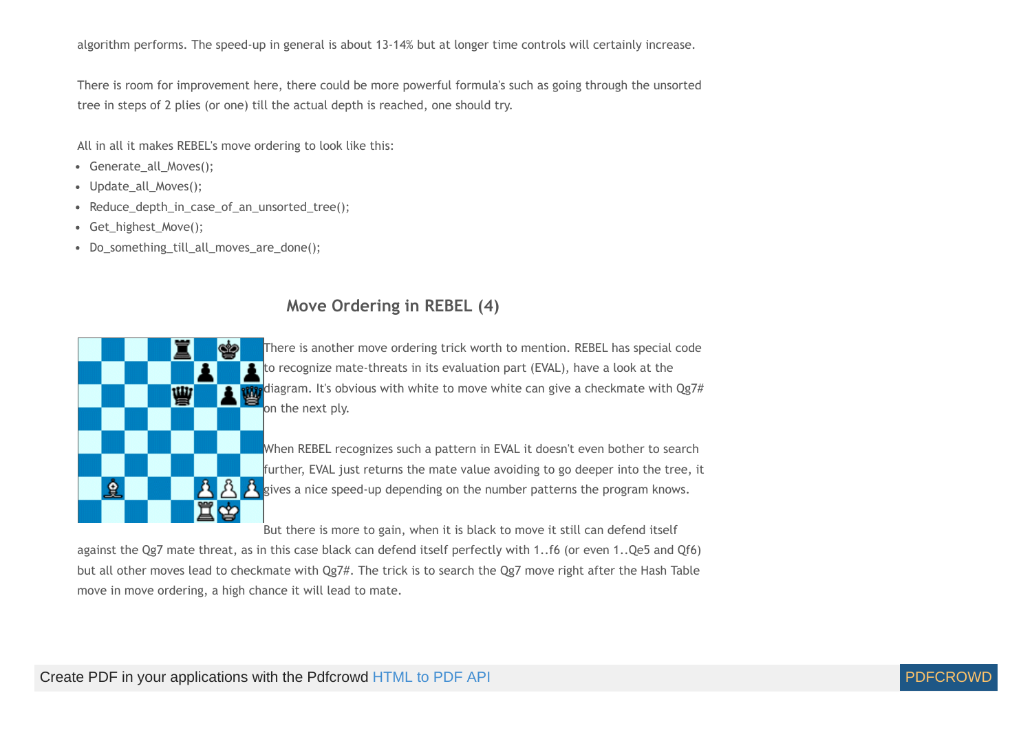algorithm performs. The speed-up in general is about 13-14% but at longer time controls will certainly increase.

There is room for improvement here, there could be more powerful formula's such as going through the unsorted tree in steps of 2 plies (or one) till the actual depth is reached, one should try.

All in all it makes REBEL's move ordering to look like this:

- Generate_all_Moves();
- Update_all_Moves();
- Reduce_depth_in_case_of_an_unsorted_tree();
- Get_highest_Move();
- Do_something_till_all_moves_are_done();

## Move Ordering in REBEL (4)

There is another move ordering trick worth to mention. REBEL has special code to recognize mate-threats in its evaluation part (EVAL), have a look at the diagram. It's obvious with white to move white can give a checkmate with Qg7# on the next ply.

When REBEL recognizes such a pattern in EVAL it doesn't even bother to search further, EVAL just returns the mate value avoiding to go deeper into the tree, it gives a nice speed-up depending on the number patterns the program knows.

But there is more to gain, when it is black to move it still can defend itself against the Qg7 mate threat, as in this case black can defend itself perfectly with 1..f6 (or even 1..Qe5 and Qf6) but all other moves lead to checkmate with Qg7#. The trick is to search the Qg7 move right after the Hash Table move in move ordering, a high chance it will lead to mate.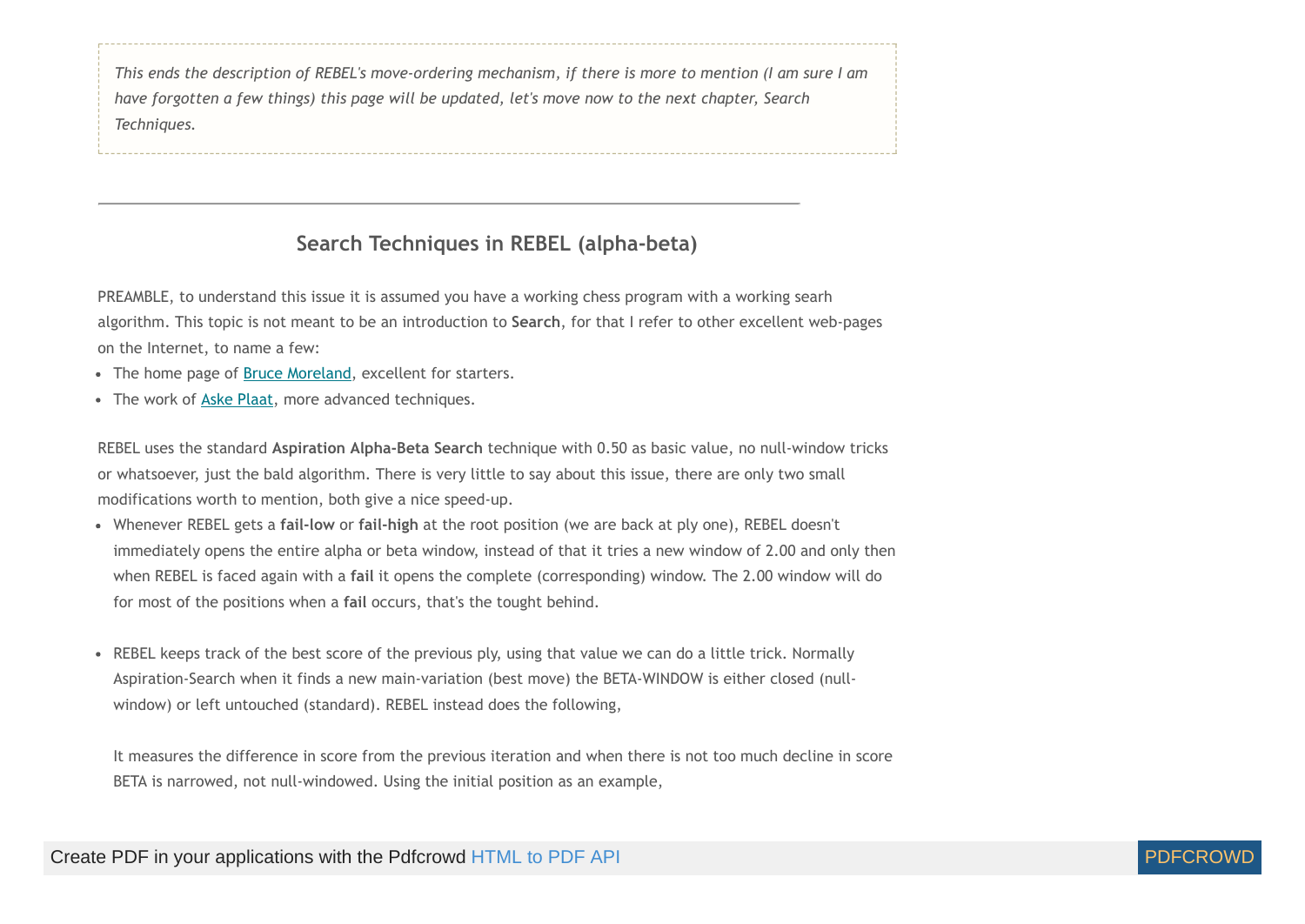*This ends the description of REBEL's move-ordering mechanism, if there is more to mention (I am sure I am have forgotten a few things) this page will be updated, let's move now to the next chapter, Search Techniques.*

---

## Search Techniques in REBEL (alpha-beta)

PREAMBLE, to understand this issue it is assumed you have a working chess program with a working searh algorithm. This topic is not meant to be an introduction to **Search**, for that I refer to other excellent web-pages on the Internet, to name a few:

- The home page of [Bruce Moreland](), excellent for starters.
- The work of [Aske Plaat](), more advanced techniques.

REBEL uses the standard **Aspiration Alpha-Beta Search** technique with 0.50 as basic value, no null-window tricks or whatsoever, just the bald algorithm. There is very little to say about this issue, there are only two small modifications worth to mention, both give a nice speed-up.

- Whenever REBEL gets a **fail-low** or **fail-high** at the root position (we are back at ply one), REBEL doesn't immediately opens the entire alpha or beta window, instead of that it tries a new window of 2.00 and only then when REBEL is faced again with a **fail** it opens the complete (corresponding) window. The 2.00 window will do for most of the positions when a **fail** occurs, that's the tought behind.

- REBEL keeps track of the best score of the previous ply, using that value we can do a little trick. Normally Aspiration-Search when it finds a new main-variation (best move) the BETA-WINDOW is either closed (null-window) or left untouched (standard). REBEL instead does the following,

  It measures the difference in score from the previous iteration and when there is not too much decline in score BETA is narrowed, not null-windowed. Using the initial position as an example,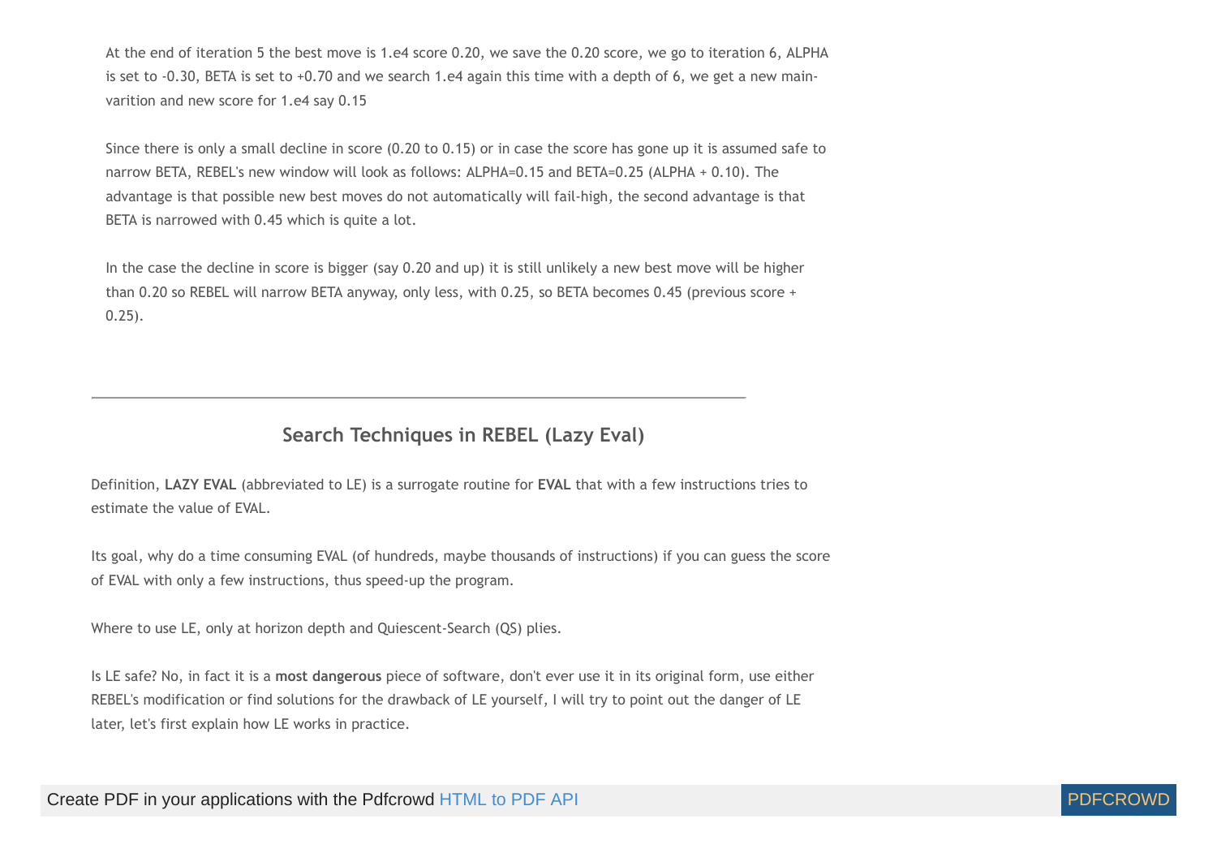At the end of iteration 5 the best move is 1.e4 score 0.20, we save the 0.20 score, we go to iteration 6, ALPHA is set to -0.30, BETA is set to +0.70 and we search 1.e4 again this time with a depth of 6, we get a new main-varition and new score for 1.e4 say 0.15

Since there is only a small decline in score (0.20 to 0.15) or in case the score has gone up it is assumed safe to narrow BETA, REBEL's new window will look as follows: ALPHA=0.15 and BETA=0.25 (ALPHA + 0.10). The advantage is that possible new best moves do not automatically will fail-high, the second advantage is that BETA is narrowed with 0.45 which is quite a lot.

In the case the decline in score is bigger (say 0.20 and up) it is still unlikely a new best move will be higher than 0.20 so REBEL will narrow BETA anyway, only less, with 0.25, so BETA becomes 0.45 (previous score + 0.25).

---

## Search Techniques in REBEL (Lazy Eval)

Definition, **LAZY EVAL** (abbreviated to LE) is a surrogate routine for **EVAL** that with a few instructions tries to estimate the value of EVAL.

Its goal, why do a time consuming EVAL (of hundreds, maybe thousands of instructions) if you can guess the score of EVAL with only a few instructions, thus speed-up the program.

Where to use LE, only at horizon depth and Quiescent-Search (QS) plies.

Is LE safe? No, in fact it is a **most dangerous** piece of software, don't ever use it in its original form, use either REBEL's modification or find solutions for the drawback of LE yourself, I will try to point out the danger of LE later, let's first explain how LE works in practice.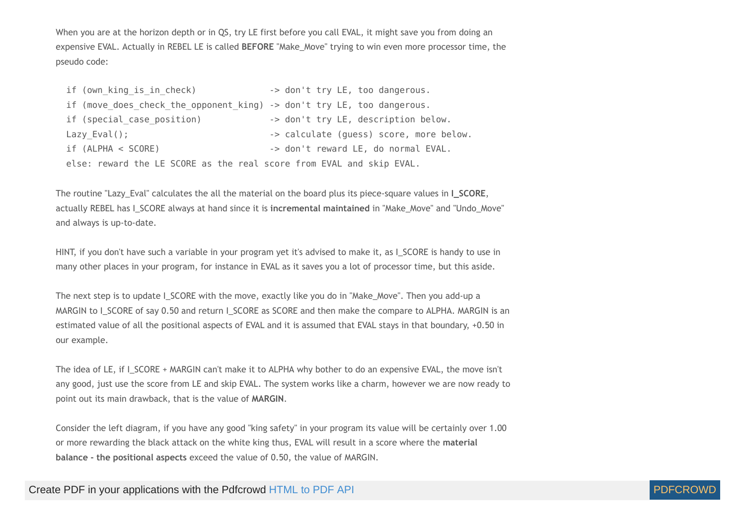When you are at the horizon depth or in QS, try LE first before you call EVAL, it might save you from doing an expensive EVAL. Actually in REBEL LE is called **BEFORE** "Make_Move" trying to win even more processor time, the pseudo code:

```
if (own_king_is_in_check)              -> don't try LE, too dangerous.
if (move_does_check_the_opponent_king) -> don't try LE, too dangerous.
if (special_case_position)             -> don't try LE, description below.
Lazy_Eval();                           -> calculate (guess) score, more below.
if (ALPHA < SCORE)                     -> don't reward LE, do normal EVAL.
else: reward the LE SCORE as the real score from EVAL and skip EVAL.
```

The routine "Lazy_Eval" calculates the all the material on the board plus its piece-square values in **I_SCORE**, actually REBEL has I_SCORE always at hand since it is **incremental maintained** in "Make_Move" and "Undo_Move" and always is up-to-date.

HINT, if you don't have such a variable in your program yet it's advised to make it, as I_SCORE is handy to use in many other places in your program, for instance in EVAL as it saves you a lot of processor time, but this aside.

The next step is to update I_SCORE with the move, exactly like you do in "Make_Move". Then you add-up a MARGIN to I_SCORE of say 0.50 and return I_SCORE as SCORE and then make the compare to ALPHA. MARGIN is an estimated value of all the positional aspects of EVAL and it is assumed that EVAL stays in that boundary, +0.50 in our example.

The idea of LE, if I_SCORE + MARGIN can't make it to ALPHA why bother to do an expensive EVAL, the move isn't any good, just use the score from LE and skip EVAL. The system works like a charm, however we are now ready to point out its main drawback, that is the value of **MARGIN**.

Consider the left diagram, if you have any good "king safety" in your program its value will be certainly over 1.00 or more rewarding the black attack on the white king thus, EVAL will result in a score where the **material balance - the positional aspects** exceed the value of 0.50, the value of MARGIN.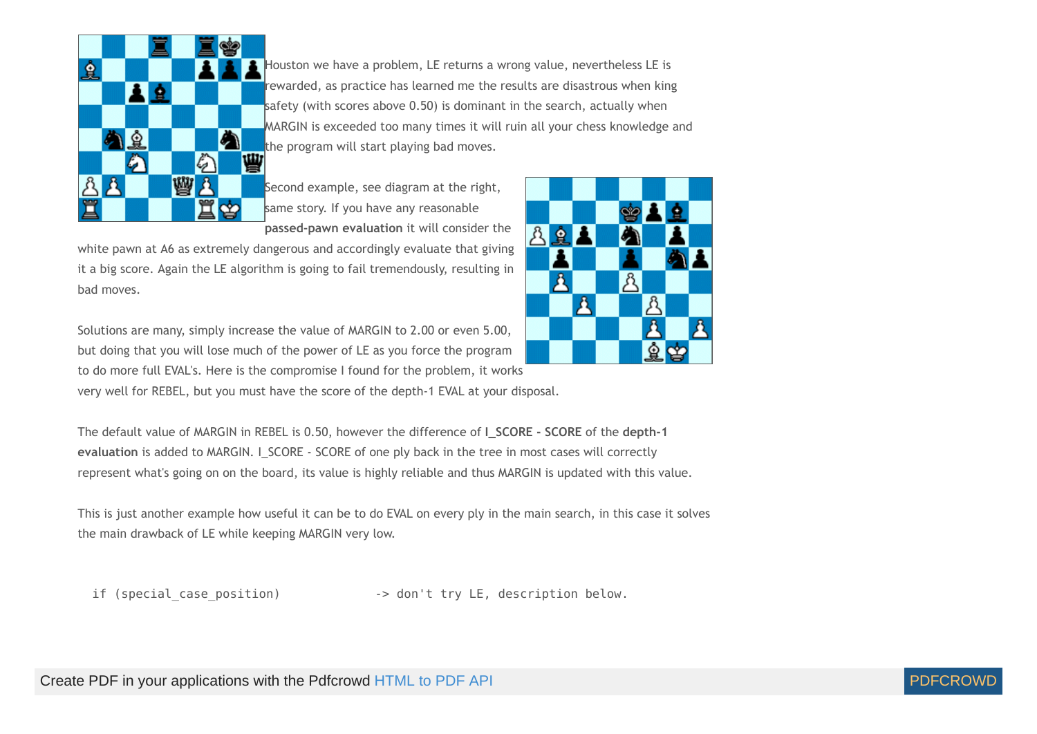Houston we have a problem, LE returns a wrong value, nevertheless LE is rewarded, as practice has learned me the results are disastrous when king safety (with scores above 0.50) is dominant in the search, actually when MARGIN is exceeded too many times it will ruin all your chess knowledge and the program will start playing bad moves.

Second example, see diagram at the right, same story. If you have any reasonable **passed-pawn evaluation** it will consider the white pawn at A6 as extremely dangerous and accordingly evaluate that giving it a big score. Again the LE algorithm is going to fail tremendously, resulting in bad moves.

Solutions are many, simply increase the value of MARGIN to 2.00 or even 5.00, but doing that you will lose much of the power of LE as you force the program to do more full EVAL's. Here is the compromise I found for the problem, it works very well for REBEL, but you must have the score of the depth-1 EVAL at your disposal.

The default value of MARGIN in REBEL is 0.50, however the difference of **I_SCORE - SCORE** of the **depth-1 evaluation** is added to MARGIN. I_SCORE - SCORE of one ply back in the tree in most cases will correctly represent what's going on on the board, its value is highly reliable and thus MARGIN is updated with this value.

This is just another example how useful it can be to do EVAL on every ply in the main search, in this case it solves the main drawback of LE while keeping MARGIN very low.

```
if (special_case_position)            -> don't try LE, description below.
```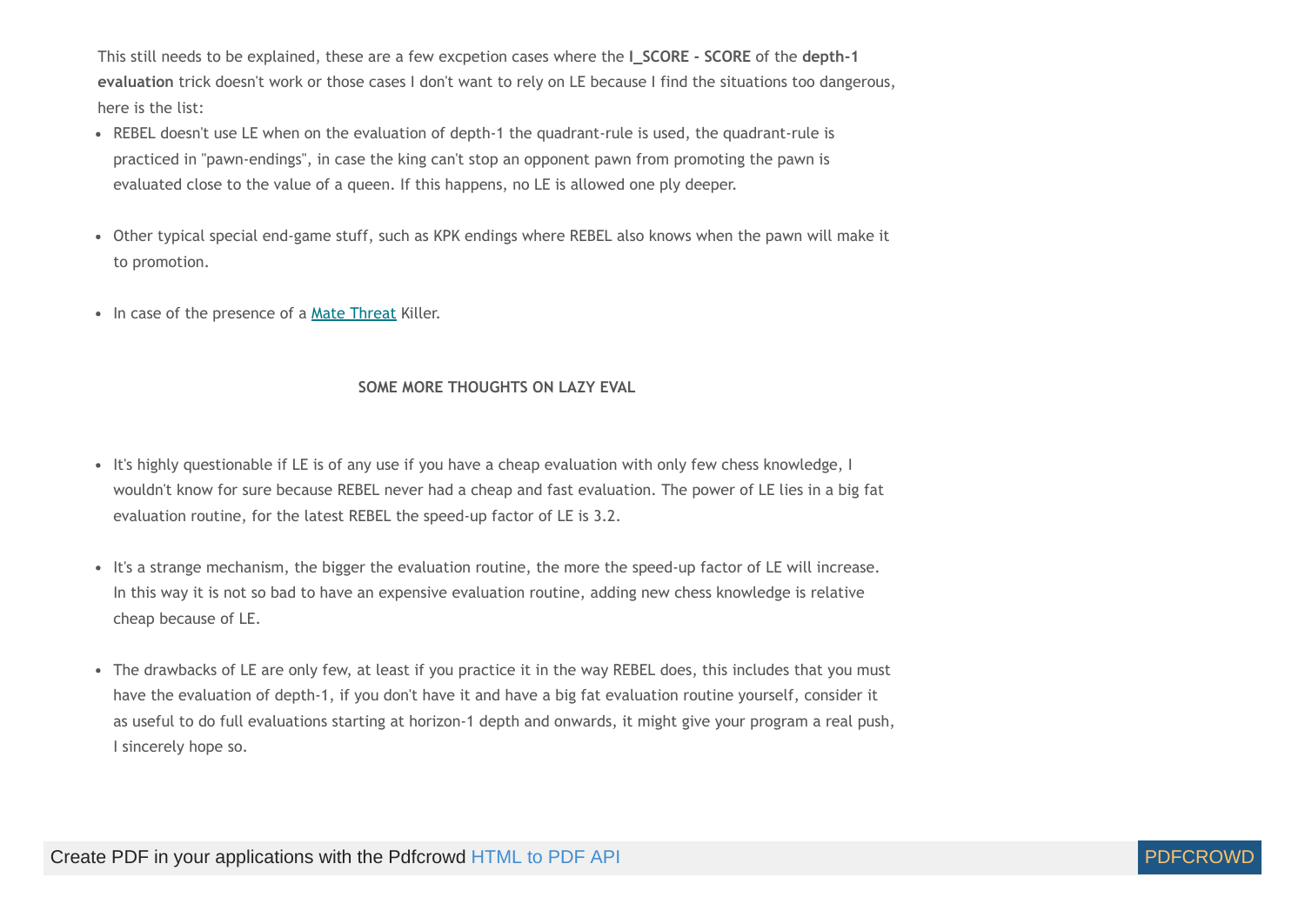This still needs to be explained, these are a few excpetion cases where the **I_SCORE - SCORE** of the **depth-1 evaluation** trick doesn't work or those cases I don't want to rely on LE because I find the situations too dangerous, here is the list:

- REBEL doesn't use LE when on the evaluation of depth-1 the quadrant-rule is used, the quadrant-rule is practiced in "pawn-endings", in case the king can't stop an opponent pawn from promoting the pawn is evaluated close to the value of a queen. If this happens, no LE is allowed one ply deeper.

- Other typical special end-game stuff, such as KPK endings where REBEL also knows when the pawn will make it to promotion.

- In case of the presence of a Mate Threat Killer.

## SOME MORE THOUGHTS ON LAZY EVAL

- It's highly questionable if LE is of any use if you have a cheap evaluation with only few chess knowledge, I wouldn't know for sure because REBEL never had a cheap and fast evaluation. The power of LE lies in a big fat evaluation routine, for the latest REBEL the speed-up factor of LE is 3.2.

- It's a strange mechanism, the bigger the evaluation routine, the more the speed-up factor of LE will increase. In this way it is not so bad to have an expensive evaluation routine, adding new chess knowledge is relative cheap because of LE.

- The drawbacks of LE are only few, at least if you practice it in the way REBEL does, this includes that you must have the evaluation of depth-1, if you don't have it and have a big fat evaluation routine yourself, consider it as useful to do full evaluations starting at horizon-1 depth and onwards, it might give your program a real push, I sincerely hope so.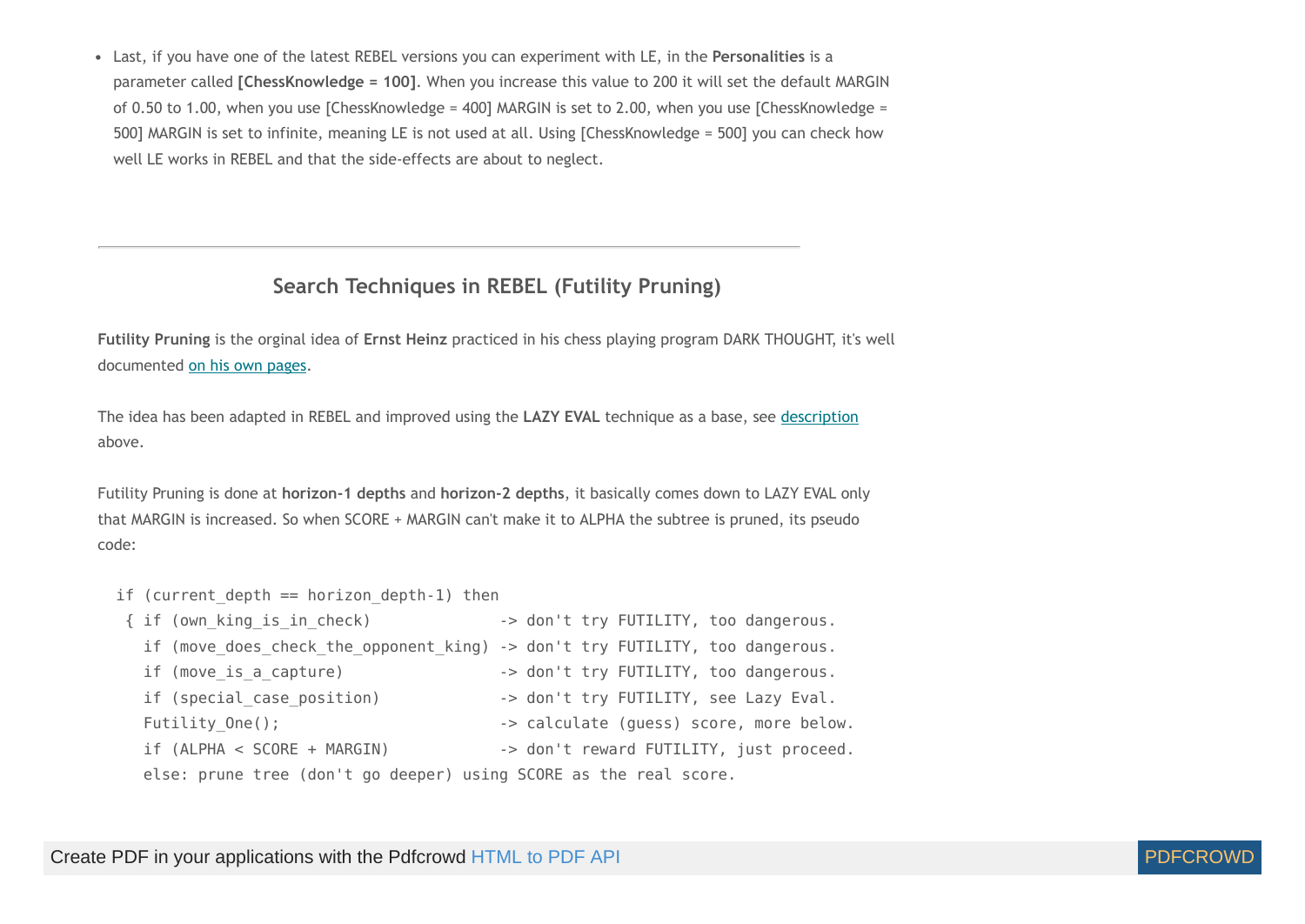- Last, if you have one of the latest REBEL versions you can experiment with LE, in the **Personalities** is a parameter called **[ChessKnowledge = 100]**. When you increase this value to 200 it will set the default MARGIN of 0.50 to 1.00, when you use [ChessKnowledge = 400] MARGIN is set to 2.00, when you use [ChessKnowledge = 500] MARGIN is set to infinite, meaning LE is not used at all. Using [ChessKnowledge = 500] you can check how well LE works in REBEL and that the side-effects are about to neglect.

---

## Search Techniques in REBEL (Futility Pruning)

**Futility Pruning** is the orginal idea of **Ernst Heinz** practiced in his chess playing program DARK THOUGHT, it's well documented on his own pages.

The idea has been adapted in REBEL and improved using the **LAZY EVAL** technique as a base, see description above.

Futility Pruning is done at **horizon-1 depths** and **horizon-2 depths**, it basically comes down to LAZY EVAL only that MARGIN is increased. So when SCORE + MARGIN can't make it to ALPHA the subtree is pruned, its pseudo code:

```
if (current_depth == horizon_depth-1) then
 { if (own_king_is_in_check)              -> don't try FUTILITY, too dangerous.
   if (move_does_check_the_opponent_king) -> don't try FUTILITY, too dangerous.
   if (move_is_a_capture)                 -> don't try FUTILITY, too dangerous.
   if (special_case_position)             -> don't try FUTILITY, see Lazy Eval.
   Futility_One();                        -> calculate (guess) score, more below.
   if (ALPHA < SCORE + MARGIN)            -> don't reward FUTILITY, just proceed.
   else: prune tree (don't go deeper) using SCORE as the real score.
```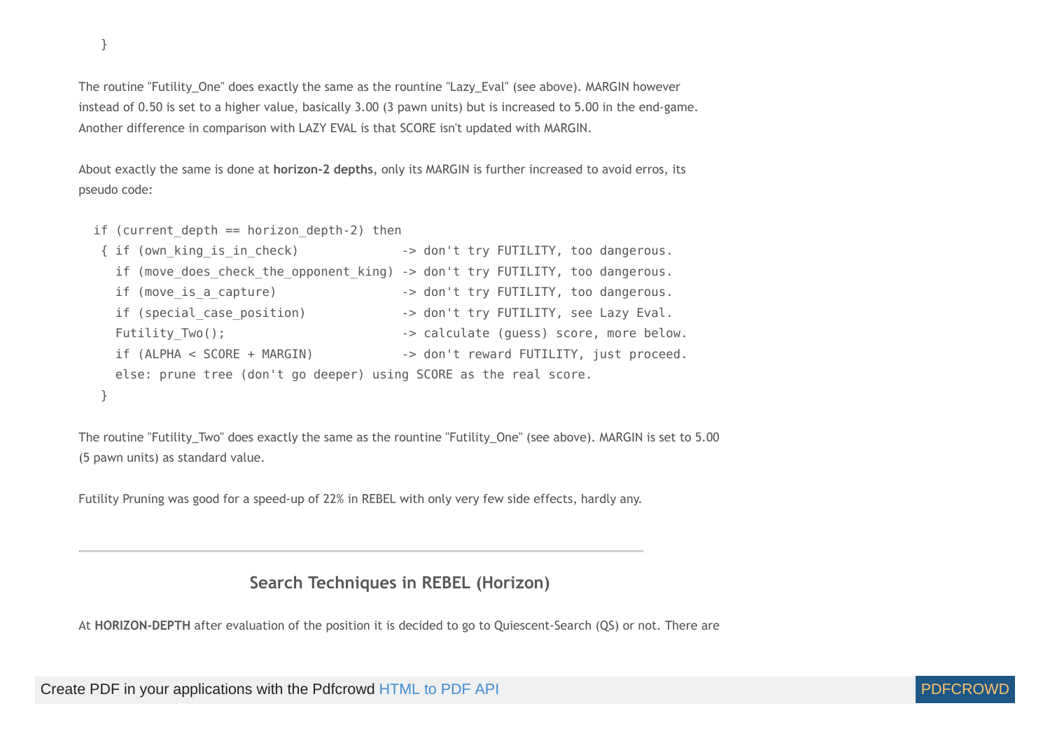```
  }
```

The routine "Futility_One" does exactly the same as the rountine "Lazy_Eval" (see above). MARGIN however instead of 0.50 is set to a higher value, basically 3.00 (3 pawn units) but is increased to 5.00 in the end-game. Another difference in comparison with LAZY EVAL is that SCORE isn't updated with MARGIN.

About exactly the same is done at **horizon-2 depths**, only its MARGIN is further increased to avoid erros, its pseudo code:

```
if (current_depth == horizon_depth-2) then
 { if (own_king_is_in_check)              -> don't try FUTILITY, too dangerous.
   if (move_does_check_the_opponent_king) -> don't try FUTILITY, too dangerous.
   if (move_is_a_capture)                 -> don't try FUTILITY, too dangerous.
   if (special_case_position)             -> don't try FUTILITY, see Lazy Eval.
   Futility_Two();                        -> calculate (guess) score, more below.
   if (ALPHA < SCORE + MARGIN)            -> don't reward FUTILITY, just proceed.
   else: prune tree (don't go deeper) using SCORE as the real score.
 }
```

The routine "Futility_Two" does exactly the same as the rountine "Futility_One" (see above). MARGIN is set to 5.00 (5 pawn units) as standard value.

Futility Pruning was good for a speed-up of 22% in REBEL with only very few side effects, hardly any.

---

## Search Techniques in REBEL (Horizon)

At **HORIZON-DEPTH** after evaluation of the position it is decided to go to Quiescent-Search (QS) or not. There are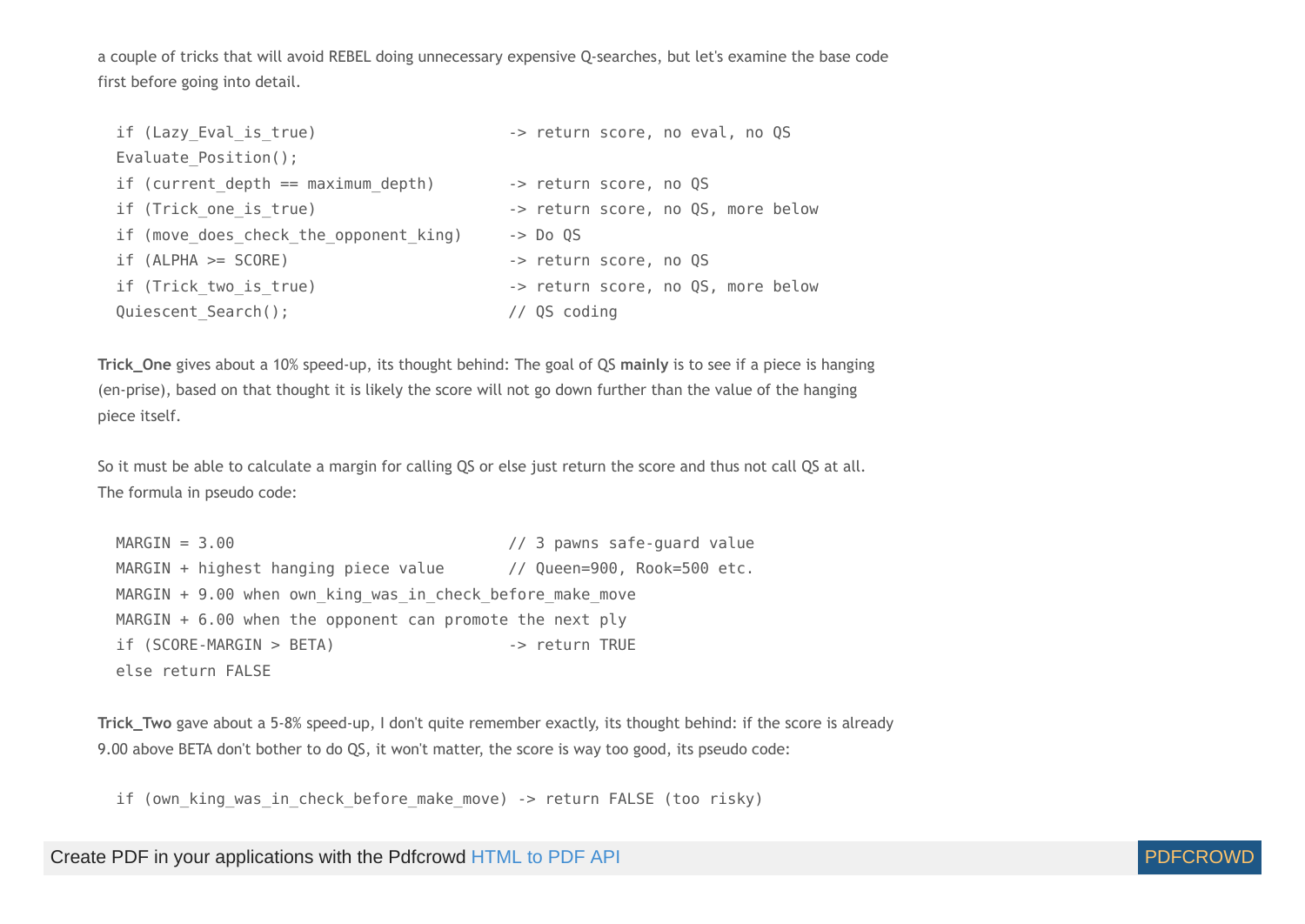a couple of tricks that will avoid REBEL doing unnecessary expensive Q-searches, but let's examine the base code first before going into detail.

```
if (Lazy_Eval_is_true)                     -> return score, no eval, no QS
Evaluate_Position();
if (current_depth == maximum_depth)        -> return score, no QS
if (Trick_one_is_true)                     -> return score, no QS, more below
if (move_does_check_the_opponent_king)     -> Do QS
if (ALPHA >= SCORE)                        -> return score, no QS
if (Trick_two_is_true)                     -> return score, no QS, more below
Quiescent_Search();                        // QS coding
```

**Trick_One** gives about a 10% speed-up, its thought behind: The goal of QS **mainly** is to see if a piece is hanging (en-prise), based on that thought it is likely the score will not go down further than the value of the hanging piece itself.

So it must be able to calculate a margin for calling QS or else just return the score and thus not call QS at all. The formula in pseudo code:

```
MARGIN = 3.00                              // 3 pawns safe-guard value
MARGIN + highest hanging piece value       // Queen=900, Rook=500 etc.
MARGIN + 9.00 when own_king_was_in_check_before_make_move
MARGIN + 6.00 when the opponent can promote the next ply
if (SCORE-MARGIN > BETA)                   -> return TRUE
else return FALSE
```

**Trick_Two** gave about a 5-8% speed-up, I don't quite remember exactly, its thought behind: if the score is already 9.00 above BETA don't bother to do QS, it won't matter, the score is way too good, its pseudo code:

```
if (own_king_was_in_check_before_make_move) -> return FALSE (too risky)
```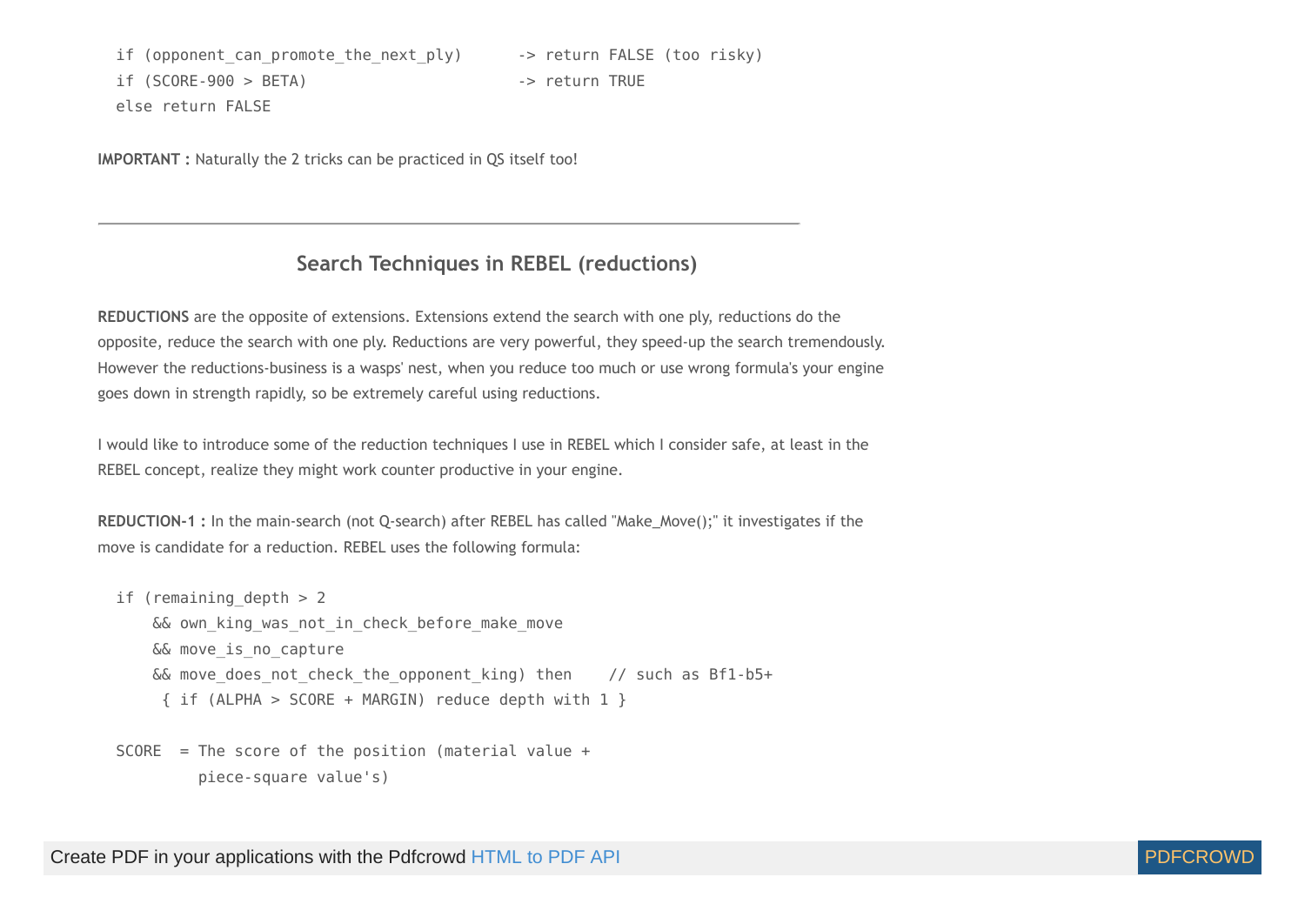```
if (opponent_can_promote_the_next_ply)      -> return FALSE (too risky)
if (SCORE-900 > BETA)                       -> return TRUE
else return FALSE
```

**IMPORTANT :** Naturally the 2 tricks can be practiced in QS itself too!

---

## Search Techniques in REBEL (reductions)

**REDUCTIONS** are the opposite of extensions. Extensions extend the search with one ply, reductions do the opposite, reduce the search with one ply. Reductions are very powerful, they speed-up the search tremendously. However the reductions-business is a wasps' nest, when you reduce too much or use wrong formula's your engine goes down in strength rapidly, so be extremely careful using reductions.

I would like to introduce some of the reduction techniques I use in REBEL which I consider safe, at least in the REBEL concept, realize they might work counter productive in your engine.

**REDUCTION-1 :** In the main-search (not Q-search) after REBEL has called "Make_Move();" it investigates if the move is candidate for a reduction. REBEL uses the following formula:

```
if (remaining_depth > 2
    && own_king_was_not_in_check_before_make_move
    && move_is_no_capture
    && move_does_not_check_the_opponent_king) then    // such as Bf1-b5+
     { if (ALPHA > SCORE + MARGIN) reduce depth with 1 }

SCORE  = The score of the position (material value +
         piece-square value's)
```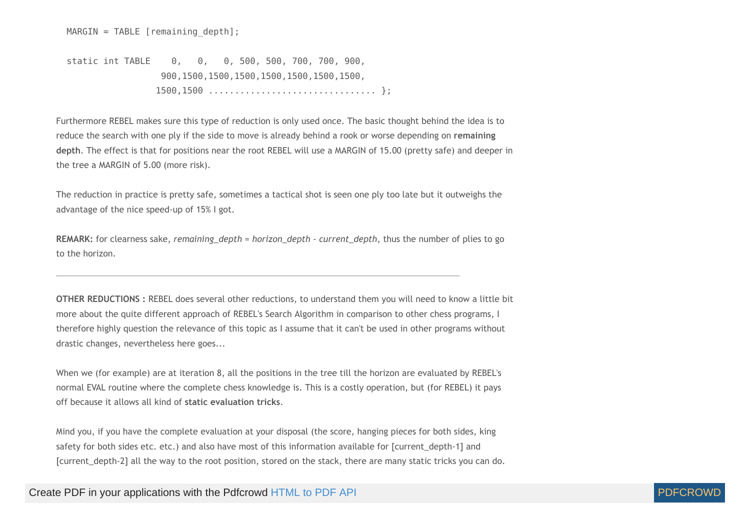```
MARGIN = TABLE [remaining_depth];

static int TABLE    0,   0,   0, 500, 500, 700, 700, 900,
                   900,1500,1500,1500,1500,1500,1500,1500,
                  1500,1500 ............................... };
```

Furthermore REBEL makes sure this type of reduction is only used once. The basic thought behind the idea is to reduce the search with one ply if the side to move is already behind a rook or worse depending on **remaining depth**. The effect is that for positions near the root REBEL will use a MARGIN of 15.00 (pretty safe) and deeper in the tree a MARGIN of 5.00 (more risk).

The reduction in practice is pretty safe, sometimes a tactical shot is seen one ply too late but it outweighs the advantage of the nice speed-up of 15% I got.

**REMARK:** for clearness sake, *remaining_depth* = *horizon_depth* - *current_depth*, thus the number of plies to go to the horizon.

---

**OTHER REDUCTIONS :** REBEL does several other reductions, to understand them you will need to know a little bit more about the quite different approach of REBEL's Search Algorithm in comparison to other chess programs, I therefore highly question the relevance of this topic as I assume that it can't be used in other programs without drastic changes, nevertheless here goes...

When we (for example) are at iteration 8, all the positions in the tree till the horizon are evaluated by REBEL's normal EVAL routine where the complete chess knowledge is. This is a costly operation, but (for REBEL) it pays off because it allows all kind of **static evaluation tricks**.

Mind you, if you have the complete evaluation at your disposal (the score, hanging pieces for both sides, king safety for both sides etc. etc.) and also have most of this information available for [current_depth-1] and [current_depth-2] all the way to the root position, stored on the stack, there are many static tricks you can do.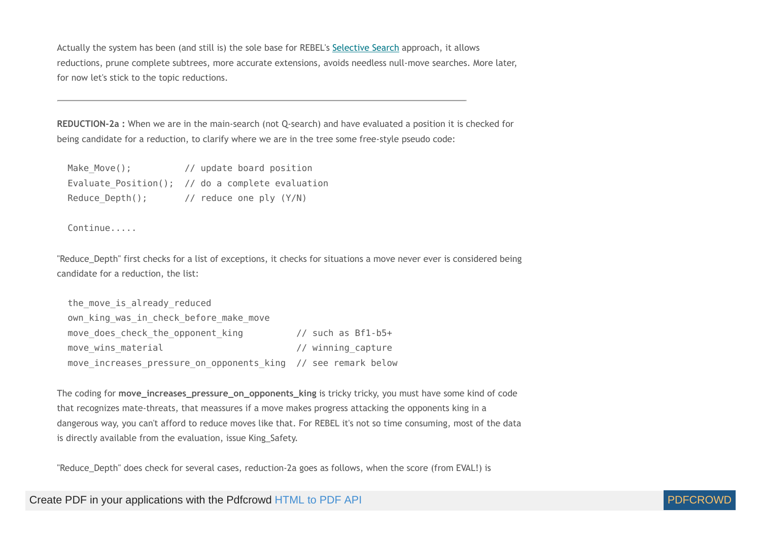Actually the system has been (and still is) the sole base for REBEL's Selective Search approach, it allows reductions, prune complete subtrees, more accurate extensions, avoids needless null-move searches. More later, for now let's stick to the topic reductions.

---

**REDUCTION-2a :** When we are in the main-search (not Q-search) and have evaluated a position it is checked for being candidate for a reduction, to clarify where we are in the tree some free-style pseudo code:

```
Make_Move();          // update board position
Evaluate_Position();  // do a complete evaluation
Reduce_Depth();       // reduce one ply (Y/N)

Continue.....
```

"Reduce_Depth" first checks for a list of exceptions, it checks for situations a move never ever is considered being candidate for a reduction, the list:

```
the_move_is_already_reduced
own_king_was_in_check_before_make_move
move_does_check_the_opponent_king          // such as Bf1-b5+
move_wins_material                         // winning_capture
move_increases_pressure_on_opponents_king  // see remark below
```

The coding for **move_increases_pressure_on_opponents_king** is tricky tricky, you must have some kind of code that recognizes mate-threats, that meassures if a move makes progress attacking the opponents king in a dangerous way, you can't afford to reduce moves like that. For REBEL it's not so time consuming, most of the data is directly available from the evaluation, issue King_Safety.

"Reduce_Depth" does check for several cases, reduction-2a goes as follows, when the score (from EVAL!) is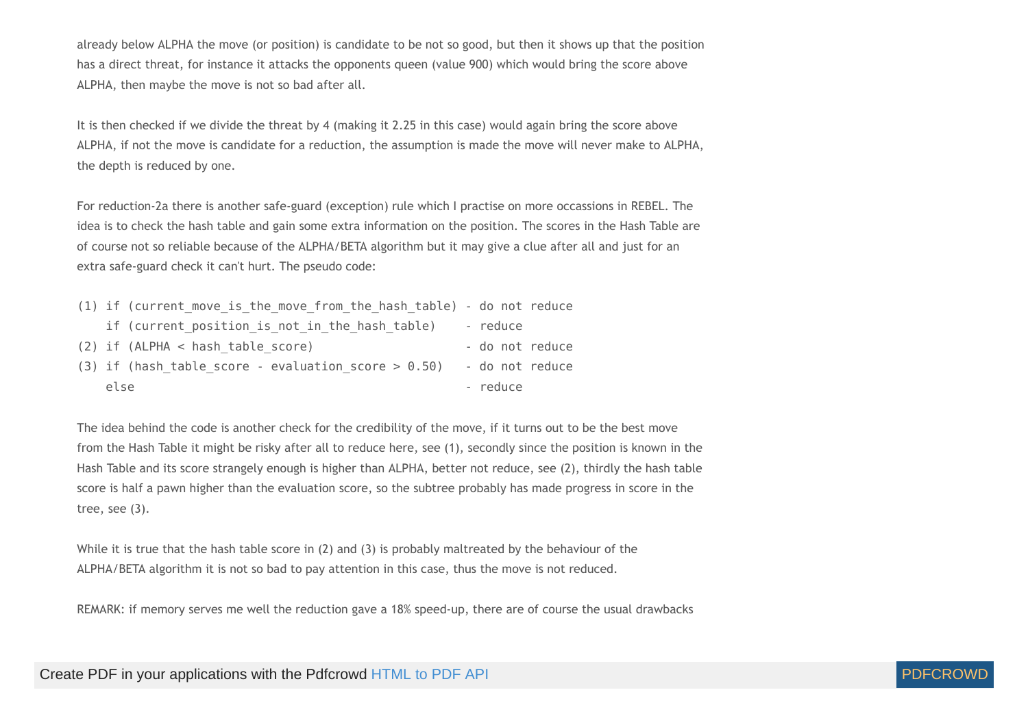already below ALPHA the move (or position) is candidate to be not so good, but then it shows up that the position has a direct threat, for instance it attacks the opponents queen (value 900) which would bring the score above ALPHA, then maybe the move is not so bad after all.

It is then checked if we divide the threat by 4 (making it 2.25 in this case) would again bring the score above ALPHA, if not the move is candidate for a reduction, the assumption is made the move will never make to ALPHA, the depth is reduced by one.

For reduction-2a there is another safe-guard (exception) rule which I practise on more occassions in REBEL. The idea is to check the hash table and gain some extra information on the position. The scores in the Hash Table are of course not so reliable because of the ALPHA/BETA algorithm but it may give a clue after all and just for an extra safe-guard check it can't hurt. The pseudo code:

```
(1) if (current_move_is_the_move_from_the_hash_table) - do not reduce
    if (current_position_is_not_in_the_hash_table)    - reduce
(2) if (ALPHA < hash_table_score)                     - do not reduce
(3) if (hash_table_score - evaluation_score > 0.50)   - do not reduce
    else                                              - reduce
```

The idea behind the code is another check for the credibility of the move, if it turns out to be the best move from the Hash Table it might be risky after all to reduce here, see (1), secondly since the position is known in the Hash Table and its score strangely enough is higher than ALPHA, better not reduce, see (2), thirdly the hash table score is half a pawn higher than the evaluation score, so the subtree probably has made progress in score in the tree, see (3).

While it is true that the hash table score in (2) and (3) is probably maltreated by the behaviour of the ALPHA/BETA algorithm it is not so bad to pay attention in this case, thus the move is not reduced.

REMARK: if memory serves me well the reduction gave a 18% speed-up, there are of course the usual drawbacks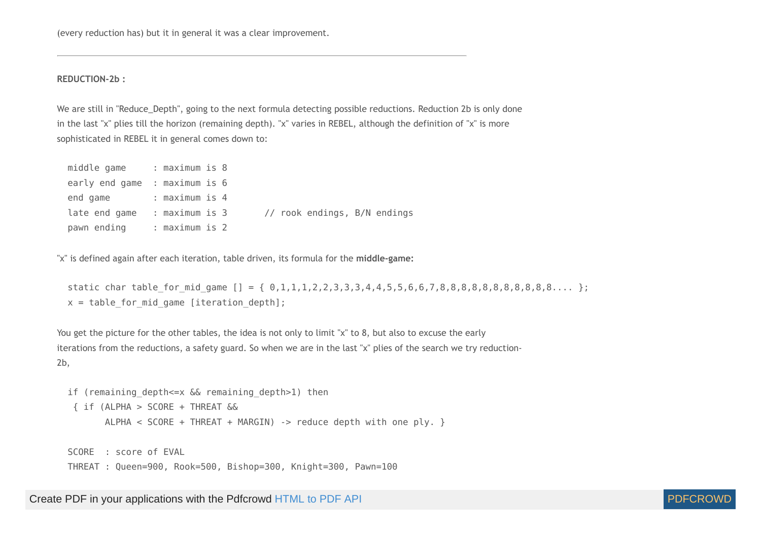(every reduction has) but it in general it was a clear improvement.

---

**REDUCTION-2b :**

We are still in "Reduce_Depth", going to the next formula detecting possible reductions. Reduction 2b is only done in the last "x" plies till the horizon (remaining depth). "x" varies in REBEL, although the definition of "x" is more sophisticated in REBEL it in general comes down to:

```
middle game     : maximum is 8
early end game  : maximum is 6
end game        : maximum is 4
late end game   : maximum is 3       // rook endings, B/N endings
pawn ending     : maximum is 2
```

"x" is defined again after each iteration, table driven, its formula for the **middle-game:**

```
static char table_for_mid_game [] = { 0,1,1,1,2,2,3,3,3,4,4,5,5,6,6,7,8,8,8,8,8,8,8,8,8,8,8.... };
x = table_for_mid_game [iteration_depth];
```

You get the picture for the other tables, the idea is not only to limit "x" to 8, but also to excuse the early iterations from the reductions, a safety guard. So when we are in the last "x" plies of the search we try reduction-2b,

```
if (remaining_depth<=x && remaining_depth>1) then
 { if (ALPHA > SCORE + THREAT &&
       ALPHA < SCORE + THREAT + MARGIN) -> reduce depth with one ply. }

SCORE  : score of EVAL
THREAT : Queen=900, Rook=500, Bishop=300, Knight=300, Pawn=100
```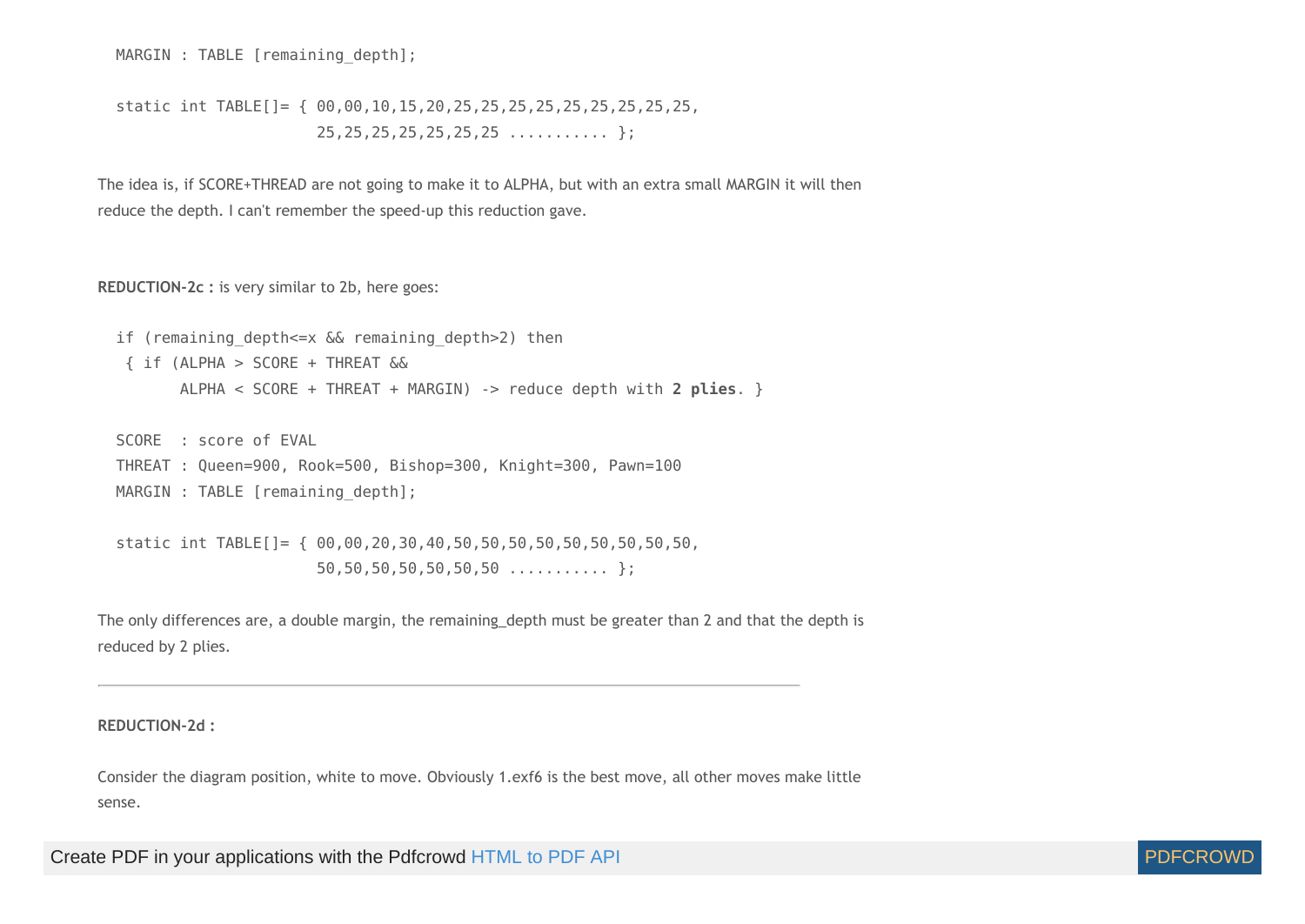```
MARGIN : TABLE [remaining_depth];

static int TABLE[]= { 00,00,10,15,20,25,25,25,25,25,25,25,25,25,
                      25,25,25,25,25,25,25 .......... };
```

The idea is, if SCORE+THREAD are not going to make it to ALPHA, but with an extra small MARGIN it will then reduce the depth. I can't remember the speed-up this reduction gave.

**REDUCTION-2c :** is very similar to 2b, here goes:

```
if (remaining_depth<=x && remaining_depth>2) then
 { if (ALPHA > SCORE + THREAT &&
       ALPHA < SCORE + THREAT + MARGIN) -> reduce depth with 2 plies. }

SCORE  : score of EVAL
THREAT : Queen=900, Rook=500, Bishop=300, Knight=300, Pawn=100
MARGIN : TABLE [remaining_depth];

static int TABLE[]= { 00,00,20,30,40,50,50,50,50,50,50,50,50,50,
                      50,50,50,50,50,50,50 .......... };
```

The only differences are, a double margin, the remaining_depth must be greater than 2 and that the depth is reduced by 2 plies.

---

**REDUCTION-2d :**

Consider the diagram position, white to move. Obviously 1.exf6 is the best move, all other moves make little sense.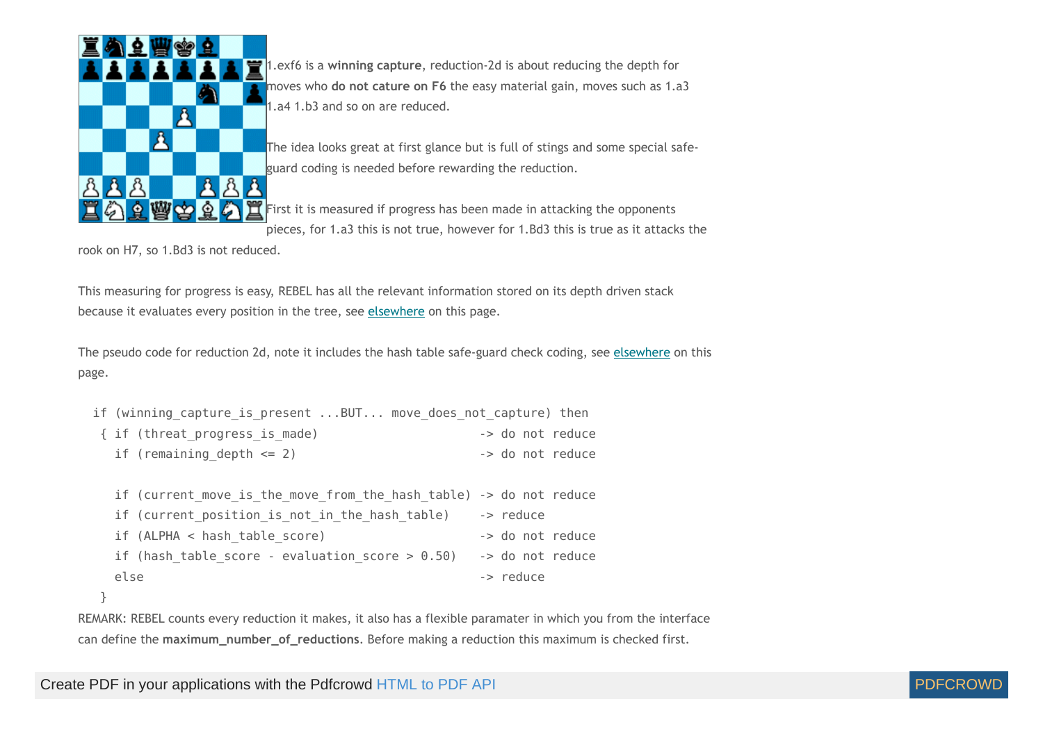1.exf6 is a **winning capture**, reduction-2d is about reducing the depth for moves who **do not cature on F6** the easy material gain, moves such as 1.a3 1.a4 1.b3 and so on are reduced.

The idea looks great at first glance but is full of stings and some special safe-guard coding is needed before rewarding the reduction.

First it is measured if progress has been made in attacking the opponents pieces, for 1.a3 this is not true, however for 1.Bd3 this is true as it attacks the rook on H7, so 1.Bd3 is not reduced.

This measuring for progress is easy, REBEL has all the relevant information stored on its depth driven stack because it evaluates every position in the tree, see elsewhere on this page.

The pseudo code for reduction 2d, note it includes the hash table safe-guard check coding, see elsewhere on this page.

```
if (winning_capture_is_present ...BUT... move_does_not_capture) then
 { if (threat_progress_is_made)                      -> do not reduce
   if (remaining_depth <= 2)                         -> do not reduce

   if (current_move_is_the_move_from_the_hash_table) -> do not reduce
   if (current_position_is_not_in_the_hash_table)    -> reduce
   if (ALPHA < hash_table_score)                     -> do not reduce
   if (hash_table_score - evaluation_score > 0.50)   -> do not reduce
   else                                              -> reduce
 }
```

REMARK: REBEL counts every reduction it makes, it also has a flexible paramater in which you from the interface can define the **maximum_number_of_reductions**. Before making a reduction this maximum is checked first.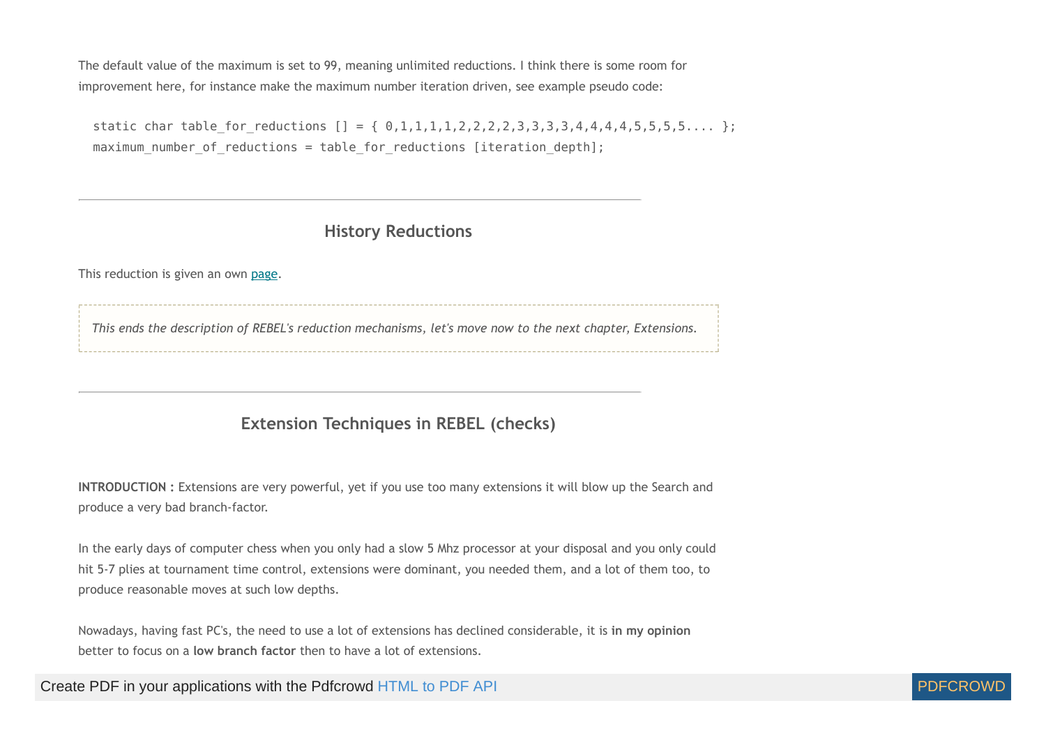The default value of the maximum is set to 99, meaning unlimited reductions. I think there is some room for improvement here, for instance make the maximum number iteration driven, see example pseudo code:

```
static char table_for_reductions [] = { 0,1,1,1,1,2,2,2,2,3,3,3,3,4,4,4,4,5,5,5,5.... };
maximum_number_of_reductions = table_for_reductions [iteration_depth];
```

---

## History Reductions

This reduction is given an own page.

> *This ends the description of REBEL's reduction mechanisms, let's move now to the next chapter, Extensions.*

---

## Extension Techniques in REBEL (checks)

**INTRODUCTION :** Extensions are very powerful, yet if you use too many extensions it will blow up the Search and produce a very bad branch-factor.

In the early days of computer chess when you only had a slow 5 Mhz processor at your disposal and you only could hit 5-7 plies at tournament time control, extensions were dominant, you needed them, and a lot of them too, to produce reasonable moves at such low depths.

Nowadays, having fast PC's, the need to use a lot of extensions has declined considerable, it is **in my opinion** better to focus on a **low branch factor** then to have a lot of extensions.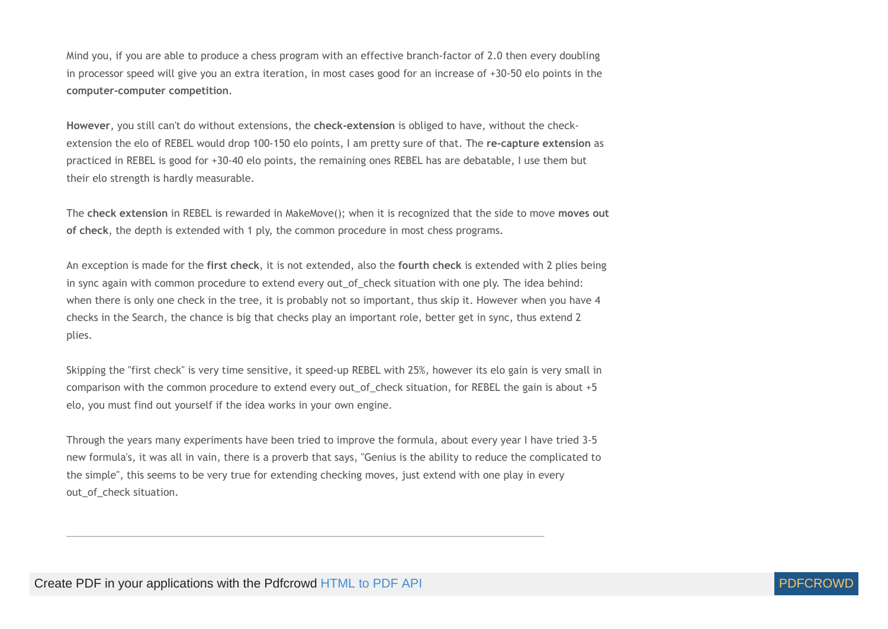Mind you, if you are able to produce a chess program with an effective branch-factor of 2.0 then every doubling in processor speed will give you an extra iteration, in most cases good for an increase of +30-50 elo points in the **computer-computer competition**.

**However**, you still can't do without extensions, the **check-extension** is obliged to have, without the check-extension the elo of REBEL would drop 100-150 elo points, I am pretty sure of that. The **re-capture extension** as practiced in REBEL is good for +30-40 elo points, the remaining ones REBEL has are debatable, I use them but their elo strength is hardly measurable.

The **check extension** in REBEL is rewarded in MakeMove(); when it is recognized that the side to move **moves out of check**, the depth is extended with 1 ply, the common procedure in most chess programs.

An exception is made for the **first check**, it is not extended, also the **fourth check** is extended with 2 plies being in sync again with common procedure to extend every out_of_check situation with one ply. The idea behind: when there is only one check in the tree, it is probably not so important, thus skip it. However when you have 4 checks in the Search, the chance is big that checks play an important role, better get in sync, thus extend 2 plies.

Skipping the "first check" is very time sensitive, it speed-up REBEL with 25%, however its elo gain is very small in comparison with the common procedure to extend every out_of_check situation, for REBEL the gain is about +5 elo, you must find out yourself if the idea works in your own engine.

Through the years many experiments have been tried to improve the formula, about every year I have tried 3-5 new formula's, it was all in vain, there is a proverb that says, "Genius is the ability to reduce the complicated to the simple", this seems to be very true for extending checking moves, just extend with one play in every out_of_check situation.

---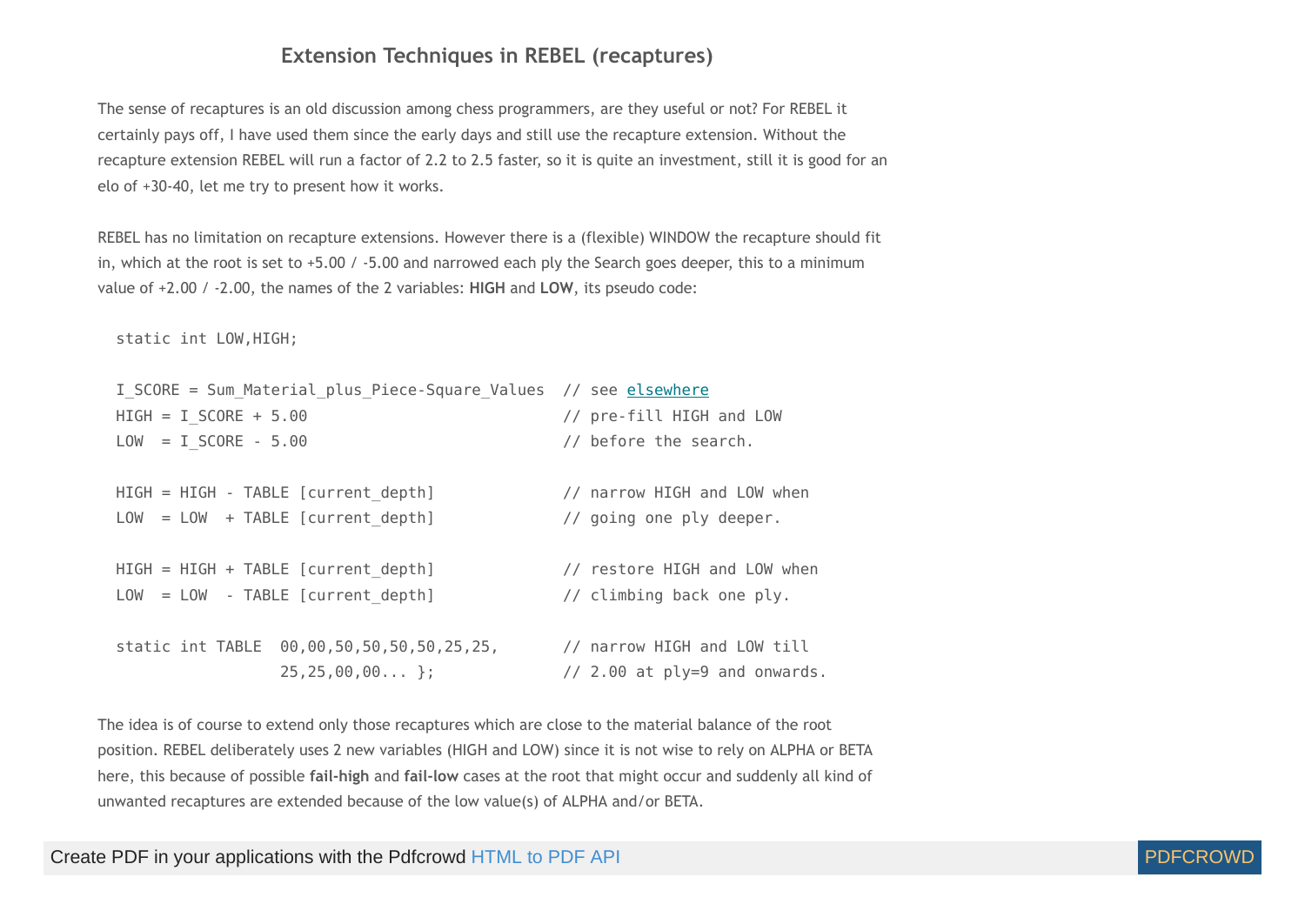## Extension Techniques in REBEL (recaptures)

The sense of recaptures is an old discussion among chess programmers, are they useful or not? For REBEL it certainly pays off, I have used them since the early days and still use the recapture extension. Without the recapture extension REBEL will run a factor of 2.2 to 2.5 faster, so it is quite an investment, still it is good for an elo of +30-40, let me try to present how it works.

REBEL has no limitation on recapture extensions. However there is a (flexible) WINDOW the recapture should fit in, which at the root is set to +5.00 / -5.00 and narrowed each ply the Search goes deeper, this to a minimum value of +2.00 / -2.00, the names of the 2 variables: **HIGH** and **LOW**, its pseudo code:

```
static int LOW,HIGH;

I_SCORE = Sum_Material_plus_Piece-Square_Values  // see elsewhere
HIGH = I_SCORE + 5.00                            // pre-fill HIGH and LOW
LOW  = I_SCORE - 5.00                            // before the search.

HIGH = HIGH - TABLE [current_depth]              // narrow HIGH and LOW when
LOW  = LOW  + TABLE [current_depth]              // going one ply deeper.

HIGH = HIGH + TABLE [current_depth]              // restore HIGH and LOW when
LOW  = LOW  - TABLE [current_depth]              // climbing back one ply.

static int TABLE  00,00,50,50,50,50,25,25,       // narrow HIGH and LOW till
                  25,25,00,00... };              // 2.00 at ply=9 and onwards.
```

The idea is of course to extend only those recaptures which are close to the material balance of the root position. REBEL deliberately uses 2 new variables (HIGH and LOW) since it is not wise to rely on ALPHA or BETA here, this because of possible **fail-high** and **fail-low** cases at the root that might occur and suddenly all kind of unwanted recaptures are extended because of the low value(s) of ALPHA and/or BETA.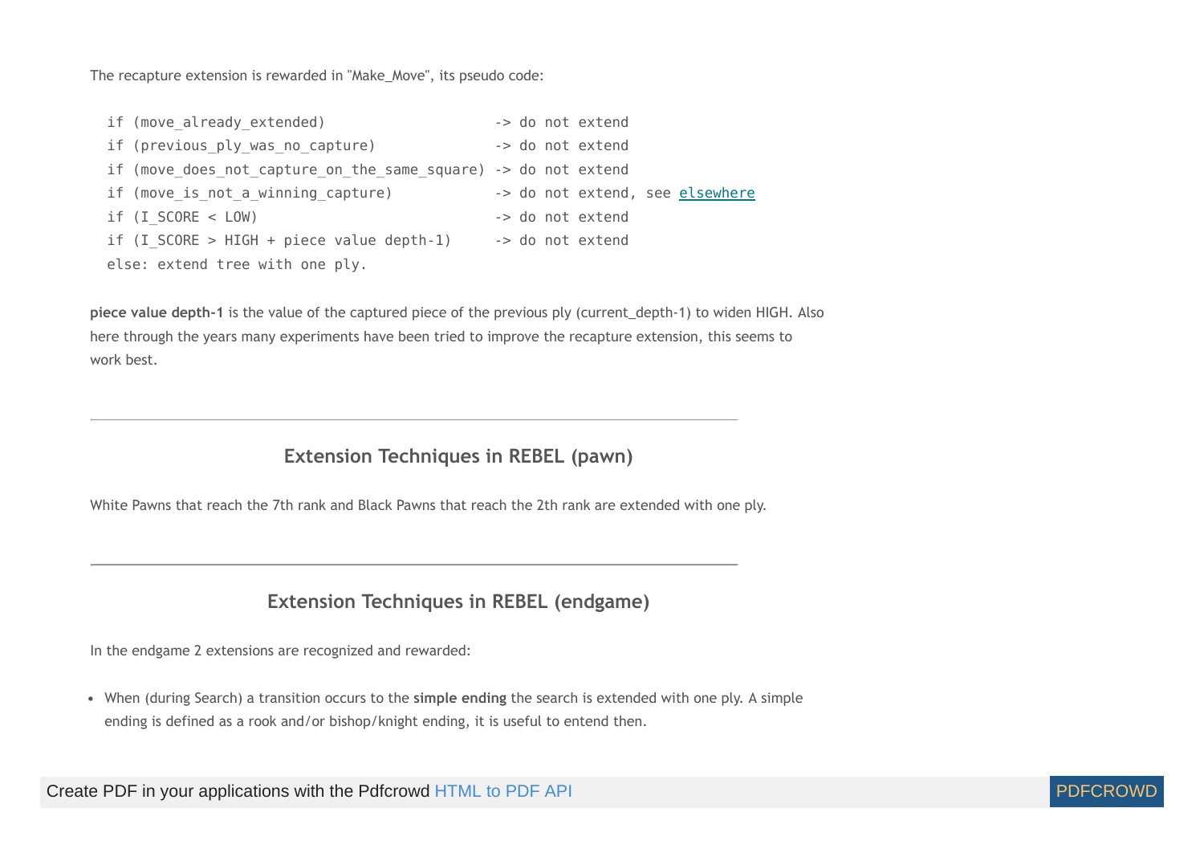The recapture extension is rewarded in "Make_Move", its pseudo code:

```
if (move_already_extended)                    -> do not extend
if (previous_ply_was_no_capture)              -> do not extend
if (move_does_not_capture_on_the_same_square) -> do not extend
if (move_is_not_a_winning_capture)            -> do not extend, see elsewhere
if (I_SCORE < LOW)                            -> do not extend
if (I_SCORE > HIGH + piece value depth-1)     -> do not extend
else: extend tree with one ply.
```

**piece value depth-1** is the value of the captured piece of the previous ply (current_depth-1) to widen HIGH. Also here through the years many experiments have been tried to improve the recapture extension, this seems to work best.

---

## Extension Techniques in REBEL (pawn)

White Pawns that reach the 7th rank and Black Pawns that reach the 2th rank are extended with one ply.

---

## Extension Techniques in REBEL (endgame)

In the endgame 2 extensions are recognized and rewarded:

- When (during Search) a transition occurs to the **simple ending** the search is extended with one ply. A simple ending is defined as a rook and/or bishop/knight ending, it is useful to entend then.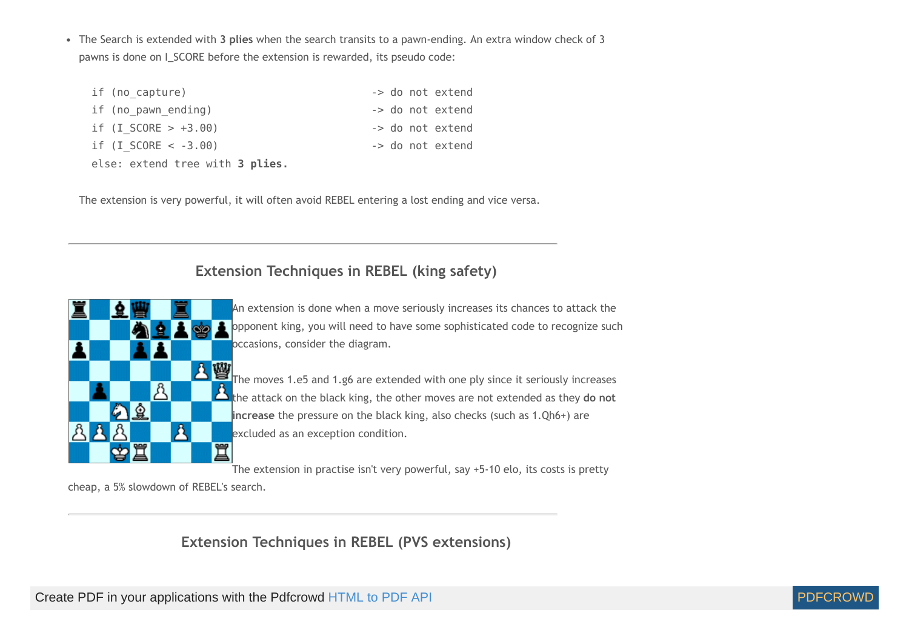- The Search is extended with **3 plies** when the search transits to a pawn-ending. An extra window check of 3 pawns is done on I_SCORE before the extension is rewarded, its pseudo code:

```
if (no_capture)                          -> do not extend
if (no_pawn_ending)                      -> do not extend
if (I_SCORE > +3.00)                     -> do not extend
if (I_SCORE < -3.00)                     -> do not extend
else: extend tree with 3 plies.
```

The extension is very powerful, it will often avoid REBEL entering a lost ending and vice versa.

---

## Extension Techniques in REBEL (king safety)

An extension is done when a move seriously increases its chances to attack the opponent king, you will need to have some sophisticated code to recognize such occasions, consider the diagram.

The moves 1.e5 and 1.g6 are extended with one ply since it seriously increases the attack on the black king, the other moves are not extended as they **do not increase** the pressure on the black king, also checks (such as 1.Qh6+) are excluded as an exception condition.

The extension in practise isn't very powerful, say +5-10 elo, its costs is pretty cheap, a 5% slowdown of REBEL's search.

---

## Extension Techniques in REBEL (PVS extensions)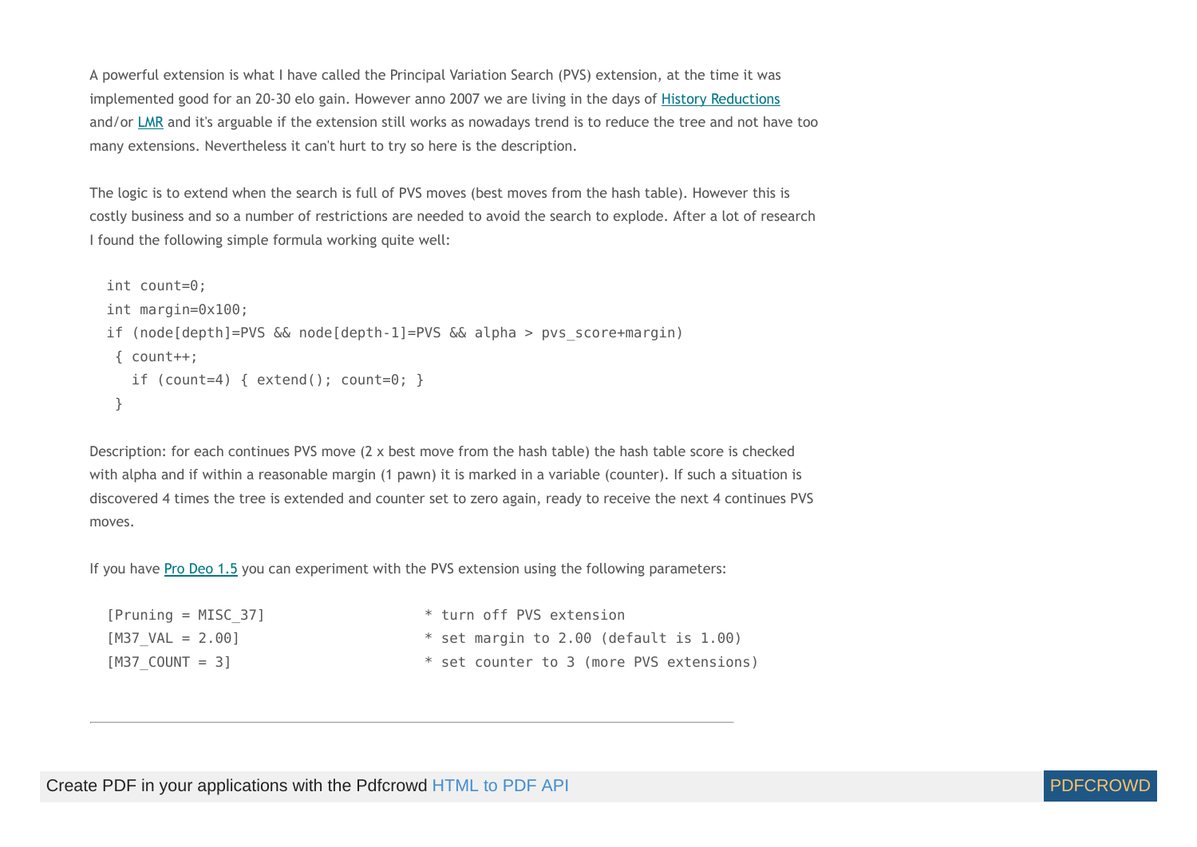A powerful extension is what I have called the Principal Variation Search (PVS) extension, at the time it was implemented good for an 20-30 elo gain. However anno 2007 we are living in the days of History Reductions and/or LMR and it's arguable if the extension still works as nowadays trend is to reduce the tree and not have too many extensions. Nevertheless it can't hurt to try so here is the description.

The logic is to extend when the search is full of PVS moves (best moves from the hash table). However this is costly business and so a number of restrictions are needed to avoid the search to explode. After a lot of research I found the following simple formula working quite well:

```
int count=0;
int margin=0x100;
if (node[depth]=PVS && node[depth-1]=PVS && alpha > pvs_score+margin)
 { count++;
   if (count=4) { extend(); count=0; }
 }
```

Description: for each continues PVS move (2 x best move from the hash table) the hash table score is checked with alpha and if within a reasonable margin (1 pawn) it is marked in a variable (counter). If such a situation is discovered 4 times the tree is extended and counter set to zero again, ready to receive the next 4 continues PVS moves.

If you have Pro Deo 1.5 you can experiment with the PVS extension using the following parameters:

```
[Pruning = MISC_37]                   * turn off PVS extension
[M37_VAL = 2.00]                      * set margin to 2.00 (default is 1.00)
[M37_COUNT = 3]                       * set counter to 3 (more PVS extensions)
```

---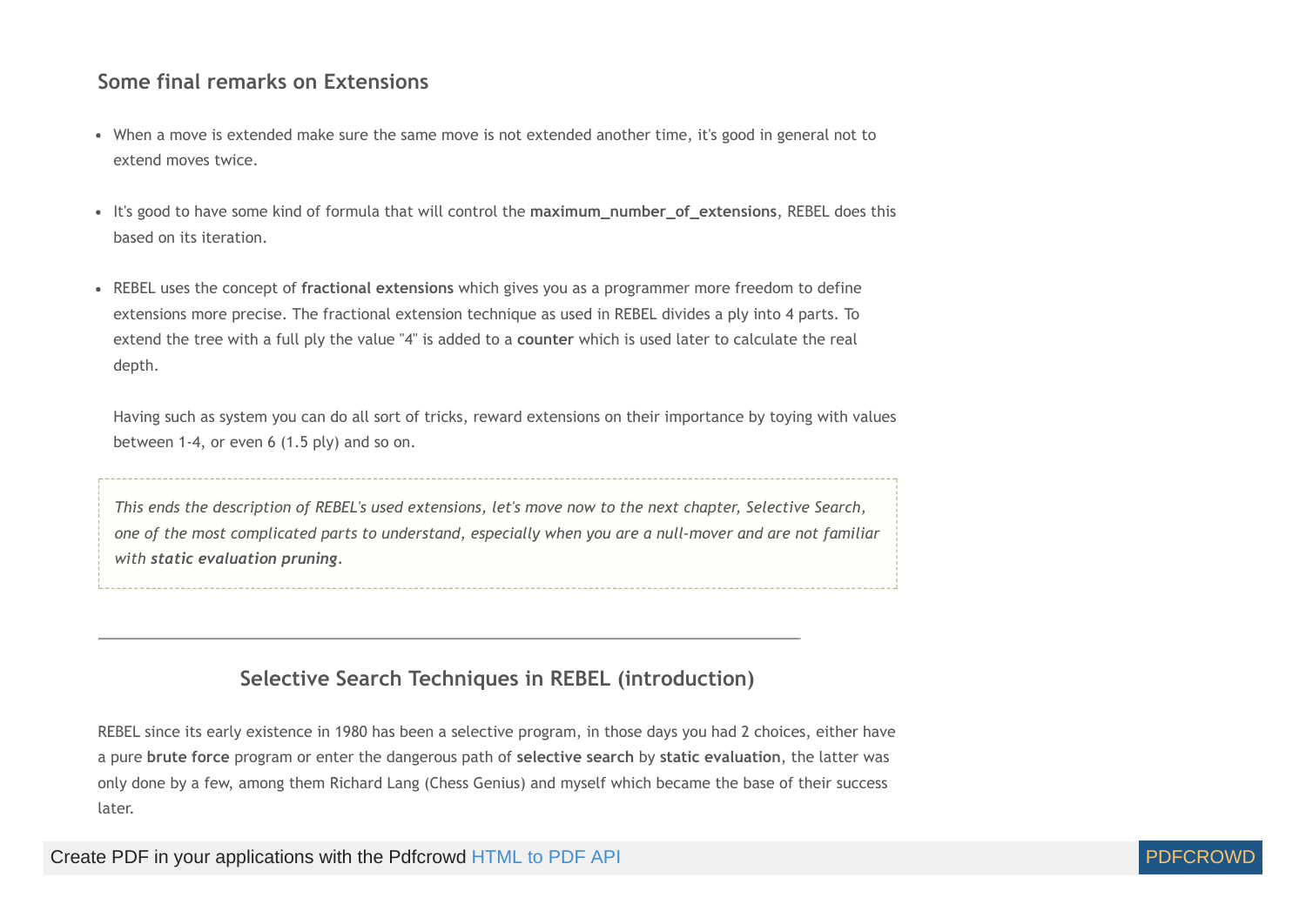## Some final remarks on Extensions

- When a move is extended make sure the same move is not extended another time, it's good in general not to extend moves twice.

- It's good to have some kind of formula that will control the **maximum_number_of_extensions**, REBEL does this based on its iteration.

- REBEL uses the concept of **fractional extensions** which gives you as a programmer more freedom to define extensions more precise. The fractional extension technique as used in REBEL divides a ply into 4 parts. To extend the tree with a full ply the value "4" is added to a **counter** which is used later to calculate the real depth.

  Having such as system you can do all sort of tricks, reward extensions on their importance by toying with values between 1-4, or even 6 (1.5 ply) and so on.

> *This ends the description of REBEL's used extensions, let's move now to the next chapter, Selective Search, one of the most complicated parts to understand, especially when you are a null-mover and are not familiar with **static evaluation pruning**.*

---

## Selective Search Techniques in REBEL (introduction)

REBEL since its early existence in 1980 has been a selective program, in those days you had 2 choices, either have a pure **brute force** program or enter the dangerous path of **selective search** by **static evaluation**, the latter was only done by a few, among them Richard Lang (Chess Genius) and myself which became the base of their success later.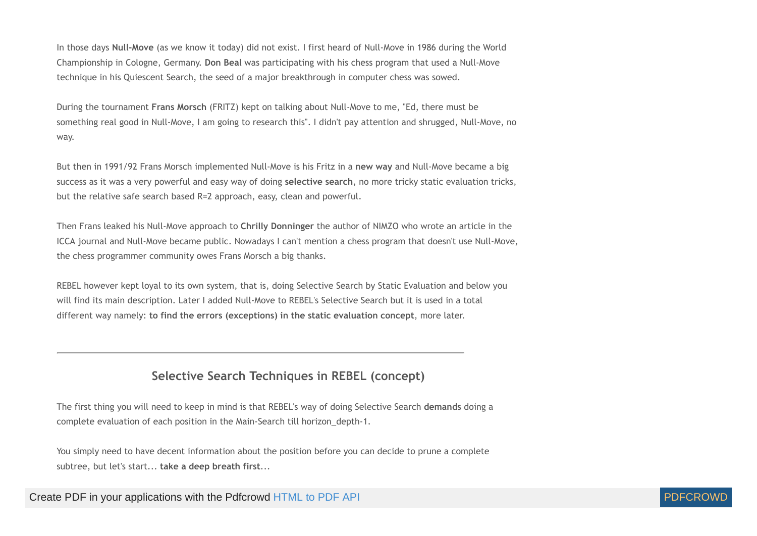In those days **Null-Move** (as we know it today) did not exist. I first heard of Null-Move in 1986 during the World Championship in Cologne, Germany. **Don Beal** was participating with his chess program that used a Null-Move technique in his Quiescent Search, the seed of a major breakthrough in computer chess was sowed.

During the tournament **Frans Morsch** (FRITZ) kept on talking about Null-Move to me, "Ed, there must be something real good in Null-Move, I am going to research this". I didn't pay attention and shrugged, Null-Move, no way.

But then in 1991/92 Frans Morsch implemented Null-Move is his Fritz in a **new way** and Null-Move became a big success as it was a very powerful and easy way of doing **selective search**, no more tricky static evaluation tricks, but the relative safe search based R=2 approach, easy, clean and powerful.

Then Frans leaked his Null-Move approach to **Chrilly Donninger** the author of NIMZO who wrote an article in the ICCA journal and Null-Move became public. Nowadays I can't mention a chess program that doesn't use Null-Move, the chess programmer community owes Frans Morsch a big thanks.

REBEL however kept loyal to its own system, that is, doing Selective Search by Static Evaluation and below you will find its main description. Later I added Null-Move to REBEL's Selective Search but it is used in a total different way namely: **to find the errors (exceptions) in the static evaluation concept**, more later.

---

## Selective Search Techniques in REBEL (concept)

The first thing you will need to keep in mind is that REBEL's way of doing Selective Search **demands** doing a complete evaluation of each position in the Main-Search till horizon_depth-1.

You simply need to have decent information about the position before you can decide to prune a complete subtree, but let's start... **take a deep breath first**...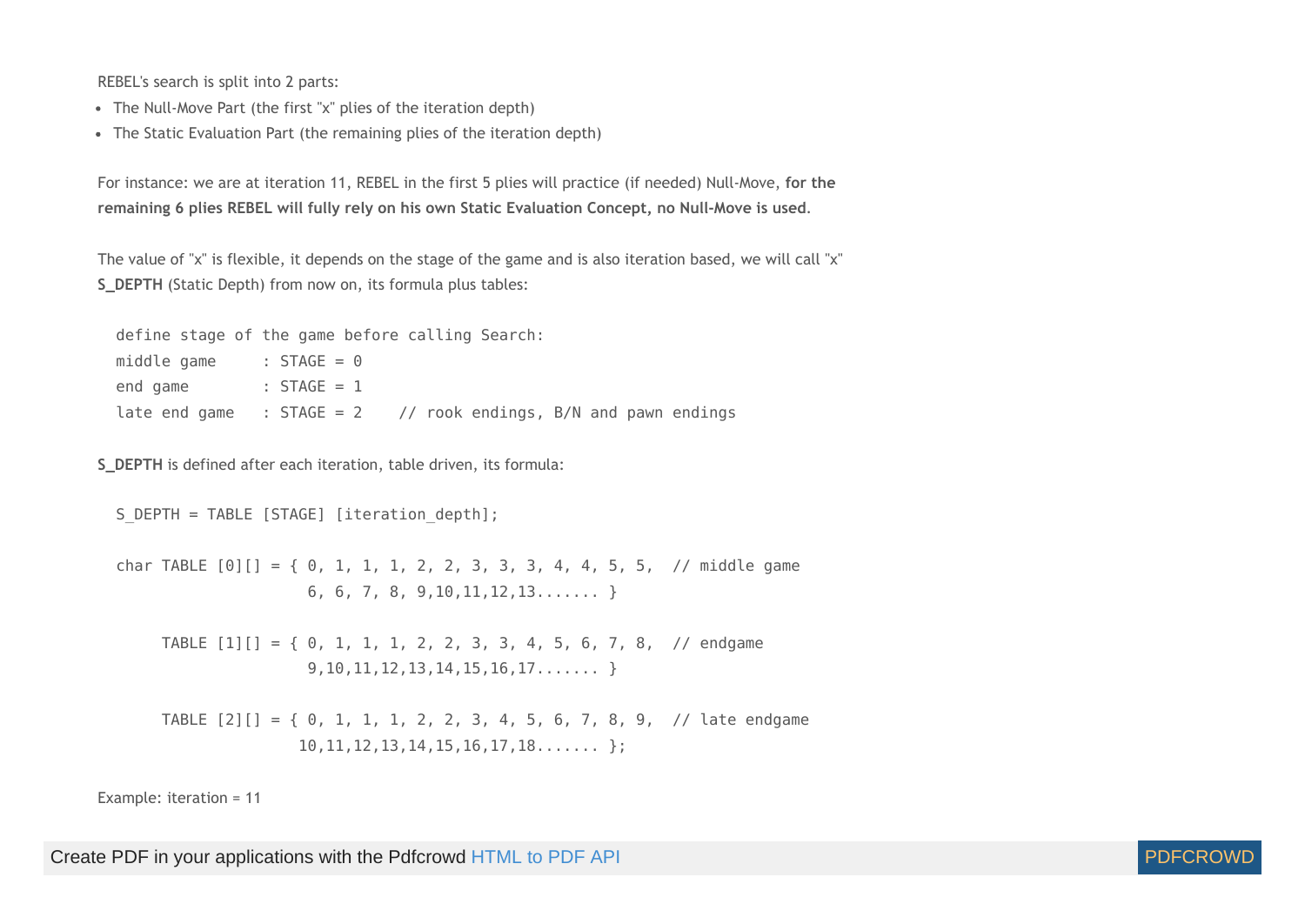REBEL's search is split into 2 parts:

- The Null-Move Part (the first "x" plies of the iteration depth)
- The Static Evaluation Part (the remaining plies of the iteration depth)

For instance: we are at iteration 11, REBEL in the first 5 plies will practice (if needed) Null-Move, **for the remaining 6 plies REBEL will fully rely on his own Static Evaluation Concept, no Null-Move is used**.

The value of "x" is flexible, it depends on the stage of the game and is also iteration based, we will call "x" **S_DEPTH** (Static Depth) from now on, its formula plus tables:

```
define stage of the game before calling Search:
middle game     : STAGE = 0
end game        : STAGE = 1
late end game   : STAGE = 2    // rook endings, B/N and pawn endings
```

**S_DEPTH** is defined after each iteration, table driven, its formula:

```
S_DEPTH = TABLE [STAGE] [iteration_depth];

char TABLE [0][] = { 0, 1, 1, 1, 2, 2, 3, 3, 3, 4, 4, 5, 5,  // middle game
                     6, 6, 7, 8, 9,10,11,12,13....... }

     TABLE [1][] = { 0, 1, 1, 1, 2, 2, 3, 3, 4, 5, 6, 7, 8,  // endgame
                     9,10,11,12,13,14,15,16,17....... }

     TABLE [2][] = { 0, 1, 1, 1, 2, 2, 3, 4, 5, 6, 7, 8, 9,  // late endgame
                    10,11,12,13,14,15,16,17,18....... };
```

Example: iteration = 11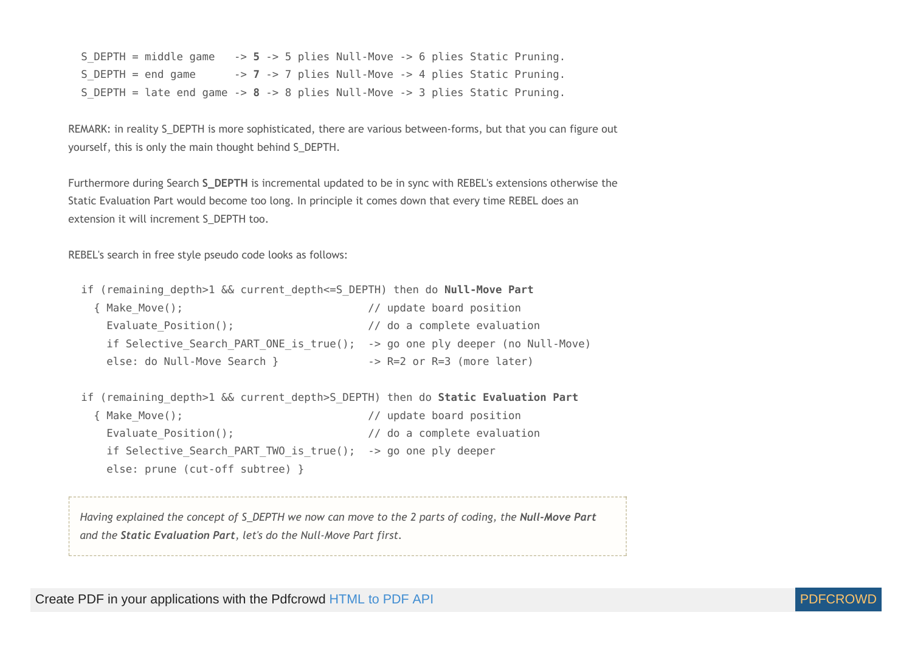```
S_DEPTH = middle game   -> 5 -> 5 plies Null-Move -> 6 plies Static Pruning.
S_DEPTH = end game      -> 7 -> 7 plies Null-Move -> 4 plies Static Pruning.
S_DEPTH = late end game -> 8 -> 8 plies Null-Move -> 3 plies Static Pruning.
```

REMARK: in reality S_DEPTH is more sophisticated, there are various between-forms, but that you can figure out yourself, this is only the main thought behind S_DEPTH.

Furthermore during Search **S_DEPTH** is incremental updated to be in sync with REBEL's extensions otherwise the Static Evaluation Part would become too long. In principle it comes down that every time REBEL does an extension it will increment S_DEPTH too.

REBEL's search in free style pseudo code looks as follows:

```
if (remaining_depth>1 && current_depth<=S_DEPTH) then do Null-Move Part
  { Make_Move();                            // update board position
    Evaluate_Position();                    // do a complete evaluation
    if Selective_Search_PART_ONE_is_true();  -> go one ply deeper (no Null-Move)
    else: do Null-Move Search }              -> R=2 or R=3 (more later)

if (remaining_depth>1 && current_depth>S_DEPTH) then do Static Evaluation Part
  { Make_Move();                            // update board position
    Evaluate_Position();                    // do a complete evaluation
    if Selective_Search_PART_TWO_is_true();  -> go one ply deeper
    else: prune (cut-off subtree) }
```

*Having explained the concept of S_DEPTH we now can move to the 2 parts of coding, the **Null-Move Part** and the **Static Evaluation Part**, let's do the Null-Move Part first.*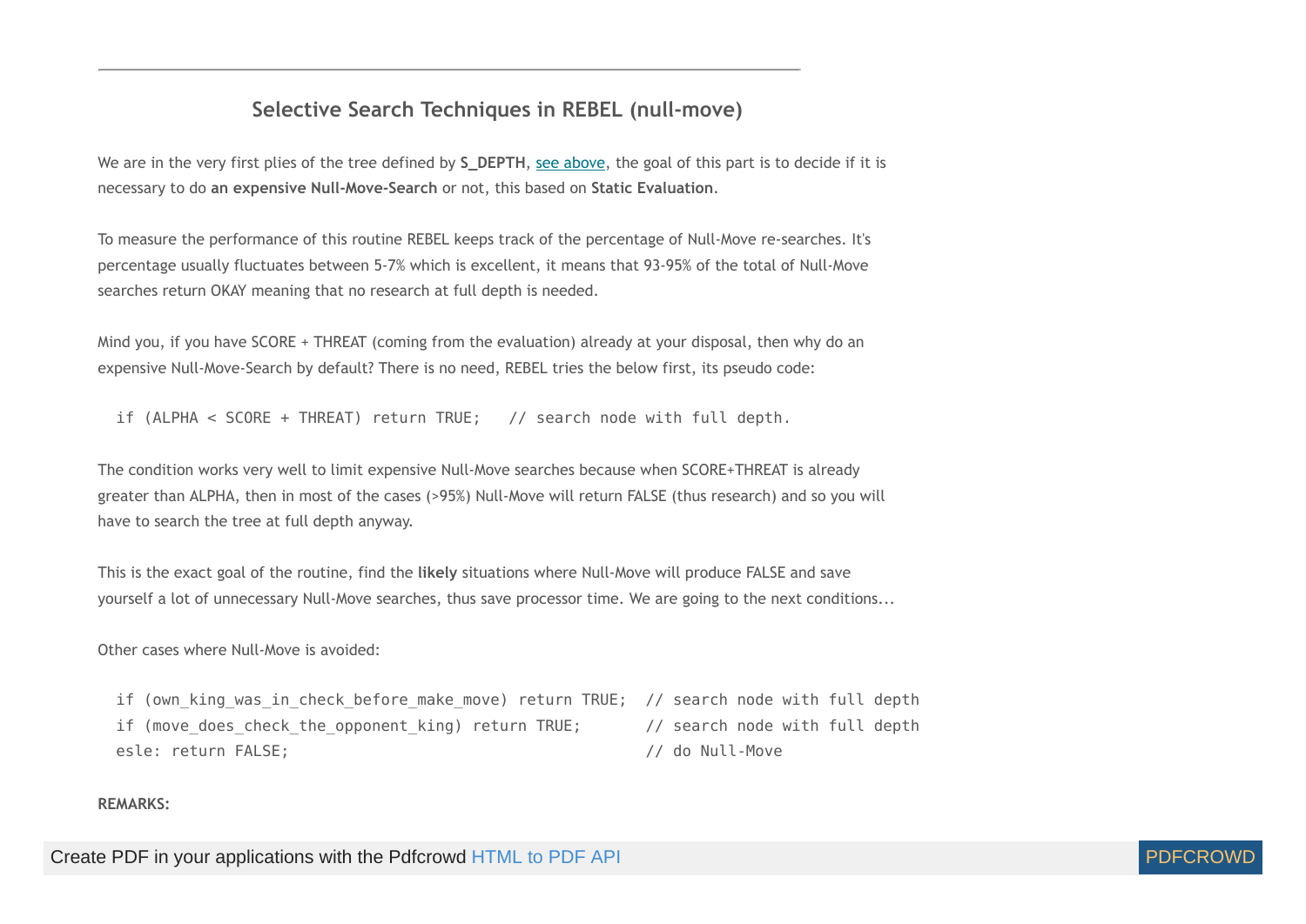---

## Selective Search Techniques in REBEL (null-move)

We are in the very first plies of the tree defined by **S_DEPTH**, see above, the goal of this part is to decide if it is necessary to do **an expensive Null-Move-Search** or not, this based on **Static Evaluation**.

To measure the performance of this routine REBEL keeps track of the percentage of Null-Move re-searches. It's percentage usually fluctuates between 5-7% which is excellent, it means that 93-95% of the total of Null-Move searches return OKAY meaning that no research at full depth is needed.

Mind you, if you have SCORE + THREAT (coming from the evaluation) already at your disposal, then why do an expensive Null-Move-Search by default? There is no need, REBEL tries the below first, its pseudo code:

```
if (ALPHA < SCORE + THREAT) return TRUE;   // search node with full depth.
```

The condition works very well to limit expensive Null-Move searches because when SCORE+THREAT is already greater than ALPHA, then in most of the cases (>95%) Null-Move will return FALSE (thus research) and so you will have to search the tree at full depth anyway.

This is the exact goal of the routine, find the **likely** situations where Null-Move will produce FALSE and save yourself a lot of unnecessary Null-Move searches, thus save processor time. We are going to the next conditions...

Other cases where Null-Move is avoided:

```
if (own_king_was_in_check_before_make_move) return TRUE;  // search node with full depth
if (move_does_check_the_opponent_king) return TRUE;       // search node with full depth
esle: return FALSE;                                       // do Null-Move
```

**REMARKS:**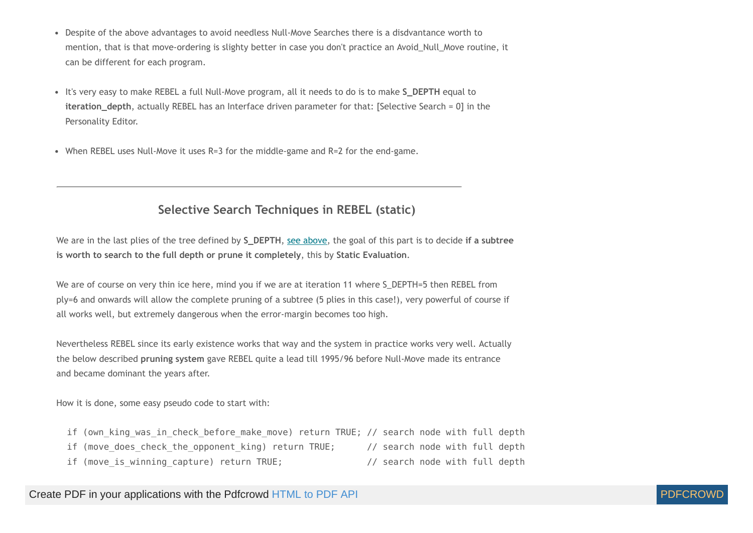- Despite of the above advantages to avoid needless Null-Move Searches there is a disdvantance worth to mention, that is that move-ordering is slighty better in case you don't practice an Avoid_Null_Move routine, it can be different for each program.

- It's very easy to make REBEL a full Null-Move program, all it needs to do is to make **S_DEPTH** equal to **iteration_depth**, actually REBEL has an Interface driven parameter for that: [Selective Search = 0] in the Personality Editor.

- When REBEL uses Null-Move it uses R=3 for the middle-game and R=2 for the end-game.

---

## Selective Search Techniques in REBEL (static)

We are in the last plies of the tree defined by **S_DEPTH**, see above, the goal of this part is to decide **if a subtree is worth to search to the full depth or prune it completely**, this by **Static Evaluation**.

We are of course on very thin ice here, mind you if we are at iteration 11 where S_DEPTH=5 then REBEL from ply=6 and onwards will allow the complete pruning of a subtree (5 plies in this case!), very powerful of course if all works well, but extremely dangerous when the error-margin becomes too high.

Nevertheless REBEL since its early existence works that way and the system in practice works very well. Actually the below described **pruning system** gave REBEL quite a lead till 1995/96 before Null-Move made its entrance and became dominant the years after.

How it is done, some easy pseudo code to start with:

```
if (own_king_was_in_check_before_make_move) return TRUE; // search node with full depth
if (move_does_check_the_opponent_king) return TRUE;      // search node with full depth
if (move_is_winning_capture) return TRUE;                // search node with full depth
```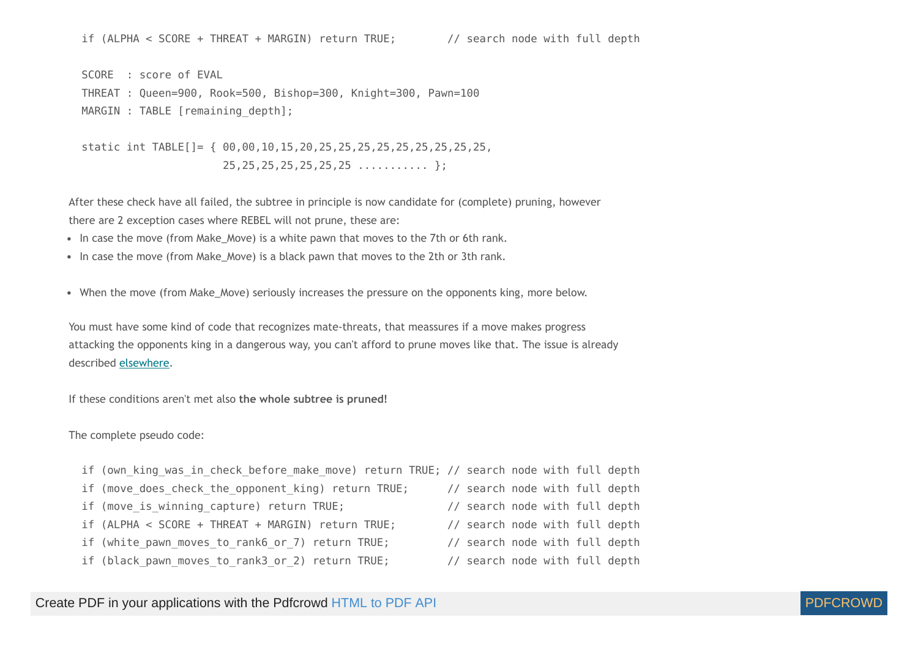```
if (ALPHA < SCORE + THREAT + MARGIN) return TRUE;        // search node with full depth

SCORE  : score of EVAL
THREAT : Queen=900, Rook=500, Bishop=300, Knight=300, Pawn=100
MARGIN : TABLE [remaining_depth];

static int TABLE[]= { 00,00,10,15,20,25,25,25,25,25,25,25,25,25,
                      25,25,25,25,25,25,25 ........... };
```

After these check have all failed, the subtree in principle is now candidate for (complete) pruning, however there are 2 exception cases where REBEL will not prune, these are:

- In case the move (from Make_Move) is a white pawn that moves to the 7th or 6th rank.
- In case the move (from Make_Move) is a black pawn that moves to the 2th or 3th rank.

- When the move (from Make_Move) seriously increases the pressure on the opponents king, more below.

You must have some kind of code that recognizes mate-threats, that meassures if a move makes progress attacking the opponents king in a dangerous way, you can't afford to prune moves like that. The issue is already described elsewhere.

If these conditions aren't met also **the whole subtree is pruned!**

The complete pseudo code:

```
if (own_king_was_in_check_before_make_move) return TRUE; // search node with full depth
if (move_does_check_the_opponent_king) return TRUE;      // search node with full depth
if (move_is_winning_capture) return TRUE;                // search node with full depth
if (ALPHA < SCORE + THREAT + MARGIN) return TRUE;        // search node with full depth
if (white_pawn_moves_to_rank6_or_7) return TRUE;         // search node with full depth
if (black_pawn_moves_to_rank3_or_2) return TRUE;         // search node with full depth
```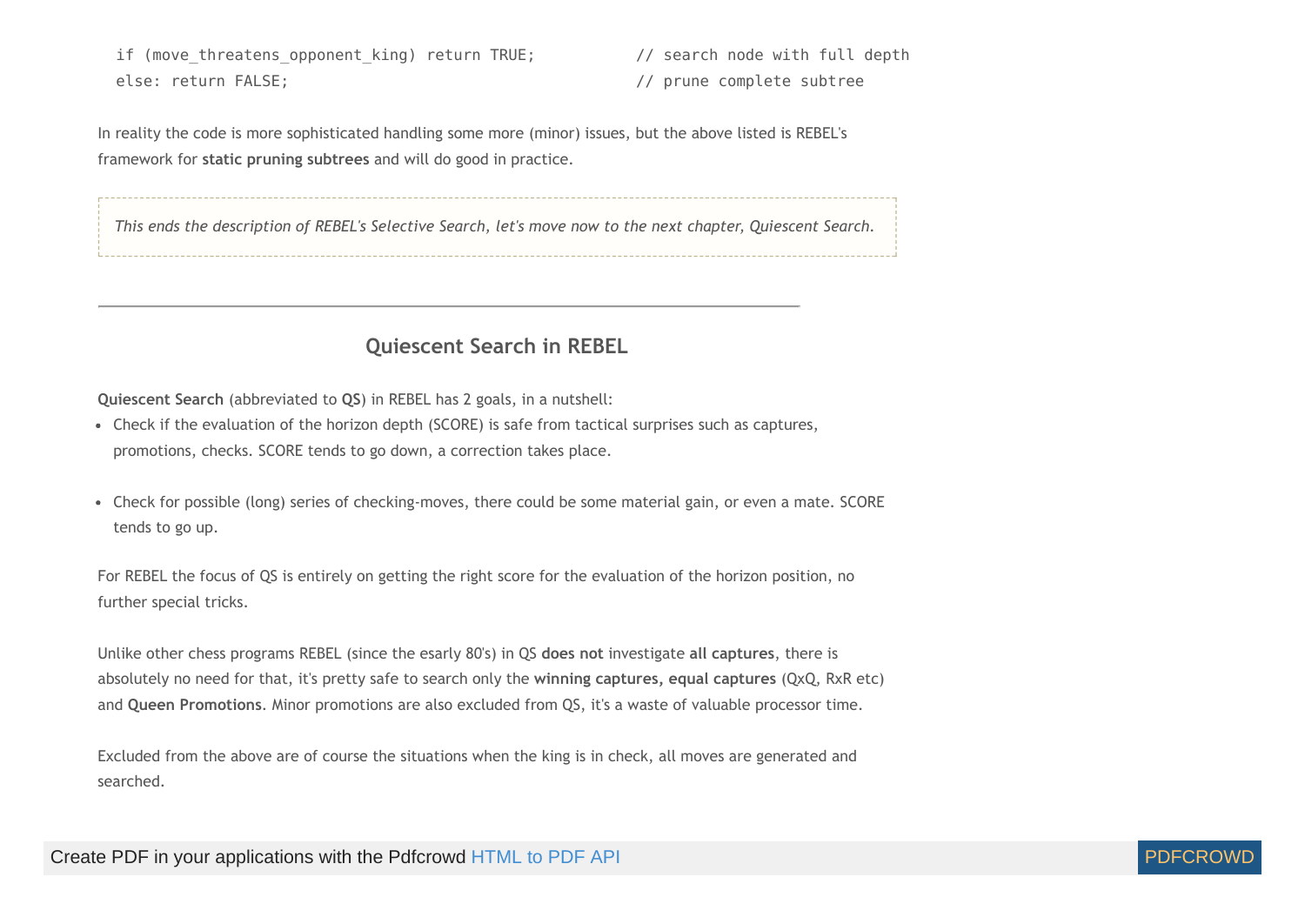```
if (move_threatens_opponent_king) return TRUE;          // search node with full depth
else: return FALSE;                                     // prune complete subtree
```

In reality the code is more sophisticated handling some more (minor) issues, but the above listed is REBEL's framework for **static pruning subtrees** and will do good in practice.

> *This ends the description of REBEL's Selective Search, let's move now to the next chapter, Quiescent Search.*

---

## Quiescent Search in REBEL

**Quiescent Search** (abbreviated to **QS**) in REBEL has 2 goals, in a nutshell:

- Check if the evaluation of the horizon depth (SCORE) is safe from tactical surprises such as captures, promotions, checks. SCORE tends to go down, a correction takes place.

- Check for possible (long) series of checking-moves, there could be some material gain, or even a mate. SCORE tends to go up.

For REBEL the focus of QS is entirely on getting the right score for the evaluation of the horizon position, no further special tricks.

Unlike other chess programs REBEL (since the esarly 80's) in QS **does not** investigate **all captures**, there is absolutely no need for that, it's pretty safe to search only the **winning captures, equal captures** (QxQ, RxR etc) and **Queen Promotions**. Minor promotions are also excluded from QS, it's a waste of valuable processor time.

Excluded from the above are of course the situations when the king is in check, all moves are generated and searched.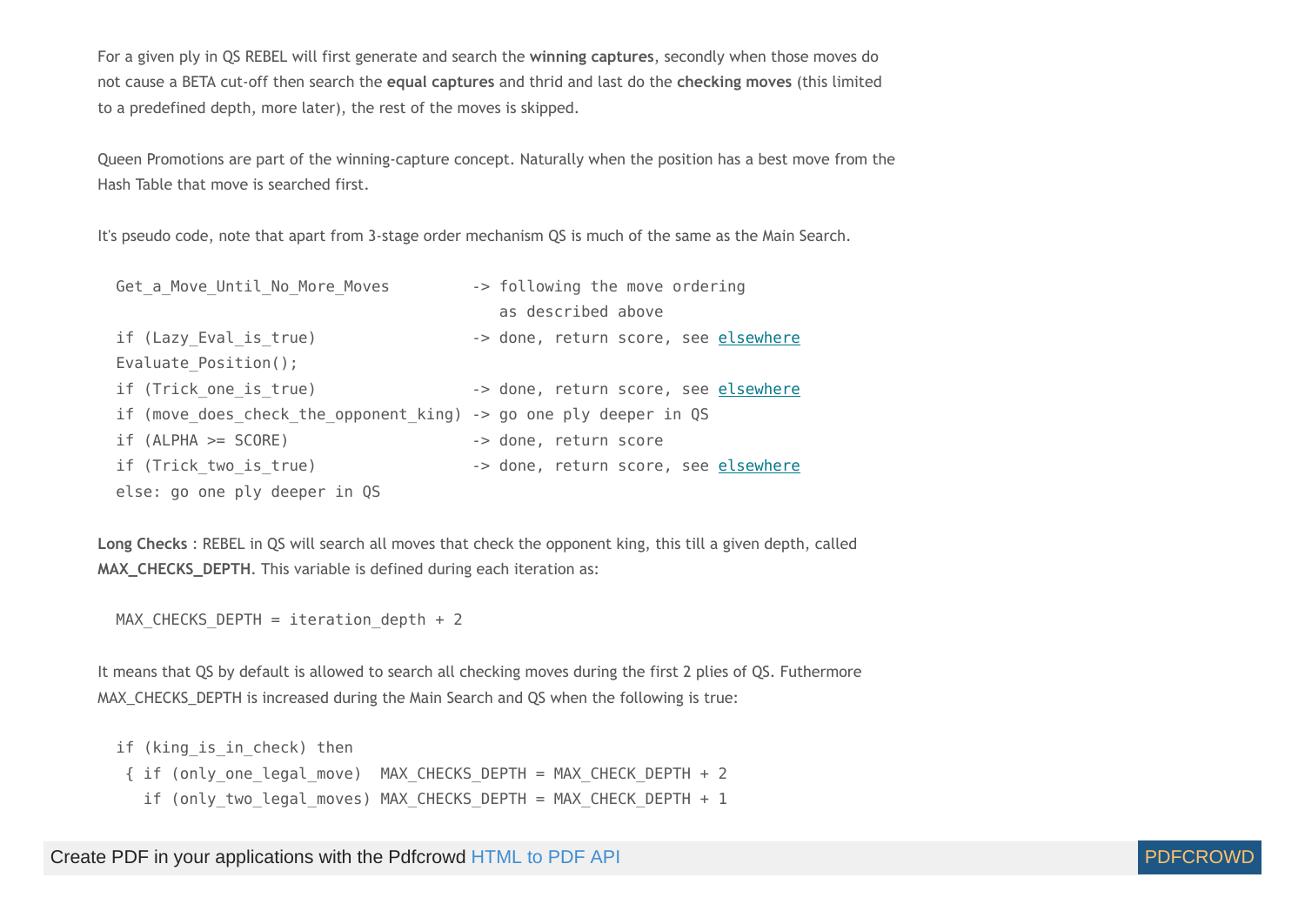For a given ply in QS REBEL will first generate and search the **winning captures**, secondly when those moves do not cause a BETA cut-off then search the **equal captures** and thrid and last do the **checking moves** (this limited to a predefined depth, more later), the rest of the moves is skipped.

Queen Promotions are part of the winning-capture concept. Naturally when the position has a best move from the Hash Table that move is searched first.

It's pseudo code, note that apart from 3-stage order mechanism QS is much of the same as the Main Search.

```
Get_a_Move_Until_No_More_Moves         -> following the move ordering
                                          as described above
if (Lazy_Eval_is_true)                 -> done, return score, see elsewhere
Evaluate_Position();
if (Trick_one_is_true)                 -> done, return score, see elsewhere
if (move_does_check_the_opponent_king) -> go one ply deeper in QS
if (ALPHA >= SCORE)                    -> done, return score
if (Trick_two_is_true)                 -> done, return score, see elsewhere
else: go one ply deeper in QS
```

**Long Checks** : REBEL in QS will search all moves that check the opponent king, this till a given depth, called **MAX_CHECKS_DEPTH**. This variable is defined during each iteration as:

```
MAX_CHECKS_DEPTH = iteration_depth + 2
```

It means that QS by default is allowed to search all checking moves during the first 2 plies of QS. Futhermore MAX_CHECKS_DEPTH is increased during the Main Search and QS when the following is true:

```
if (king_is_in_check) then
 { if (only_one_legal_move)  MAX_CHECKS_DEPTH = MAX_CHECK_DEPTH + 2
   if (only_two_legal_moves) MAX_CHECKS_DEPTH = MAX_CHECK_DEPTH + 1
```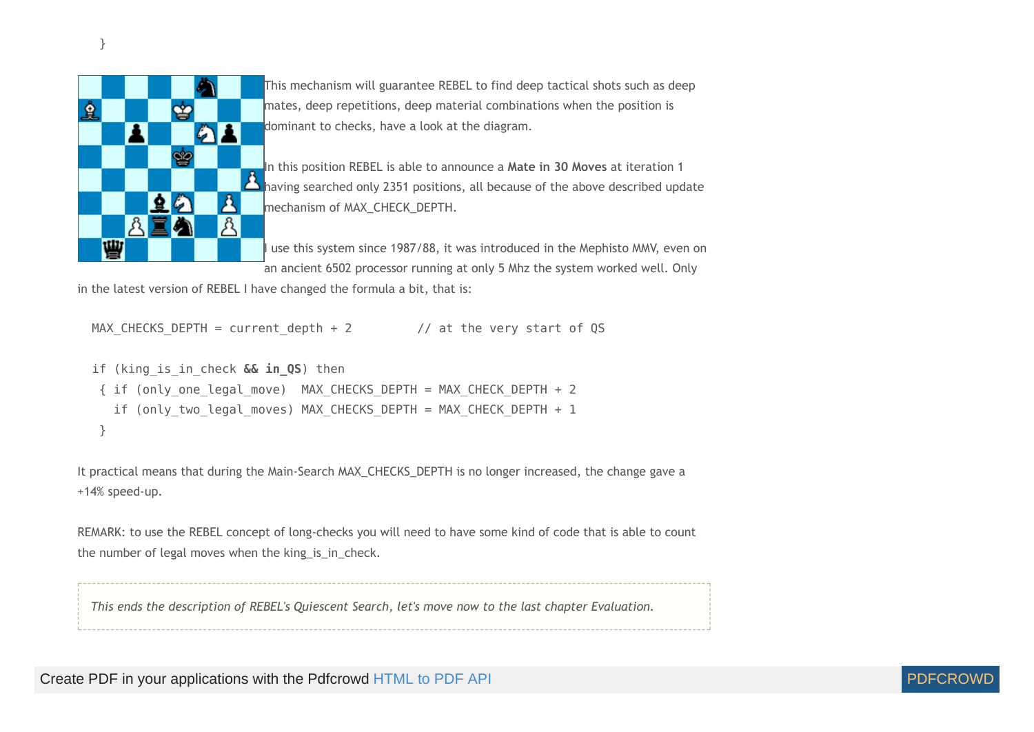```
}
```

This mechanism will guarantee REBEL to find deep tactical shots such as deep mates, deep repetitions, deep material combinations when the position is dominant to checks, have a look at the diagram.

In this position REBEL is able to announce a **Mate in 30 Moves** at iteration 1 having searched only 2351 positions, all because of the above described update mechanism of MAX_CHECK_DEPTH.

I use this system since 1987/88, it was introduced in the Mephisto MMV, even on an ancient 6502 processor running at only 5 Mhz the system worked well. Only in the latest version of REBEL I have changed the formula a bit, that is:

```
MAX_CHECKS_DEPTH = current_depth + 2         // at the very start of QS

if (king_is_in_check && in_QS) then
 { if (only_one_legal_move)  MAX_CHECKS_DEPTH = MAX_CHECK_DEPTH + 2
   if (only_two_legal_moves) MAX_CHECKS_DEPTH = MAX_CHECK_DEPTH + 1
 }
```

It practical means that during the Main-Search MAX_CHECKS_DEPTH is no longer increased, the change gave a +14% speed-up.

REMARK: to use the REBEL concept of long-checks you will need to have some kind of code that is able to count the number of legal moves when the king_is_in_check.

> *This ends the description of REBEL's Quiescent Search, let's move now to the last chapter Evaluation.*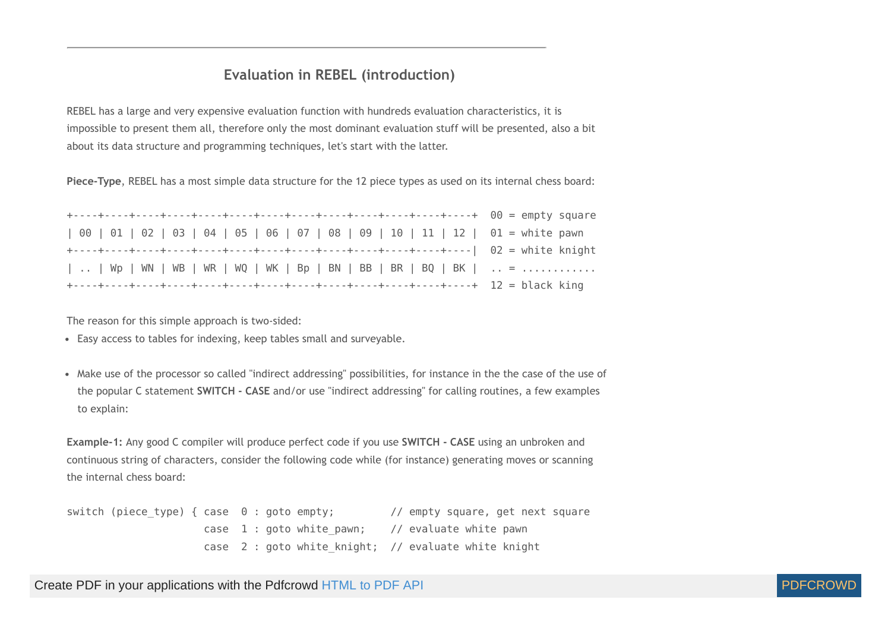## Evaluation in REBEL (introduction)

REBEL has a large and very expensive evaluation function with hundreds evaluation characteristics, it is impossible to present them all, therefore only the most dominant evaluation stuff will be presented, also a bit about its data structure and programming techniques, let's start with the latter.

**Piece-Type**, REBEL has a most simple data structure for the 12 piece types as used on its internal chess board:

```
+----+----+----+----+----+----+----+----+----+----+----+----+----+  00 = empty square
| 00 | 01 | 02 | 03 | 04 | 05 | 06 | 07 | 08 | 09 | 10 | 11 | 12 |  01 = white pawn
+----+----+----+----+----+----+----+----+----+----+----+----+----|  02 = white knight
| .. | Wp | WN | WB | WR | WQ | WK | Bp | BN | BB | BR | BQ | BK |  .. = ...........
+----+----+----+----+----+----+----+----+----+----+----+----+----+  12 = black king
```

The reason for this simple approach is two-sided:

- Easy access to tables for indexing, keep tables small and surveyable.
- Make use of the processor so called "indirect addressing" possibilities, for instance in the the case of the use of the popular C statement **SWITCH - CASE** and/or use "indirect addressing" for calling routines, a few examples to explain:

**Example-1:** Any good C compiler will produce perfect code if you use **SWITCH - CASE** using an unbroken and continuous string of characters, consider the following code while (for instance) generating moves or scanning the internal chess board:

```
switch (piece_type) { case  0 : goto empty;         // empty square, get next square
                      case  1 : goto white_pawn;    // evaluate white pawn
                      case  2 : goto white_knight;  // evaluate white knight
```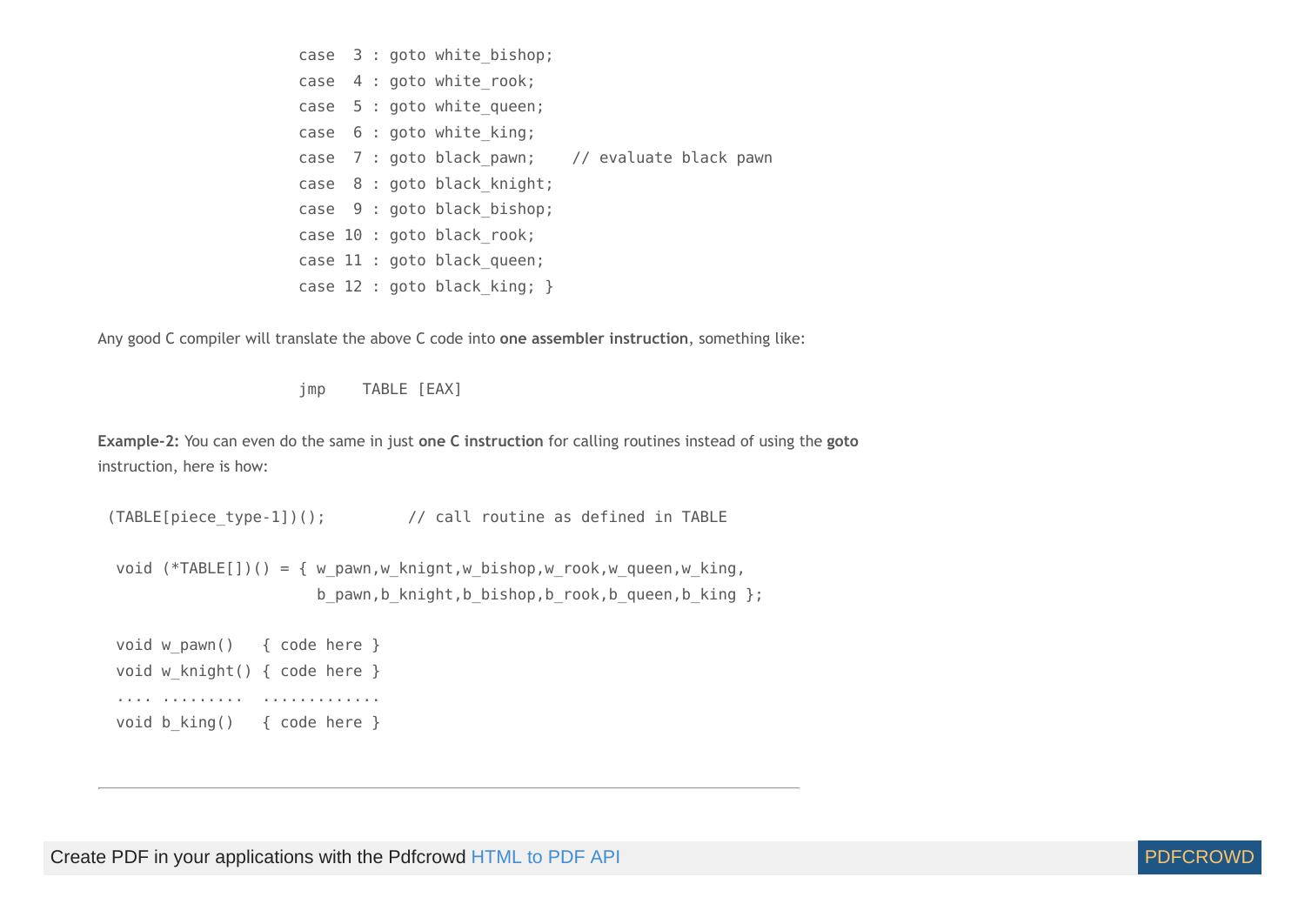```
case  3 : goto white_bishop;
case  4 : goto white_rook;
case  5 : goto white_queen;
case  6 : goto white_king;
case  7 : goto black_pawn;    // evaluate black pawn
case  8 : goto black_knight;
case  9 : goto black_bishop;
case 10 : goto black_rook;
case 11 : goto black_queen;
case 12 : goto black_king; }
```

Any good C compiler will translate the above C code into **one assembler instruction**, something like:

```
jmp    TABLE [EAX]
```

**Example-2:** You can even do the same in just **one C instruction** for calling routines instead of using the **goto** instruction, here is how:

```
(TABLE[piece_type-1])();         // call routine as defined in TABLE

 void (*TABLE[])() = { w_pawn,w_knignt,w_bishop,w_rook,w_queen,w_king,
                      b_pawn,b_knight,b_bishop,b_rook,b_queen,b_king };

 void w_pawn()   { code here }
 void w_knight() { code here }
 .... .........  .............
 void b_king()   { code here }
```

---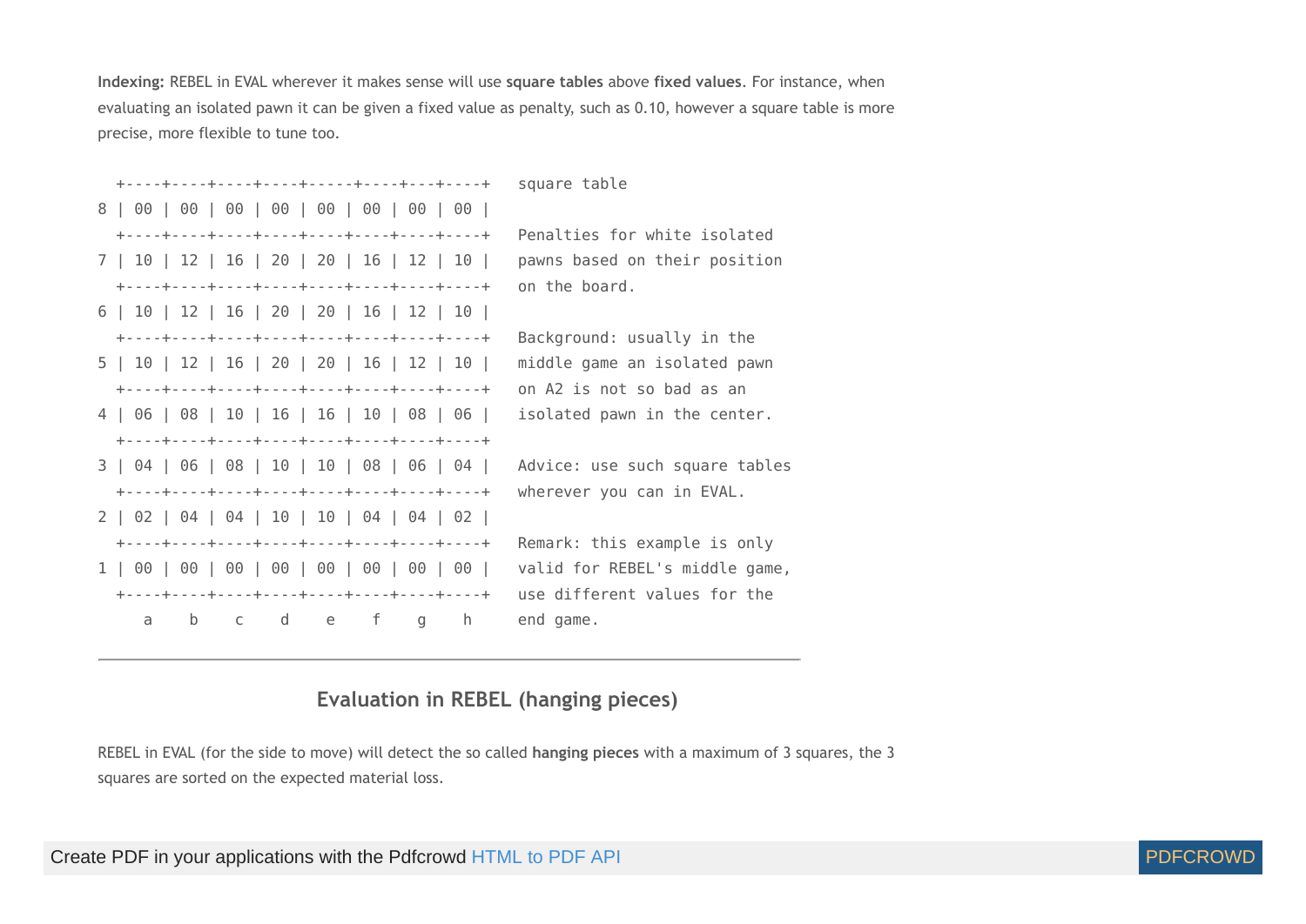**Indexing:** REBEL in EVAL wherever it makes sense will use **square tables** above **fixed values**. For instance, when evaluating an isolated pawn it can be given a fixed value as penalty, such as 0.10, however a square table is more precise, more flexible to tune too.

```
  +----+----+----+----+-----+----+---+----+   square table
8 | 00 | 00 | 00 | 00 | 00 | 00 | 00 | 00 |
  +----+----+----+----+----+----+----+----+   Penalties for white isolated
7 | 10 | 12 | 16 | 20 | 20 | 16 | 12 | 10 |   pawns based on their position
  +----+----+----+----+----+----+----+----+   on the board.
6 | 10 | 12 | 16 | 20 | 20 | 16 | 12 | 10 |
  +----+----+----+----+----+----+----+----+   Background: usually in the
5 | 10 | 12 | 16 | 20 | 20 | 16 | 12 | 10 |   middle game an isolated pawn
  +----+----+----+----+----+----+----+----+   on A2 is not so bad as an
4 | 06 | 08 | 10 | 16 | 16 | 10 | 08 | 06 |   isolated pawn in the center.
  +----+----+----+----+----+----+----+----+
3 | 04 | 06 | 08 | 10 | 10 | 08 | 06 | 04 |   Advice: use such square tables
  +----+----+----+----+----+----+----+----+   wherever you can in EVAL.
2 | 02 | 04 | 04 | 10 | 10 | 04 | 04 | 02 |
  +----+----+----+----+----+----+----+----+   Remark: this example is only
1 | 00 | 00 | 00 | 00 | 00 | 00 | 00 | 00 |   valid for REBEL's middle game,
  +----+----+----+----+----+----+----+----+   use different values for the
     a    b    c    d    e    f    g    h     end game.
```

---

## Evaluation in REBEL (hanging pieces)

REBEL in EVAL (for the side to move) will detect the so called **hanging pieces** with a maximum of 3 squares, the 3 squares are sorted on the expected material loss.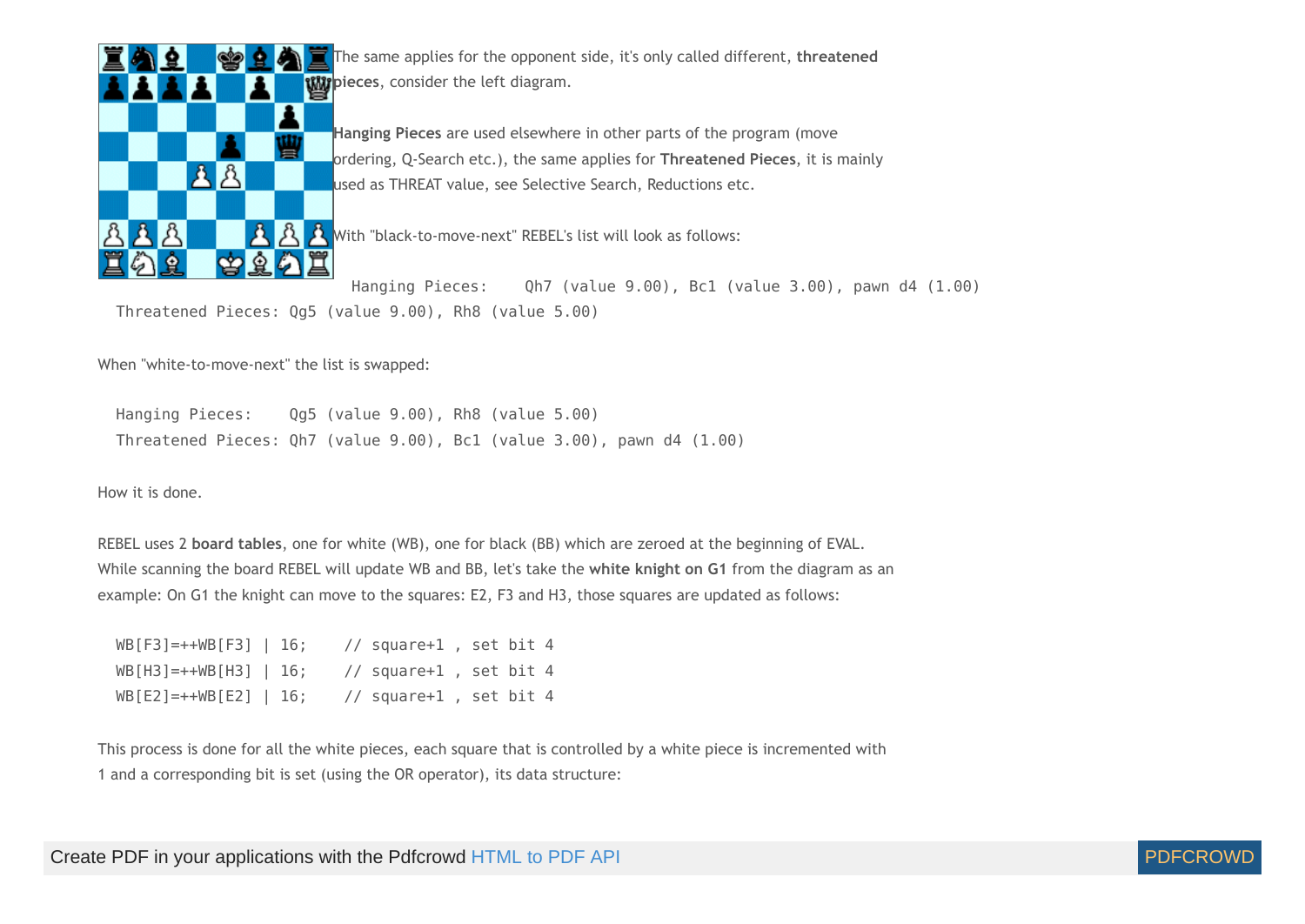The same applies for the opponent side, it's only called different, **threatened pieces**, consider the left diagram.

**Hanging Pieces** are used elsewhere in other parts of the program (move ordering, Q-Search etc.), the same applies for **Threatened Pieces**, it is mainly used as THREAT value, see Selective Search, Reductions etc.

With "black-to-move-next" REBEL's list will look as follows:

```
Hanging Pieces:    Qh7 (value 9.00), Bc1 (value 3.00), pawn d4 (1.00)
Threatened Pieces: Qg5 (value 9.00), Rh8 (value 5.00)
```

When "white-to-move-next" the list is swapped:

```
Hanging Pieces:    Qg5 (value 9.00), Rh8 (value 5.00)
Threatened Pieces: Qh7 (value 9.00), Bc1 (value 3.00), pawn d4 (1.00)
```

How it is done.

REBEL uses 2 **board tables**, one for white (WB), one for black (BB) which are zeroed at the beginning of EVAL. While scanning the board REBEL will update WB and BB, let's take the **white knight on G1** from the diagram as an example: On G1 the knight can move to the squares: E2, F3 and H3, those squares are updated as follows:

```
WB[F3]=++WB[F3] | 16;    // square+1 , set bit 4
WB[H3]=++WB[H3] | 16;    // square+1 , set bit 4
WB[E2]=++WB[E2] | 16;    // square+1 , set bit 4
```

This process is done for all the white pieces, each square that is controlled by a white piece is incremented with 1 and a corresponding bit is set (using the OR operator), its data structure: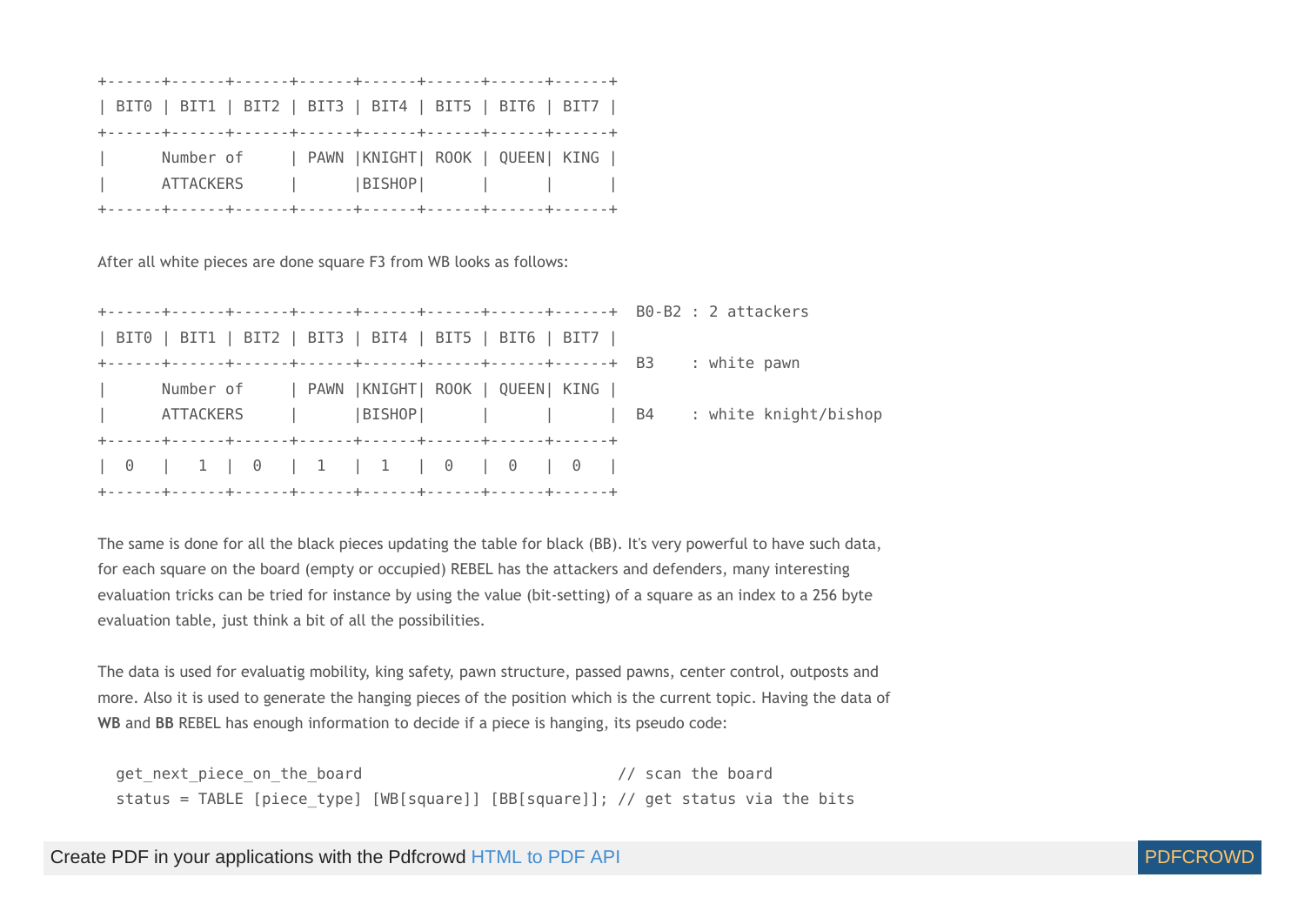```
+------+------+------+------+------+------+------+------+
| BIT0 | BIT1 | BIT2 | BIT3 | BIT4 | BIT5 | BIT6 | BIT7 |
+------+------+------+------+------+------+------+------+
|      Number of     | PAWN |KNIGHT| ROOK | QUEEN| KING |
|      ATTACKERS     |      |BISHOP|      |      |      |
+------+------+------+------+------+------+------+------+
```

After all white pieces are done square F3 from WB looks as follows:

```
+------+------+------+------+------+------+------+------+  B0-B2 : 2 attackers
| BIT0 | BIT1 | BIT2 | BIT3 | BIT4 | BIT5 | BIT6 | BIT7 |
+------+------+------+------+------+------+------+------+  B3    : white pawn
|      Number of     | PAWN |KNIGHT| ROOK | QUEEN| KING |
|      ATTACKERS     |      |BISHOP|      |      |      |  B4    : white knight/bishop
+------+------+------+------+------+------+------+------+
|  0   |   1  |  0   |  1   |  1   |  0   |  0   |  0   |
+------+------+------+------+------+------+------+------+
```

The same is done for all the black pieces updating the table for black (BB). It's very powerful to have such data, for each square on the board (empty or occupied) REBEL has the attackers and defenders, many interesting evaluation tricks can be tried for instance by using the value (bit-setting) of a square as an index to a 256 byte evaluation table, just think a bit of all the possibilities.

The data is used for evaluatig mobility, king safety, pawn structure, passed pawns, center control, outposts and more. Also it is used to generate the hanging pieces of the position which is the current topic. Having the data of **WB** and **BB** REBEL has enough information to decide if a piece is hanging, its pseudo code:

```
  get_next_piece_on_the_board                            // scan the board
  status = TABLE [piece_type] [WB[square]] [BB[square]]; // get status via the bits
```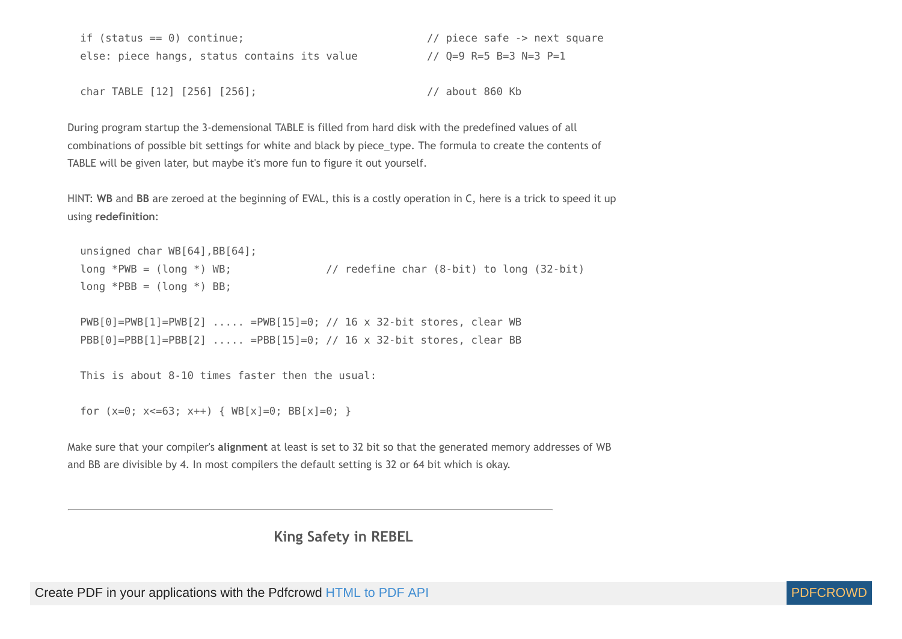```
if (status == 0) continue;                          // piece safe -> next square
else: piece hangs, status contains its value        // Q=9 R=5 B=3 N=3 P=1

char TABLE [12] [256] [256];                        // about 860 Kb
```

During program startup the 3-demensional TABLE is filled from hard disk with the predefined values of all combinations of possible bit settings for white and black by piece_type. The formula to create the contents of TABLE will be given later, but maybe it's more fun to figure it out yourself.

HINT: **WB** and **BB** are zeroed at the beginning of EVAL, this is a costly operation in C, here is a trick to speed it up using **redefinition**:

```
unsigned char WB[64],BB[64];
long *PWB = (long *) WB;              // redefine char (8-bit) to long (32-bit)
long *PBB = (long *) BB;

PWB[0]=PWB[1]=PWB[2] ..... =PWB[15]=0; // 16 x 32-bit stores, clear WB
PBB[0]=PBB[1]=PBB[2] ..... =PBB[15]=0; // 16 x 32-bit stores, clear BB

This is about 8-10 times faster then the usual:

for (x=0; x<=63; x++) { WB[x]=0; BB[x]=0; }
```

Make sure that your compiler's **alignment** at least is set to 32 bit so that the generated memory addresses of WB and BB are divisible by 4. In most compilers the default setting is 32 or 64 bit which is okay.

---

## King Safety in REBEL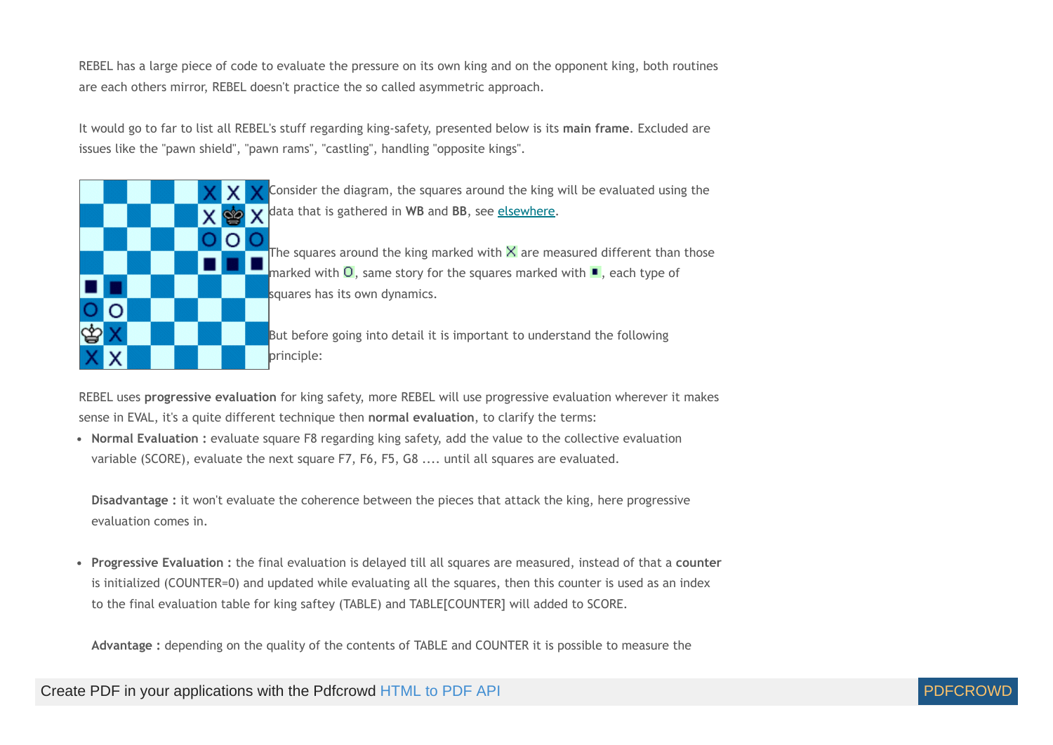REBEL has a large piece of code to evaluate the pressure on its own king and on the opponent king, both routines are each others mirror, REBEL doesn't practice the so called asymmetric approach.

It would go to far to list all REBEL's stuff regarding king-safety, presented below is its **main frame**. Excluded are issues like the "pawn shield", "pawn rams", "castling", handling "opposite kings".

Consider the diagram, the squares around the king will be evaluated using the data that is gathered in **WB** and **BB**, see elsewhere.

The squares around the king marked with X are measured different than those marked with O, same story for the squares marked with ■, each type of squares has its own dynamics.

But before going into detail it is important to understand the following principle:

REBEL uses **progressive evaluation** for king safety, more REBEL will use progressive evaluation wherever it makes sense in EVAL, it's a quite different technique then **normal evaluation**, to clarify the terms:

- **Normal Evaluation :** evaluate square F8 regarding king safety, add the value to the collective evaluation variable (SCORE), evaluate the next square F7, F6, F5, G8 .... until all squares are evaluated.

  **Disadvantage :** it won't evaluate the coherence between the pieces that attack the king, here progressive evaluation comes in.

- **Progressive Evaluation :** the final evaluation is delayed till all squares are measured, instead of that a **counter** is initialized (COUNTER=0) and updated while evaluating all the squares, then this counter is used as an index to the final evaluation table for king saftey (TABLE) and TABLE[COUNTER] will added to SCORE.

  **Advantage :** depending on the quality of the contents of TABLE and COUNTER it is possible to measure the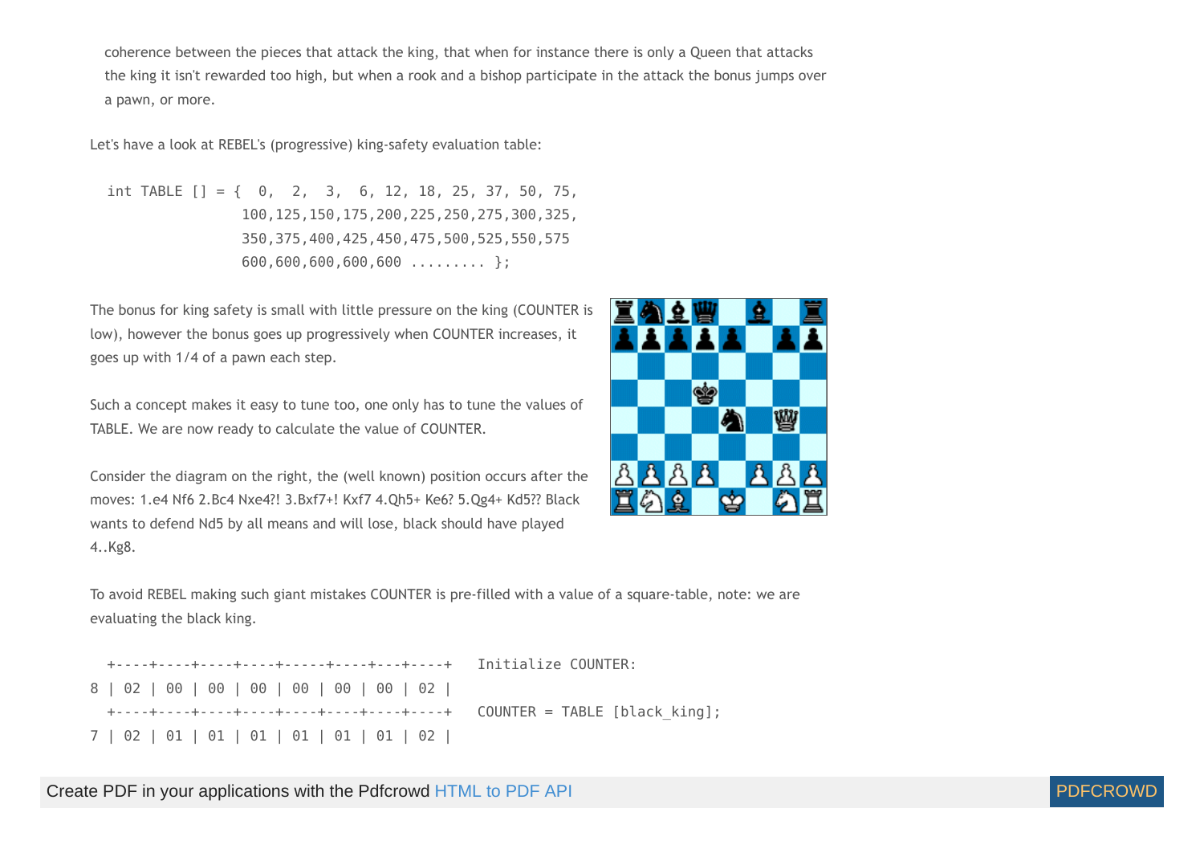coherence between the pieces that attack the king, that when for instance there is only a Queen that attacks the king it isn't rewarded too high, but when a rook and a bishop participate in the attack the bonus jumps over a pawn, or more.

Let's have a look at REBEL's (progressive) king-safety evaluation table:

```
int TABLE [] = {  0,   2,   3,   6,  12,  18,  25,  37,  50,  75,
                100,125,150,175,200,225,250,275,300,325,
                350,375,400,425,450,475,500,525,550,575
                600,600,600,600,600 ......... };
```

The bonus for king safety is small with little pressure on the king (COUNTER is low), however the bonus goes up progressively when COUNTER increases, it goes up with 1/4 of a pawn each step.

Such a concept makes it easy to tune too, one only has to tune the values of TABLE. We are now ready to calculate the value of COUNTER.

Consider the diagram on the right, the (well known) position occurs after the moves: 1.e4 Nf6 2.Bc4 Nxe4?! 3.Bxf7+! Kxf7 4.Qh5+ Ke6? 5.Qg4+ Kd5?? Black wants to defend Nd5 by all means and will lose, black should have played 4..Kg8.

To avoid REBEL making such giant mistakes COUNTER is pre-filled with a value of a square-table, note: we are evaluating the black king.

```
  +----+----+----+----+-----+----+---+----+   Initialize COUNTER:
8 | 02 | 00 | 00 | 00 | 00 | 00 | 00 | 02 |
  +----+----+----+----+----+----+----+----+   COUNTER = TABLE [black_king];
7 | 02 | 01 | 01 | 01 | 01 | 01 | 01 | 02 |
```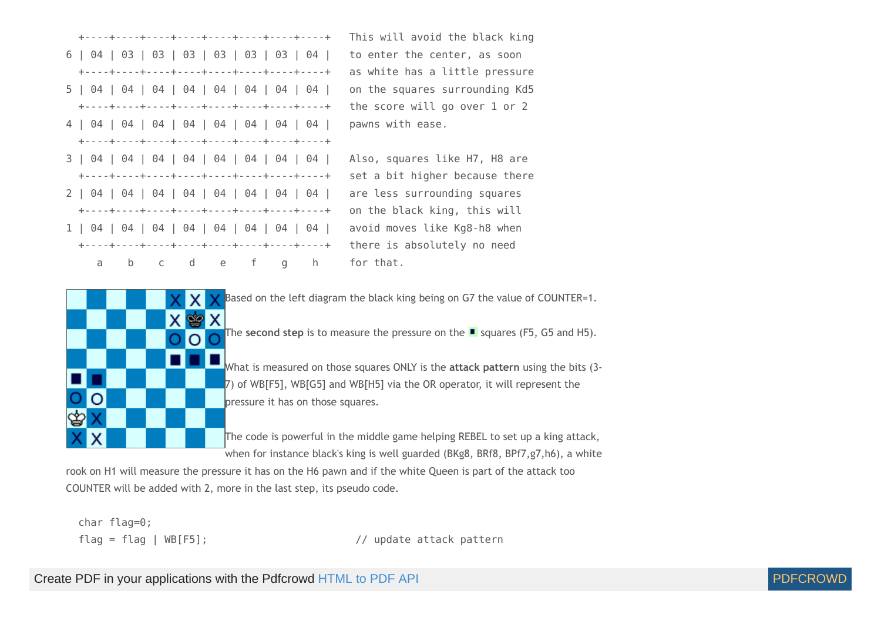```
  +----+----+----+----+----+----+----+----+
6 | 04 | 03 | 03 | 03 | 03 | 03 | 03 | 04 |
  +----+----+----+----+----+----+----+----+
5 | 04 | 04 | 04 | 04 | 04 | 04 | 04 | 04 |
  +----+----+----+----+----+----+----+----+
4 | 04 | 04 | 04 | 04 | 04 | 04 | 04 | 04 |
  +----+----+----+----+----+----+----+----+
3 | 04 | 04 | 04 | 04 | 04 | 04 | 04 | 04 |
  +----+----+----+----+----+----+----+----+
2 | 04 | 04 | 04 | 04 | 04 | 04 | 04 | 04 |
  +----+----+----+----+----+----+----+----+
1 | 04 | 04 | 04 | 04 | 04 | 04 | 04 | 04 |
  +----+----+----+----+----+----+----+----+
     a    b    c    d    e    f    g    h
```

```
This will avoid the black king
to enter the center, as soon
as white has a little pressure
on the squares surrounding Kd5
the score will go over 1 or 2
pawns with ease.

Also, squares like H7, H8 are
set a bit higher because there
are less surrounding squares
on the black king, this will
avoid moves like Kg8-h8 when
there is absolutely no need
for that.
```

Based on the left diagram the black king being on G7 the value of COUNTER=1.

The **second step** is to measure the pressure on the ■ squares (F5, G5 and H5).

What is measured on those squares ONLY is the **attack pattern** using the bits (3-7) of WB[F5], WB[G5] and WB[H5] via the OR operator, it will represent the pressure it has on those squares.

The code is powerful in the middle game helping REBEL to set up a king attack, when for instance black's king is well guarded (BKg8, BRf8, BPf7,g7,h6), a white rook on H1 will measure the pressure it has on the H6 pawn and if the white Queen is part of the attack too COUNTER will be added with 2, more in the last step, its pseudo code.

```
char flag=0;
flag = flag | WB[F5];                    // update attack pattern
```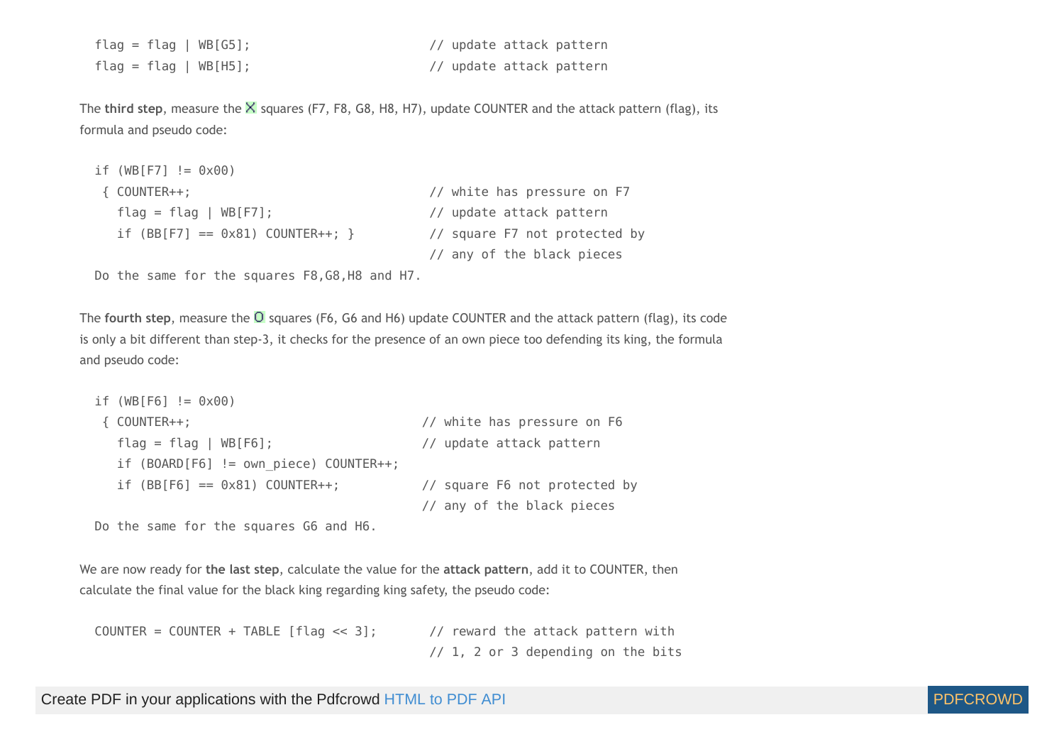```
flag = flag | WB[G5];                        // update attack pattern
flag = flag | WB[H5];                        // update attack pattern
```

The **third step**, measure the X squares (F7, F8, G8, H8, H7), update COUNTER and the attack pattern (flag), its formula and pseudo code:

```
if (WB[F7] != 0x00)
 { COUNTER++;                                // white has pressure on F7
   flag = flag | WB[F7];                     // update attack pattern
   if (BB[F7] == 0x81) COUNTER++; }          // square F7 not protected by
                                             // any of the black pieces
Do the same for the squares F8,G8,H8 and H7.
```

The **fourth step**, measure the O squares (F6, G6 and H6) update COUNTER and the attack pattern (flag), its code is only a bit different than step-3, it checks for the presence of an own piece too defending its king, the formula and pseudo code:

```
if (WB[F6] != 0x00)
 { COUNTER++;                               // white has pressure on F6
   flag = flag | WB[F6];                    // update attack pattern
   if (BOARD[F6] != own_piece) COUNTER++;
   if (BB[F6] == 0x81) COUNTER++;           // square F6 not protected by
                                            // any of the black pieces
Do the same for the squares G6 and H6.
```

We are now ready for **the last step**, calculate the value for the **attack pattern**, add it to COUNTER, then calculate the final value for the black king regarding king safety, the pseudo code:

```
COUNTER = COUNTER + TABLE [flag << 3];       // reward the attack pattern with
                                             // 1, 2 or 3 depending on the bits
```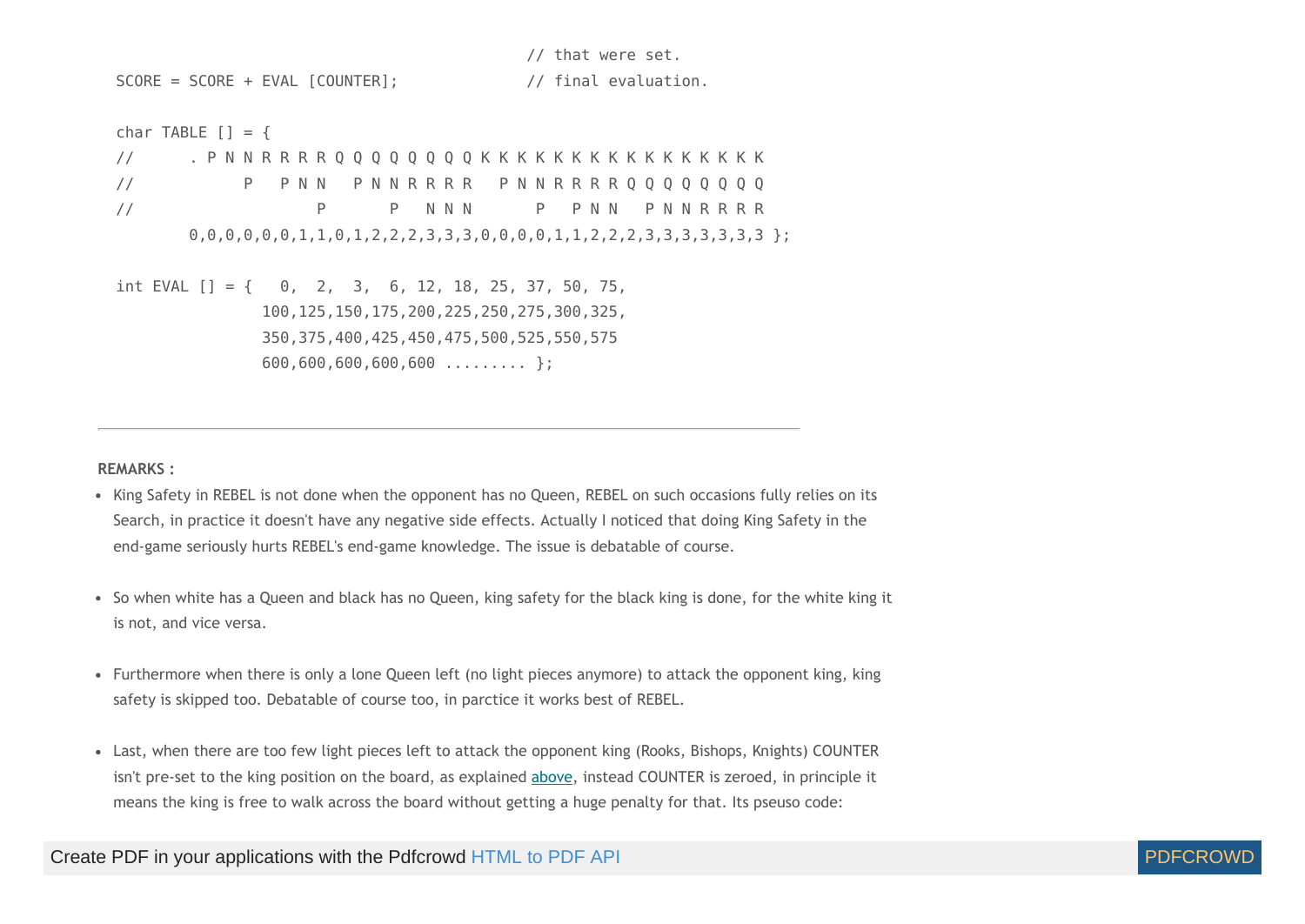```
                                             // that were set.
SCORE = SCORE + EVAL [COUNTER];              // final evaluation.

char TABLE [] = {
//      . P N N R R R R Q Q Q Q Q Q Q Q K K K K K K K K K K K K K K K K
//            P   P N N   P N N R R R R   P N N R R R R Q Q Q Q Q Q Q Q
//                  P       P   N N N       P   P N N   P N N R R R R
        0,0,0,0,0,0,1,1,0,1,2,2,2,3,3,3,0,0,0,0,1,1,2,2,2,3,3,3,3,3,3,3 };

int EVAL [] = {   0,  2,  3,  6, 12, 18, 25, 37, 50, 75,
                100,125,150,175,200,225,250,275,300,325,
                350,375,400,425,450,475,500,525,550,575
                600,600,600,600,600 ......... };
```

---

**REMARKS :**

- King Safety in REBEL is not done when the opponent has no Queen, REBEL on such occasions fully relies on its Search, in practice it doesn't have any negative side effects. Actually I noticed that doing King Safety in the end-game seriously hurts REBEL's end-game knowledge. The issue is debatable of course.

- So when white has a Queen and black has no Queen, king safety for the black king is done, for the white king it is not, and vice versa.

- Furthermore when there is only a lone Queen left (no light pieces anymore) to attack the opponent king, king safety is skipped too. Debatable of course too, in parctice it works best of REBEL.

- Last, when there are too few light pieces left to attack the opponent king (Rooks, Bishops, Knights) COUNTER isn't pre-set to the king position on the board, as explained above, instead COUNTER is zeroed, in principle it means the king is free to walk across the board without getting a huge penalty for that. Its pseuso code: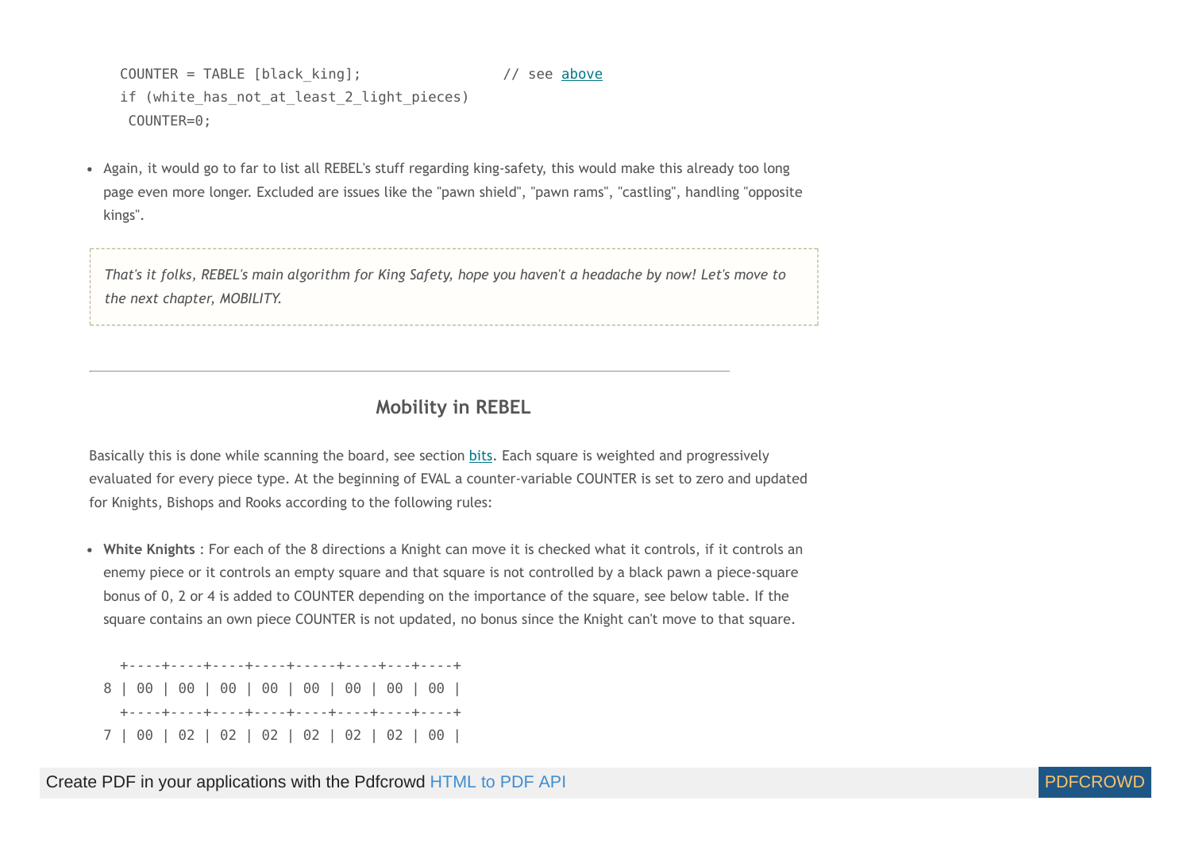```
COUNTER = TABLE [black_king];                // see above
if (white_has_not_at_least_2_light_pieces)
 COUNTER=0;
```

- Again, it would go to far to list all REBEL's stuff regarding king-safety, this would make this already too long page even more longer. Excluded are issues like the "pawn shield", "pawn rams", "castling", handling "opposite kings".

*That's it folks, REBEL's main algorithm for King Safety, hope you haven't a headache by now! Let's move to the next chapter, MOBILITY.*

---

## Mobility in REBEL

Basically this is done while scanning the board, see section bits. Each square is weighted and progressively evaluated for every piece type. At the beginning of EVAL a counter-variable COUNTER is set to zero and updated for Knights, Bishops and Rooks according to the following rules:

- **White Knights** : For each of the 8 directions a Knight can move it is checked what it controls, if it controls an enemy piece or it controls an empty square and that square is not controlled by a black pawn a piece-square bonus of 0, 2 or 4 is added to COUNTER depending on the importance of the square, see below table. If the square contains an own piece COUNTER is not updated, no bonus since the Knight can't move to that square.

```
  +----+----+----+----+-----+----+---+----+
8 | 00 | 00 | 00 | 00 | 00 | 00 | 00 | 00 |
  +----+----+----+----+----+----+----+----+
7 | 00 | 02 | 02 | 02 | 02 | 02 | 02 | 00 |
```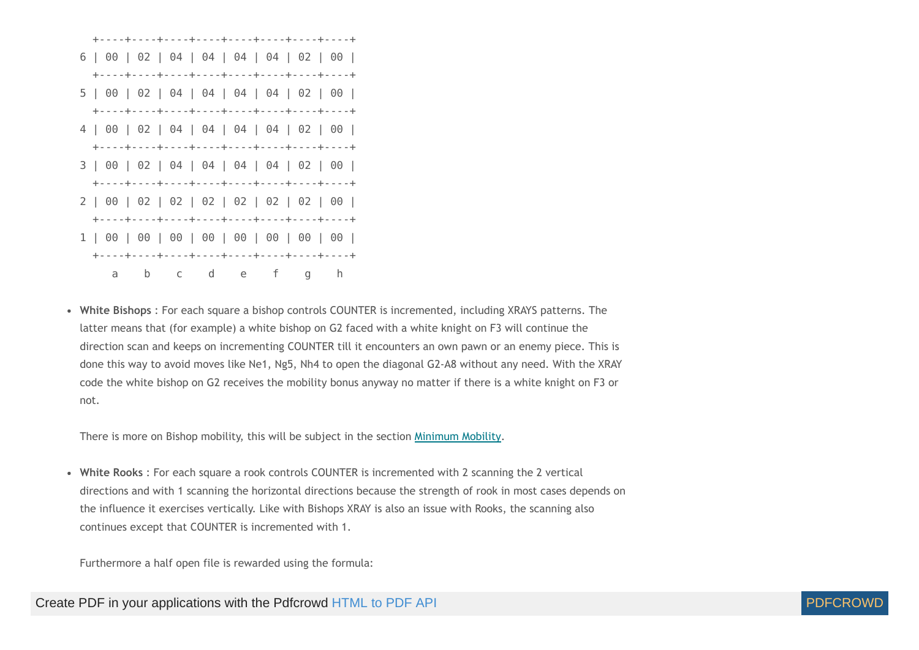```
  +----+----+----+----+----+----+----+----+
6 | 00 | 02 | 04 | 04 | 04 | 04 | 02 | 00 |
  +----+----+----+----+----+----+----+----+
5 | 00 | 02 | 04 | 04 | 04 | 04 | 02 | 00 |
  +----+----+----+----+----+----+----+----+
4 | 00 | 02 | 04 | 04 | 04 | 04 | 02 | 00 |
  +----+----+----+----+----+----+----+----+
3 | 00 | 02 | 04 | 04 | 04 | 04 | 02 | 00 |
  +----+----+----+----+----+----+----+----+
2 | 00 | 02 | 02 | 02 | 02 | 02 | 02 | 00 |
  +----+----+----+----+----+----+----+----+
1 | 00 | 00 | 00 | 00 | 00 | 00 | 00 | 00 |
  +----+----+----+----+----+----+----+----+
     a    b    c    d    e    f    g    h
```

- **White Bishops** : For each square a bishop controls COUNTER is incremented, including XRAYS patterns. The latter means that (for example) a white bishop on G2 faced with a white knight on F3 will continue the direction scan and keeps on incrementing COUNTER till it encounters an own pawn or an enemy piece. This is done this way to avoid moves like Ne1, Ng5, Nh4 to open the diagonal G2-A8 without any need. With the XRAY code the white bishop on G2 receives the mobility bonus anyway no matter if there is a white knight on F3 or not.

  There is more on Bishop mobility, this will be subject in the section Minimum Mobility.

- **White Rooks** : For each square a rook controls COUNTER is incremented with 2 scanning the 2 vertical directions and with 1 scanning the horizontal directions because the strength of rook in most cases depends on the influence it exercises vertically. Like with Bishops XRAY is also an issue with Rooks, the scanning also continues except that COUNTER is incremented with 1.

  Furthermore a half open file is rewarded using the formula: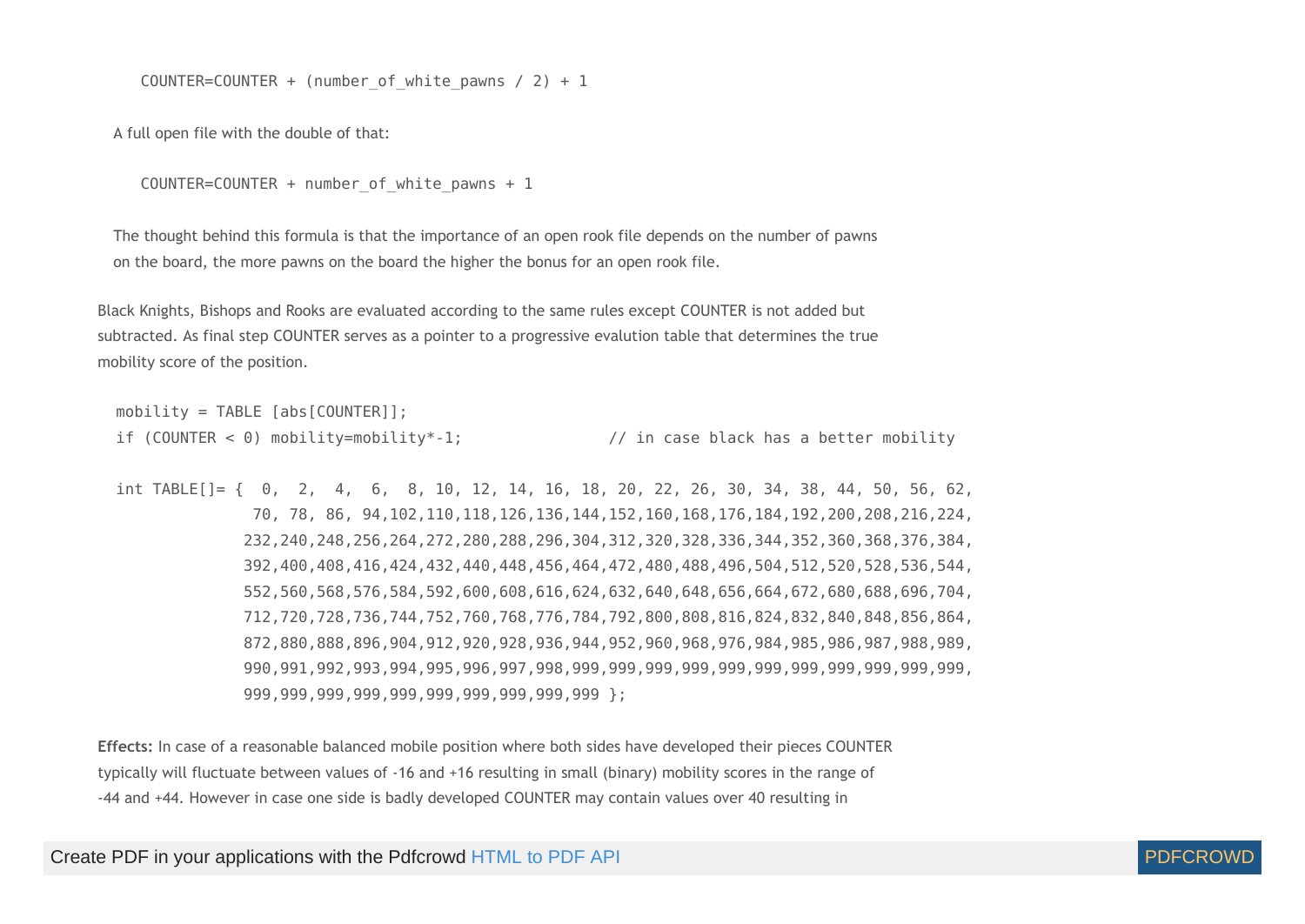```
COUNTER=COUNTER + (number_of_white_pawns / 2) + 1
```

A full open file with the double of that:

```
COUNTER=COUNTER + number_of_white_pawns + 1
```

The thought behind this formula is that the importance of an open rook file depends on the number of pawns on the board, the more pawns on the board the higher the bonus for an open rook file.

Black Knights, Bishops and Rooks are evaluated according to the same rules except COUNTER is not added but subtracted. As final step COUNTER serves as a pointer to a progressive evalution table that determines the true mobility score of the position.

```
mobility = TABLE [abs[COUNTER]];
if (COUNTER < 0) mobility=mobility*-1;                // in case black has a better mobility

int TABLE[]= {  0,  2,  4,  6,  8, 10, 12, 14, 16, 18, 20, 22, 26, 30, 34, 38, 44, 50, 56, 62,
                70, 78, 86, 94,102,110,118,126,136,144,152,160,168,176,184,192,200,208,216,224,
               232,240,248,256,264,272,280,288,296,304,312,320,328,336,344,352,360,368,376,384,
               392,400,408,416,424,432,440,448,456,464,472,480,488,496,504,512,520,528,536,544,
               552,560,568,576,584,592,600,608,616,624,632,640,648,656,664,672,680,688,696,704,
               712,720,728,736,744,752,760,768,776,784,792,800,808,816,824,832,840,848,856,864,
               872,880,888,896,904,912,920,928,936,944,952,960,968,976,984,985,986,987,988,989,
               990,991,992,993,994,995,996,997,998,999,999,999,999,999,999,999,999,999,999,999,
               999,999,999,999,999,999,999,999,999,999 };
```

**Effects:** In case of a reasonable balanced mobile position where both sides have developed their pieces COUNTER typically will fluctuate between values of -16 and +16 resulting in small (binary) mobility scores in the range of -44 and +44. However in case one side is badly developed COUNTER may contain values over 40 resulting in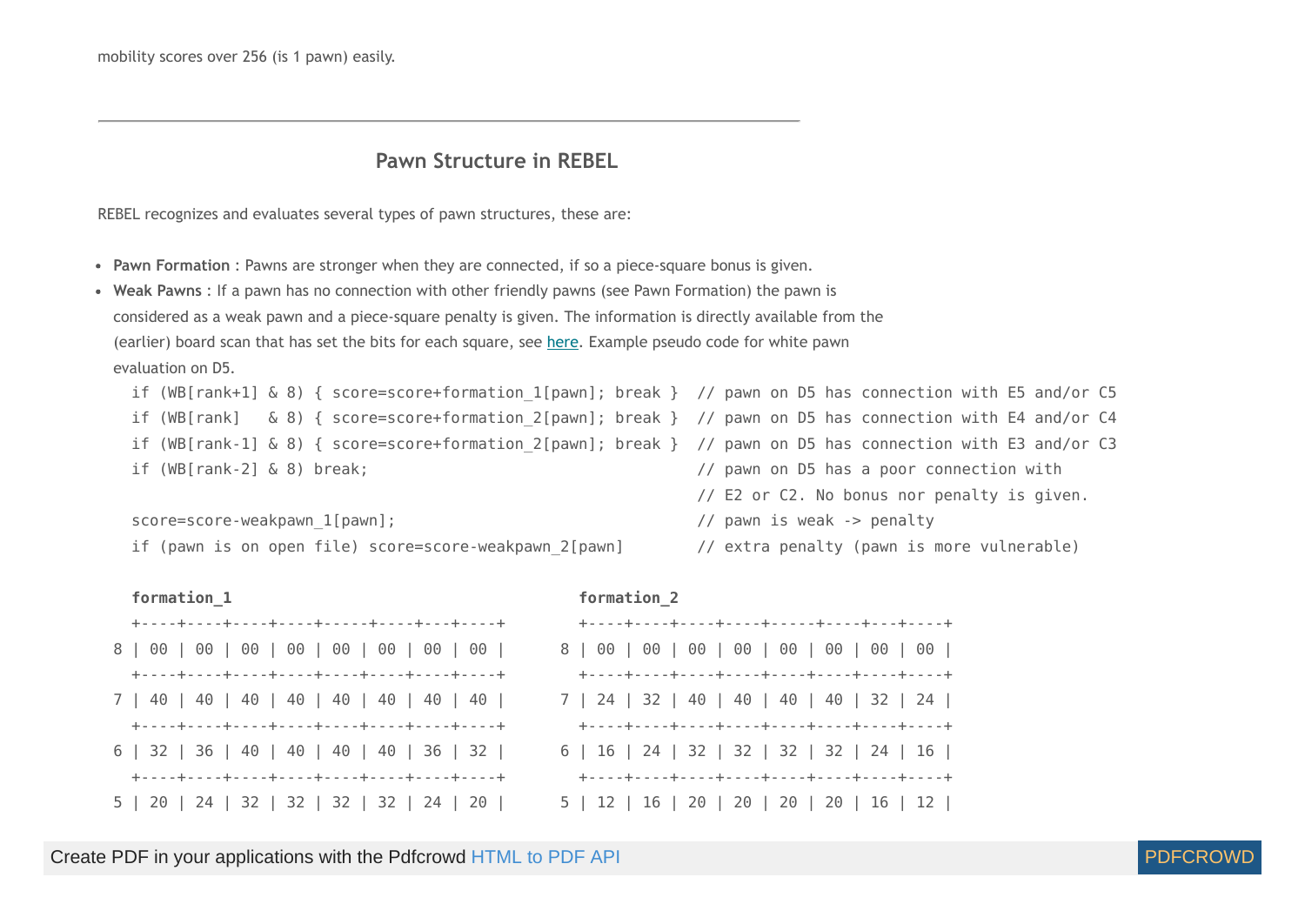mobility scores over 256 (is 1 pawn) easily.

---

## Pawn Structure in REBEL

REBEL recognizes and evaluates several types of pawn structures, these are:

- **Pawn Formation** : Pawns are stronger when they are connected, if so a piece-square bonus is given.
- **Weak Pawns** : If a pawn has no connection with other friendly pawns (see Pawn Formation) the pawn is considered as a weak pawn and a piece-square penalty is given. The information is directly available from the (earlier) board scan that has set the bits for each square, see here. Example pseudo code for white pawn evaluation on D5.

```
if (WB[rank+1] & 8) { score=score+formation_1[pawn]; break }  // pawn on D5 has connection with E5 and/or C5
if (WB[rank]   & 8) { score=score+formation_2[pawn]; break }  // pawn on D5 has connection with E4 and/or C4
if (WB[rank-1] & 8) { score=score+formation_2[pawn]; break }  // pawn on D5 has connection with E3 and/or C3
if (WB[rank-2] & 8) break;                                     // pawn on D5 has a poor connection with
                                                               // E2 or C2. No bonus nor penalty is given.
score=score-weakpawn_1[pawn];                                  // pawn is weak -> penalty
if (pawn is on open file) score=score-weakpawn_2[pawn]         // extra penalty (pawn is more vulnerable)
```

**formation_1**

```
  +----+----+----+----+-----+----+---+----+
8 | 00 | 00 | 00 | 00 | 00 | 00 | 00 | 00 |
  +----+----+----+----+----+----+----+----+
7 | 40 | 40 | 40 | 40 | 40 | 40 | 40 | 40 |
  +----+----+----+----+----+----+----+----+
6 | 32 | 36 | 40 | 40 | 40 | 40 | 36 | 32 |
  +----+----+----+----+----+----+----+----+
5 | 20 | 24 | 32 | 32 | 32 | 32 | 24 | 20 |
```

**formation_2**

```
  +----+----+----+----+-----+----+---+----+
8 | 00 | 00 | 00 | 00 | 00 | 00 | 00 | 00 |
  +----+----+----+----+----+----+----+----+
7 | 24 | 32 | 40 | 40 | 40 | 40 | 32 | 24 |
  +----+----+----+----+----+----+----+----+
6 | 16 | 24 | 32 | 32 | 32 | 32 | 24 | 16 |
  +----+----+----+----+----+----+----+----+
5 | 12 | 16 | 20 | 20 | 20 | 20 | 16 | 12 |
```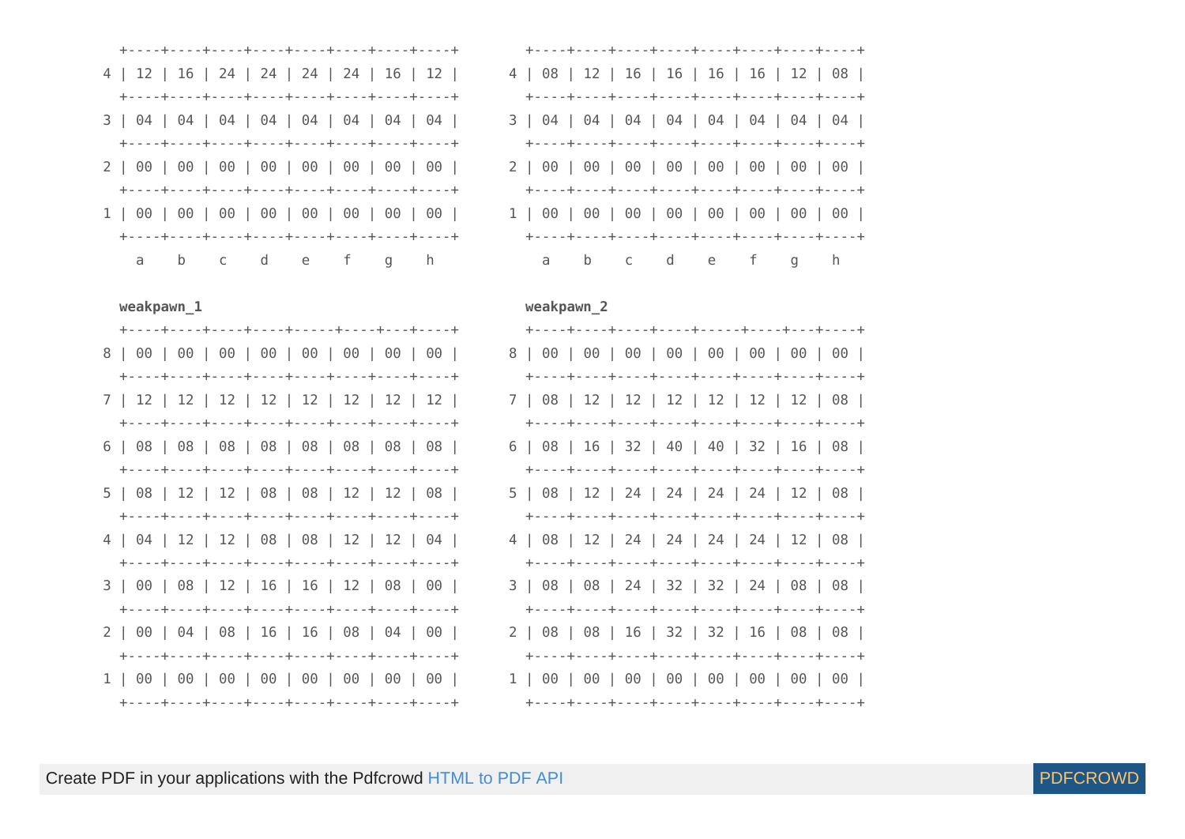```
  +----+----+----+----+----+----+----+----+
4 | 12 | 16 | 24 | 24 | 24 | 24 | 16 | 12 |
  +----+----+----+----+----+----+----+----+
3 | 04 | 04 | 04 | 04 | 04 | 04 | 04 | 04 |
  +----+----+----+----+----+----+----+----+
2 | 00 | 00 | 00 | 00 | 00 | 00 | 00 | 00 |
  +----+----+----+----+----+----+----+----+
1 | 00 | 00 | 00 | 00 | 00 | 00 | 00 | 00 |
  +----+----+----+----+----+----+----+----+
    a    b    c    d    e    f    g    h
```

```
  +----+----+----+----+----+----+----+----+
4 | 08 | 12 | 16 | 16 | 16 | 16 | 12 | 08 |
  +----+----+----+----+----+----+----+----+
3 | 04 | 04 | 04 | 04 | 04 | 04 | 04 | 04 |
  +----+----+----+----+----+----+----+----+
2 | 00 | 00 | 00 | 00 | 00 | 00 | 00 | 00 |
  +----+----+----+----+----+----+----+----+
1 | 00 | 00 | 00 | 00 | 00 | 00 | 00 | 00 |
  +----+----+----+----+----+----+----+----+
    a    b    c    d    e    f    g    h
```

**weakpawn_1**

```
  +----+----+----+----+----+----+----+----+
8 | 00 | 00 | 00 | 00 | 00 | 00 | 00 | 00 |
  +----+----+----+----+----+----+----+----+
7 | 12 | 12 | 12 | 12 | 12 | 12 | 12 | 12 |
  +----+----+----+----+----+----+----+----+
6 | 08 | 08 | 08 | 08 | 08 | 08 | 08 | 08 |
  +----+----+----+----+----+----+----+----+
5 | 08 | 12 | 12 | 08 | 08 | 12 | 12 | 08 |
  +----+----+----+----+----+----+----+----+
4 | 04 | 12 | 12 | 08 | 08 | 12 | 12 | 04 |
  +----+----+----+----+----+----+----+----+
3 | 00 | 08 | 12 | 16 | 16 | 12 | 08 | 00 |
  +----+----+----+----+----+----+----+----+
2 | 00 | 04 | 08 | 16 | 16 | 08 | 04 | 00 |
  +----+----+----+----+----+----+----+----+
1 | 00 | 00 | 00 | 00 | 00 | 00 | 00 | 00 |
  +----+----+----+----+----+----+----+----+
```

**weakpawn_2**

```
  +----+----+----+----+----+----+----+----+
8 | 00 | 00 | 00 | 00 | 00 | 00 | 00 | 00 |
  +----+----+----+----+----+----+----+----+
7 | 08 | 12 | 12 | 12 | 12 | 12 | 12 | 08 |
  +----+----+----+----+----+----+----+----+
6 | 08 | 16 | 32 | 40 | 40 | 32 | 16 | 08 |
  +----+----+----+----+----+----+----+----+
5 | 08 | 12 | 24 | 24 | 24 | 24 | 12 | 08 |
  +----+----+----+----+----+----+----+----+
4 | 08 | 12 | 24 | 24 | 24 | 24 | 12 | 08 |
  +----+----+----+----+----+----+----+----+
3 | 08 | 08 | 24 | 32 | 32 | 24 | 08 | 08 |
  +----+----+----+----+----+----+----+----+
2 | 08 | 08 | 16 | 32 | 32 | 16 | 08 | 08 |
  +----+----+----+----+----+----+----+----+
1 | 00 | 00 | 00 | 00 | 00 | 00 | 00 | 00 |
  +----+----+----+----+----+----+----+----+
```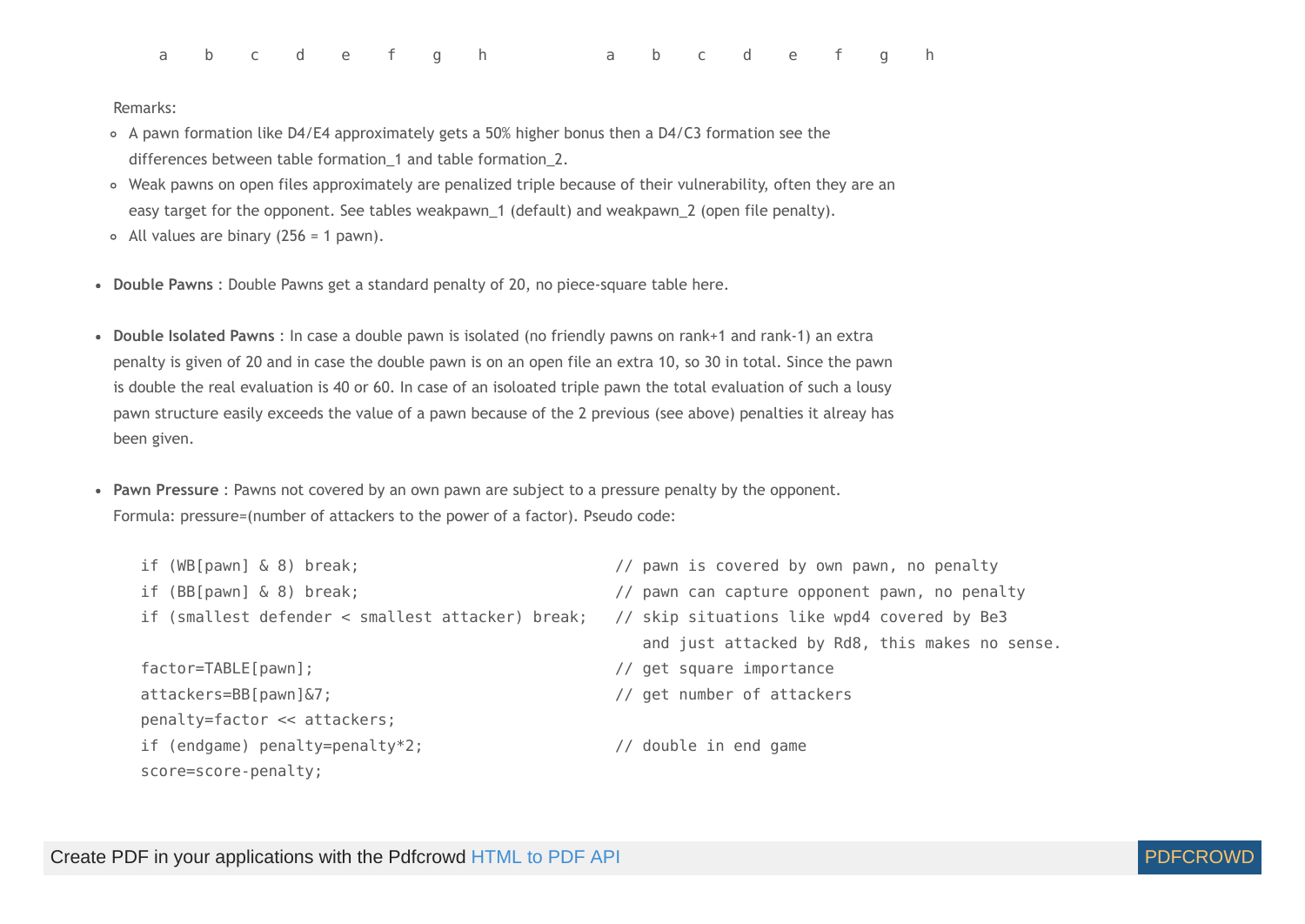a b c d e f g h a b c d e f g h

Remarks:

- A pawn formation like D4/E4 approximately gets a 50% higher bonus then a D4/C3 formation see the differences between table formation_1 and table formation_2.
- Weak pawns on open files approximately are penalized triple because of their vulnerability, often they are an easy target for the opponent. See tables weakpawn_1 (default) and weakpawn_2 (open file penalty).
- All values are binary (256 = 1 pawn).

- **Double Pawns** : Double Pawns get a standard penalty of 20, no piece-square table here.

- **Double Isolated Pawns** : In case a double pawn is isolated (no friendly pawns on rank+1 and rank-1) an extra penalty is given of 20 and in case the double pawn is on an open file an extra 10, so 30 in total. Since the pawn is double the real evaluation is 40 or 60. In case of an isoloated triple pawn the total evaluation of such a lousy pawn structure easily exceeds the value of a pawn because of the 2 previous (see above) penalties it alreay has been given.

- **Pawn Pressure** : Pawns not covered by an own pawn are subject to a pressure penalty by the opponent. Formula: pressure=(number of attackers to the power of a factor). Pseudo code:

```
if (WB[pawn] & 8) break;                        // pawn is covered by own pawn, no penalty
if (BB[pawn] & 8) break;                        // pawn can capture opponent pawn, no penalty
if (smallest defender < smallest attacker) break;   // skip situations like wpd4 covered by Be3
                                                   and just attacked by Rd8, this makes no sense.
factor=TABLE[pawn];                             // get square importance
attackers=BB[pawn]&7;                           // get number of attackers
penalty=factor << attackers;
if (endgame) penalty=penalty*2;                 // double in end game
score=score-penalty;
```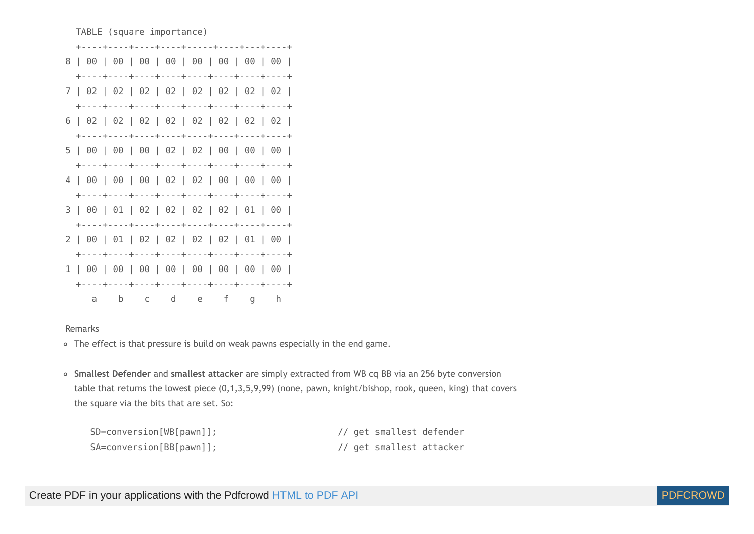```
  TABLE (square importance)
  +----+----+----+----+-----+----+---+----+
8 | 00 | 00 | 00 | 00 | 00 | 00 | 00 | 00 |
  +----+----+----+----+----+----+----+----+
7 | 02 | 02 | 02 | 02 | 02 | 02 | 02 | 02 |
  +----+----+----+----+----+----+----+----+
6 | 02 | 02 | 02 | 02 | 02 | 02 | 02 | 02 |
  +----+----+----+----+----+----+----+----+
5 | 00 | 00 | 00 | 02 | 02 | 00 | 00 | 00 |
  +----+----+----+----+----+----+----+----+
4 | 00 | 00 | 00 | 02 | 02 | 00 | 00 | 00 |
  +----+----+----+----+----+----+----+----+
3 | 00 | 01 | 02 | 02 | 02 | 02 | 01 | 00 |
  +----+----+----+----+----+----+----+----+
2 | 00 | 01 | 02 | 02 | 02 | 02 | 01 | 00 |
  +----+----+----+----+----+----+----+----+
1 | 00 | 00 | 00 | 00 | 00 | 00 | 00 | 00 |
  +----+----+----+----+----+----+----+----+
     a    b    c    d    e    f    g    h
```

Remarks

- The effect is that pressure is build on weak pawns especially in the end game.

- **Smallest Defender** and **smallest attacker** are simply extracted from WB cq BB via an 256 byte conversion table that returns the lowest piece (0,1,3,5,9,99) (none, pawn, knight/bishop, rook, queen, king) that covers the square via the bits that are set. So:

```
SD=conversion[WB[pawn]];                       // get smallest defender
SA=conversion[BB[pawn]];                       // get smallest attacker
```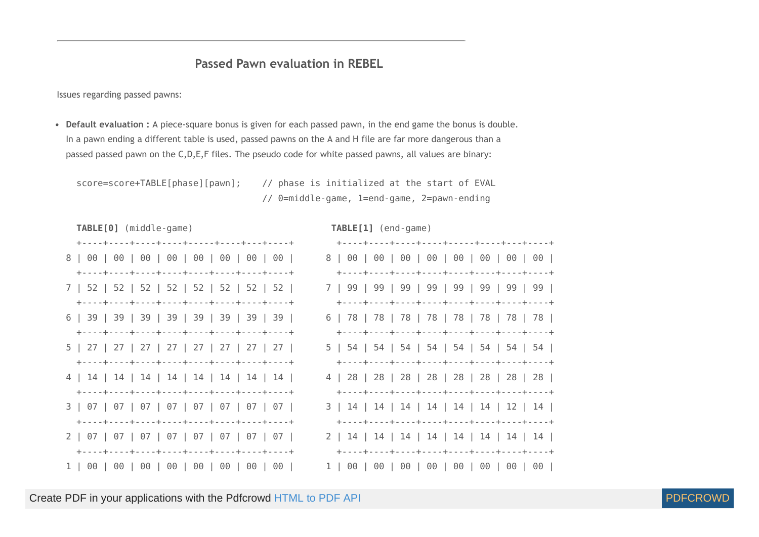## Passed Pawn evaluation in REBEL

Issues regarding passed pawns:

- **Default evaluation :** A piece-square bonus is given for each passed pawn, in the end game the bonus is double. In a pawn ending a different table is used, passed pawns on the A and H file are far more dangerous than a passed passed pawn on the C,D,E,F files. The pseudo code for white passed pawns, all values are binary:

```
score=score+TABLE[phase][pawn];    // phase is initialized at the start of EVAL
                                   // 0=middle-game, 1=end-game, 2=pawn-ending
```

**TABLE[0]** (middle-game)

```
  +----+----+----+----+----+----+----+----+
8 | 00 | 00 | 00 | 00 | 00 | 00 | 00 | 00 |
  +----+----+----+----+----+----+----+----+
7 | 52 | 52 | 52 | 52 | 52 | 52 | 52 | 52 |
  +----+----+----+----+----+----+----+----+
6 | 39 | 39 | 39 | 39 | 39 | 39 | 39 | 39 |
  +----+----+----+----+----+----+----+----+
5 | 27 | 27 | 27 | 27 | 27 | 27 | 27 | 27 |
  +----+----+----+----+----+----+----+----+
4 | 14 | 14 | 14 | 14 | 14 | 14 | 14 | 14 |
  +----+----+----+----+----+----+----+----+
3 | 07 | 07 | 07 | 07 | 07 | 07 | 07 | 07 |
  +----+----+----+----+----+----+----+----+
2 | 07 | 07 | 07 | 07 | 07 | 07 | 07 | 07 |
  +----+----+----+----+----+----+----+----+
1 | 00 | 00 | 00 | 00 | 00 | 00 | 00 | 00 |
```

**TABLE[1]** (end-game)

```
  +----+----+----+----+----+----+----+----+
8 | 00 | 00 | 00 | 00 | 00 | 00 | 00 | 00 |
  +----+----+----+----+----+----+----+----+
7 | 99 | 99 | 99 | 99 | 99 | 99 | 99 | 99 |
  +----+----+----+----+----+----+----+----+
6 | 78 | 78 | 78 | 78 | 78 | 78 | 78 | 78 |
  +----+----+----+----+----+----+----+----+
5 | 54 | 54 | 54 | 54 | 54 | 54 | 54 | 54 |
  +----+----+----+----+----+----+----+----+
4 | 28 | 28 | 28 | 28 | 28 | 28 | 28 | 28 |
  +----+----+----+----+----+----+----+----+
3 | 14 | 14 | 14 | 14 | 14 | 14 | 12 | 14 |
  +----+----+----+----+----+----+----+----+
2 | 14 | 14 | 14 | 14 | 14 | 14 | 14 | 14 |
  +----+----+----+----+----+----+----+----+
1 | 00 | 00 | 00 | 00 | 00 | 00 | 00 | 00 |
```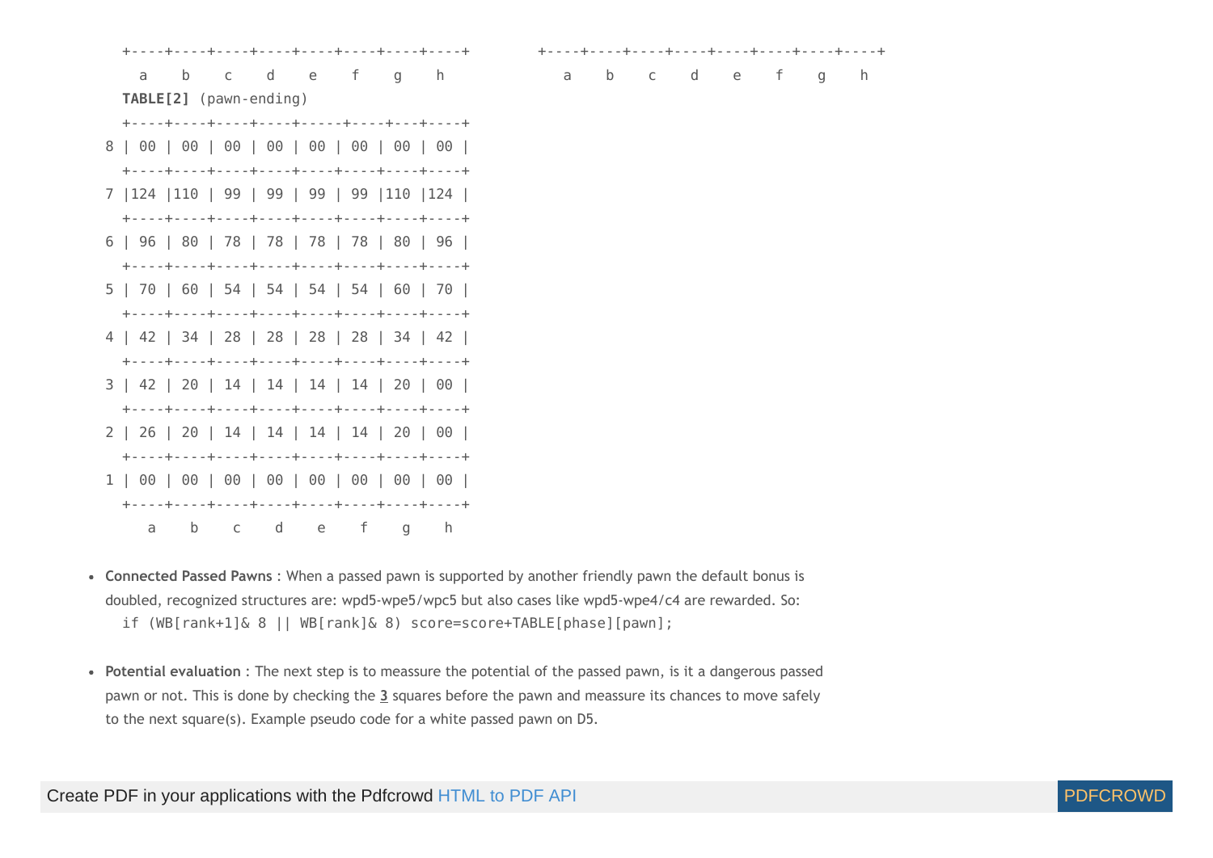```
  +----+----+----+----+----+----+----+----+        +----+----+----+----+----+----+----+----+
    a    b    c    d    e    f    g    h              a    b    c    d    e    f    g    h
```

**TABLE[2]** (pawn-ending)

|   | a | b | c | d | e | f | g | h |
|---|---|---|---|---|---|---|---|---|
| 8 | 00 | 00 | 00 | 00 | 00 | 00 | 00 | 00 |
| 7 | 124 | 110 | 99 | 99 | 99 | 99 | 110 | 124 |
| 6 | 96 | 80 | 78 | 78 | 78 | 78 | 80 | 96 |
| 5 | 70 | 60 | 54 | 54 | 54 | 54 | 60 | 70 |
| 4 | 42 | 34 | 28 | 28 | 28 | 28 | 34 | 42 |
| 3 | 42 | 20 | 14 | 14 | 14 | 14 | 20 | 00 |
| 2 | 26 | 20 | 14 | 14 | 14 | 14 | 20 | 00 |
| 1 | 00 | 00 | 00 | 00 | 00 | 00 | 00 | 00 |

- **Connected Passed Pawns** : When a passed pawn is supported by another friendly pawn the default bonus is doubled, recognized structures are: wpd5-wpe5/wpc5 but also cases like wpd5-wpe4/c4 are rewarded. So:

```
if (WB[rank+1]& 8 || WB[rank]& 8) score=score+TABLE[phase][pawn];
```

- **Potential evaluation** : The next step is to meassure the potential of the passed pawn, is it a dangerous passed pawn or not. This is done by checking the **3** squares before the pawn and meassure its chances to move safely to the next square(s). Example pseudo code for a white passed pawn on D5.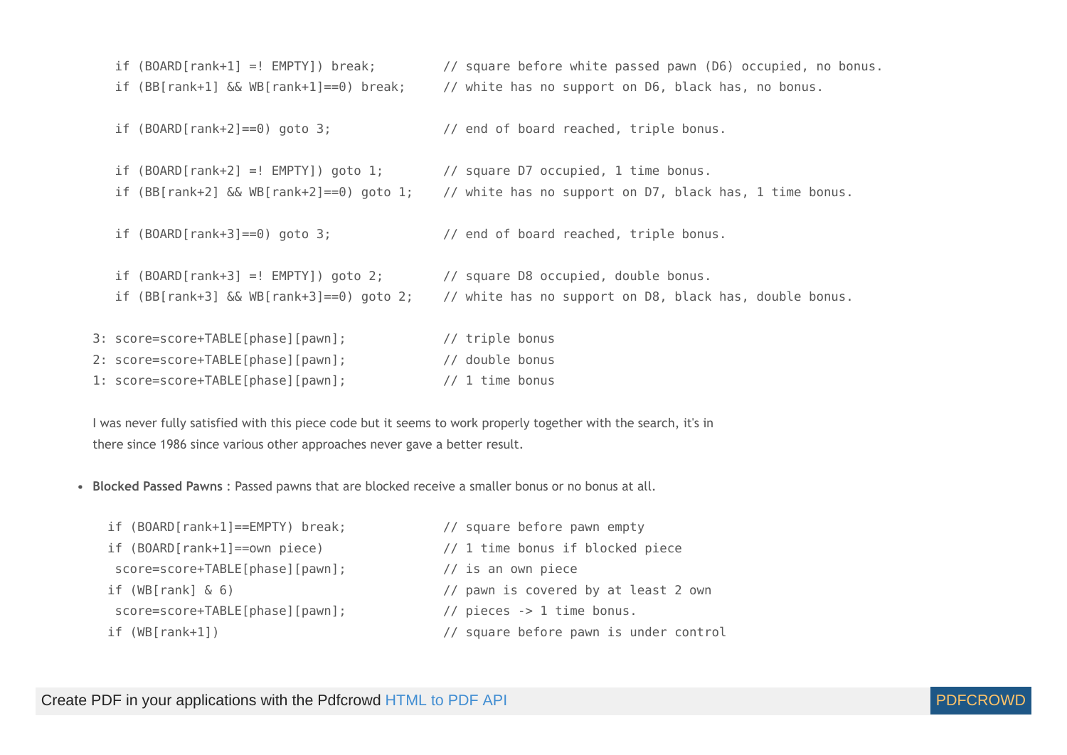```
if (BOARD[rank+1] =! EMPTY]) break;         // square before white passed pawn (D6) occupied, no bonus.
if (BB[rank+1] && WB[rank+1]==0) break;     // white has no support on D6, black has, no bonus.

if (BOARD[rank+2]==0) goto 3;               // end of board reached, triple bonus.

if (BOARD[rank+2] =! EMPTY]) goto 1;        // square D7 occupied, 1 time bonus.
if (BB[rank+2] && WB[rank+2]==0) goto 1;    // white has no support on D7, black has, 1 time bonus.

if (BOARD[rank+3]==0) goto 3;               // end of board reached, triple bonus.

if (BOARD[rank+3] =! EMPTY]) goto 2;        // square D8 occupied, double bonus.
if (BB[rank+3] && WB[rank+3]==0) goto 2;    // white has no support on D8, black has, double bonus.

3: score=score+TABLE[phase][pawn];          // triple bonus
2: score=score+TABLE[phase][pawn];          // double bonus
1: score=score+TABLE[phase][pawn];          // 1 time bonus
```

I was never fully satisfied with this piece code but it seems to work properly together with the search, it's in there since 1986 since various other approaches never gave a better result.

- **Blocked Passed Pawns** : Passed pawns that are blocked receive a smaller bonus or no bonus at all.

```
if (BOARD[rank+1]==EMPTY) break;            // square before pawn empty
if (BOARD[rank+1]==own piece)               // 1 time bonus if blocked piece
 score=score+TABLE[phase][pawn];            // is an own piece
if (WB[rank] & 6)                           // pawn is covered by at least 2 own
 score=score+TABLE[phase][pawn];            // pieces -> 1 time bonus.
if (WB[rank+1])                             // square before pawn is under control
```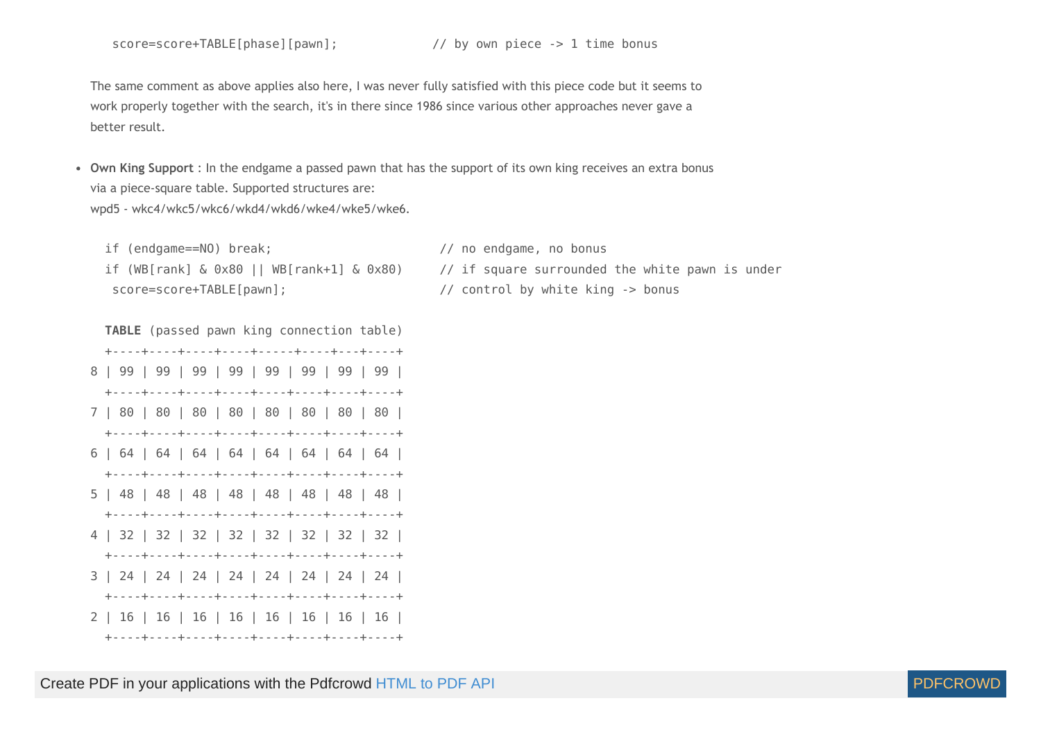```
score=score+TABLE[phase][pawn];            // by own piece -> 1 time bonus
```

The same comment as above applies also here, I was never fully satisfied with this piece code but it seems to work properly together with the search, it's in there since 1986 since various other approaches never gave a better result.

- **Own King Support** : In the endgame a passed pawn that has the support of its own king receives an extra bonus via a piece-square table. Supported structures are:
  wpd5 - wkc4/wkc5/wkc6/wkd4/wkd6/wke4/wke5/wke6.

```
if (endgame==NO) break;                       // no endgame, no bonus
if (WB[rank] & 0x80 || WB[rank+1] & 0x80)     // if square surrounded the white pawn is under
 score=score+TABLE[pawn];                     // control by white king -> bonus
```

```
TABLE (passed pawn king connection table)
  +----+----+----+----+-----+----+---+----+
8 | 99 | 99 | 99 | 99 | 99 | 99 | 99 | 99 |
  +----+----+----+----+----+----+----+----+
7 | 80 | 80 | 80 | 80 | 80 | 80 | 80 | 80 |
  +----+----+----+----+----+----+----+----+
6 | 64 | 64 | 64 | 64 | 64 | 64 | 64 | 64 |
  +----+----+----+----+----+----+----+----+
5 | 48 | 48 | 48 | 48 | 48 | 48 | 48 | 48 |
  +----+----+----+----+----+----+----+----+
4 | 32 | 32 | 32 | 32 | 32 | 32 | 32 | 32 |
  +----+----+----+----+----+----+----+----+
3 | 24 | 24 | 24 | 24 | 24 | 24 | 24 | 24 |
  +----+----+----+----+----+----+----+----+
2 | 16 | 16 | 16 | 16 | 16 | 16 | 16 | 16 |
  +----+----+----+----+----+----+----+----+
```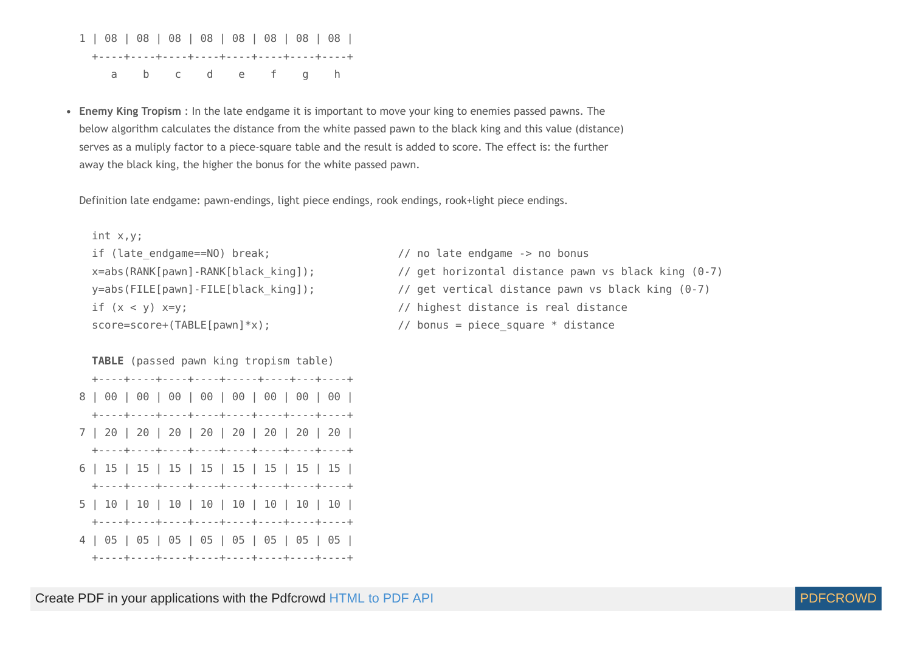```
1 | 08 | 08 | 08 | 08 | 08 | 08 | 08 | 08 |
  +----+----+----+----+----+----+----+----+
     a    b    c    d    e    f    g    h
```

- **Enemy King Tropism** : In the late endgame it is important to move your king to enemies passed pawns. The below algorithm calculates the distance from the white passed pawn to the black king and this value (distance) serves as a muliply factor to a piece-square table and the result is added to score. The effect is: the further away the black king, the higher the bonus for the white passed pawn.

  Definition late endgame: pawn-endings, light piece endings, rook endings, rook+light piece endings.

```
int x,y;
if (late_endgame==NO) break;                    // no late endgame -> no bonus
x=abs(RANK[pawn]-RANK[black_king]);             // get horizontal distance pawn vs black king (0-7)
y=abs(FILE[pawn]-FILE[black_king]);             // get vertical distance pawn vs black king (0-7)
if (x < y) x=y;                                 // highest distance is real distance
score=score+(TABLE[pawn]*x);                    // bonus = piece_square * distance
```

  **TABLE** (passed pawn king tropism table)

```
  +----+----+----+----+----+----+----+----+
8 | 00 | 00 | 00 | 00 | 00 | 00 | 00 | 00 |
  +----+----+----+----+----+----+----+----+
7 | 20 | 20 | 20 | 20 | 20 | 20 | 20 | 20 |
  +----+----+----+----+----+----+----+----+
6 | 15 | 15 | 15 | 15 | 15 | 15 | 15 | 15 |
  +----+----+----+----+----+----+----+----+
5 | 10 | 10 | 10 | 10 | 10 | 10 | 10 | 10 |
  +----+----+----+----+----+----+----+----+
4 | 05 | 05 | 05 | 05 | 05 | 05 | 05 | 05 |
  +----+----+----+----+----+----+----+----+
```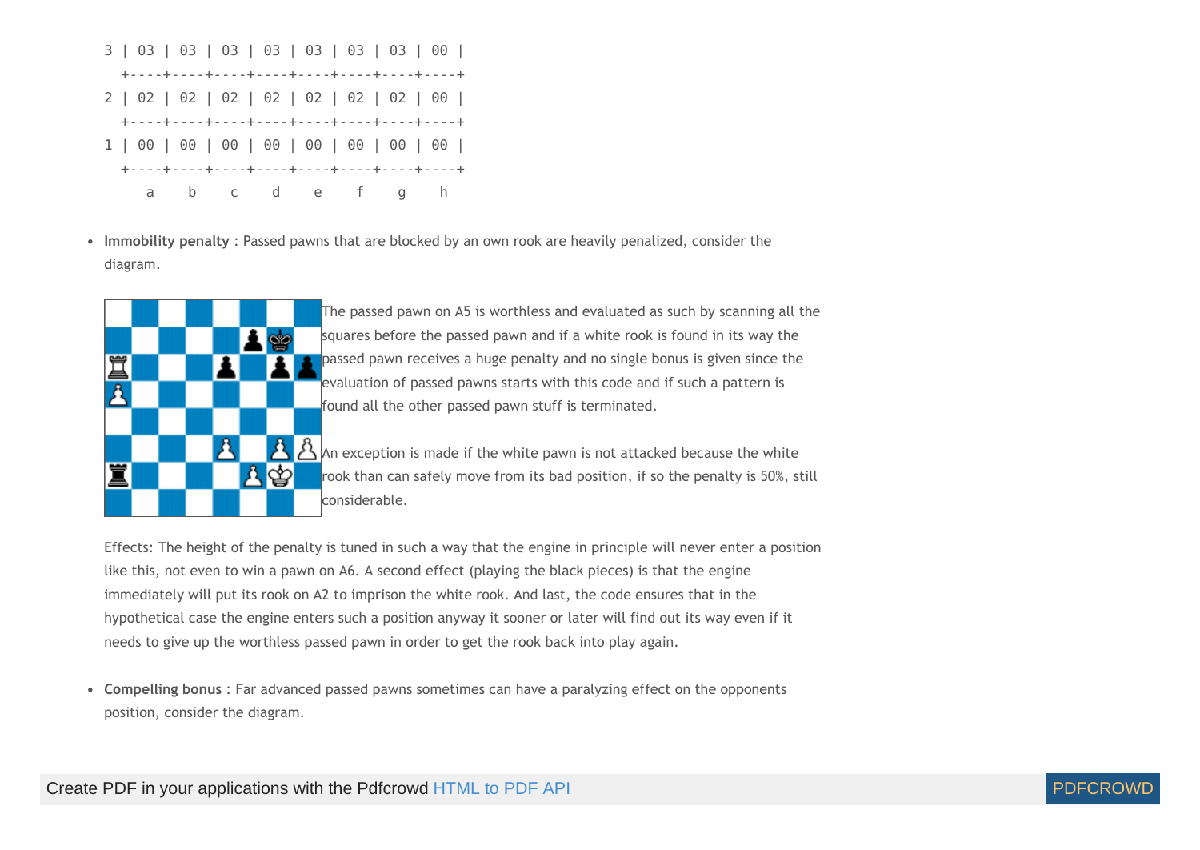```
3 | 03 | 03 | 03 | 03 | 03 | 03 | 03 | 00 |
  +----+----+----+----+----+----+----+----+
2 | 02 | 02 | 02 | 02 | 02 | 02 | 02 | 00 |
  +----+----+----+----+----+----+----+----+
1 | 00 | 00 | 00 | 00 | 00 | 00 | 00 | 00 |
  +----+----+----+----+----+----+----+----+
     a    b    c    d    e    f    g    h
```

- **Immobility penalty** : Passed pawns that are blocked by an own rook are heavily penalized, consider the diagram.

  The passed pawn on A5 is worthless and evaluated as such by scanning all the squares before the passed pawn and if a white rook is found in its way the passed pawn receives a huge penalty and no single bonus is given since the evaluation of passed pawns starts with this code and if such a pattern is found all the other passed pawn stuff is terminated.

  An exception is made if the white pawn is not attacked because the white rook than can safely move from its bad position, if so the penalty is 50%, still considerable.

  Effects: The height of the penalty is tuned in such a way that the engine in principle will never enter a position like this, not even to win a pawn on A6. A second effect (playing the black pieces) is that the engine immediately will put its rook on A2 to imprison the white rook. And last, the code ensures that in the hypothetical case the engine enters such a position anyway it sooner or later will find out its way even if it needs to give up the worthless passed pawn in order to get the rook back into play again.

- **Compelling bonus** : Far advanced passed pawns sometimes can have a paralyzing effect on the opponents position, consider the diagram.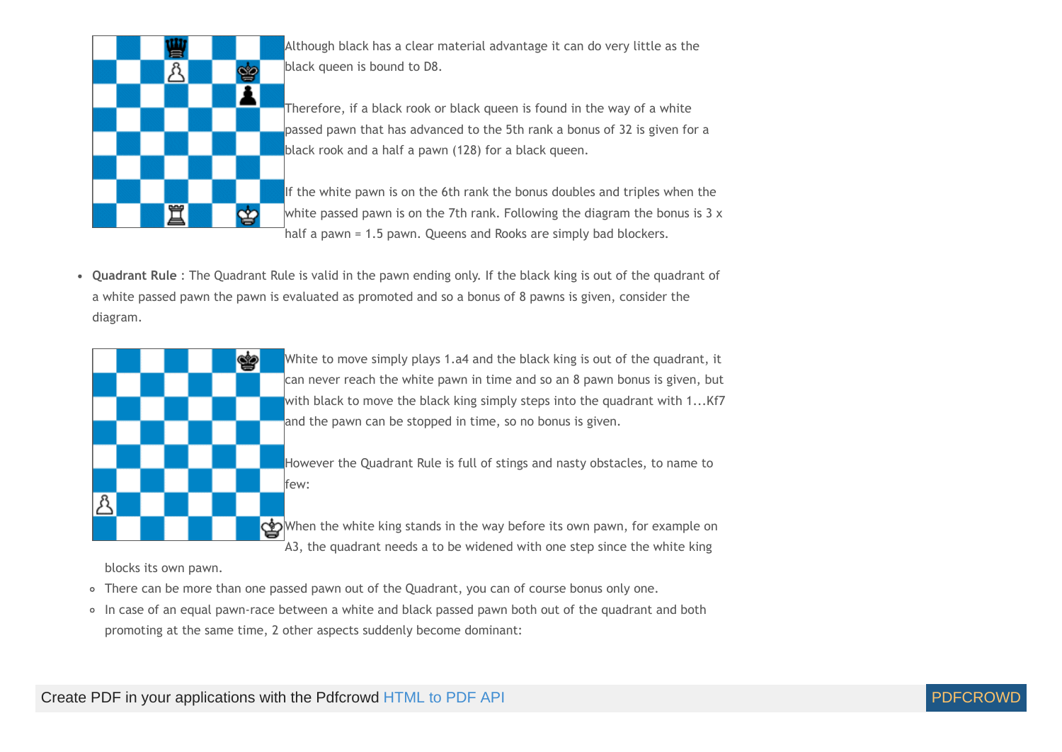Although black has a clear material advantage it can do very little as the black queen is bound to D8.

Therefore, if a black rook or black queen is found in the way of a white passed pawn that has advanced to the 5th rank a bonus of 32 is given for a black rook and a half a pawn (128) for a black queen.

If the white pawn is on the 6th rank the bonus doubles and triples when the white passed pawn is on the 7th rank. Following the diagram the bonus is 3 x half a pawn = 1.5 pawn. Queens and Rooks are simply bad blockers.

- **Quadrant Rule** : The Quadrant Rule is valid in the pawn ending only. If the black king is out of the quadrant of a white passed pawn the pawn is evaluated as promoted and so a bonus of 8 pawns is given, consider the diagram.

  White to move simply plays 1.a4 and the black king is out of the quadrant, it can never reach the white pawn in time and so an 8 pawn bonus is given, but with black to move the black king simply steps into the quadrant with 1...Kf7 and the pawn can be stopped in time, so no bonus is given.

  However the Quadrant Rule is full of stings and nasty obstacles, to name to few:

  - When the white king stands in the way before its own pawn, for example on A3, the quadrant needs a to be widened with one step since the white king blocks its own pawn.
  - There can be more than one passed pawn out of the Quadrant, you can of course bonus only one.
  - In case of an equal pawn-race between a white and black passed pawn both out of the quadrant and both promoting at the same time, 2 other aspects suddenly become dominant: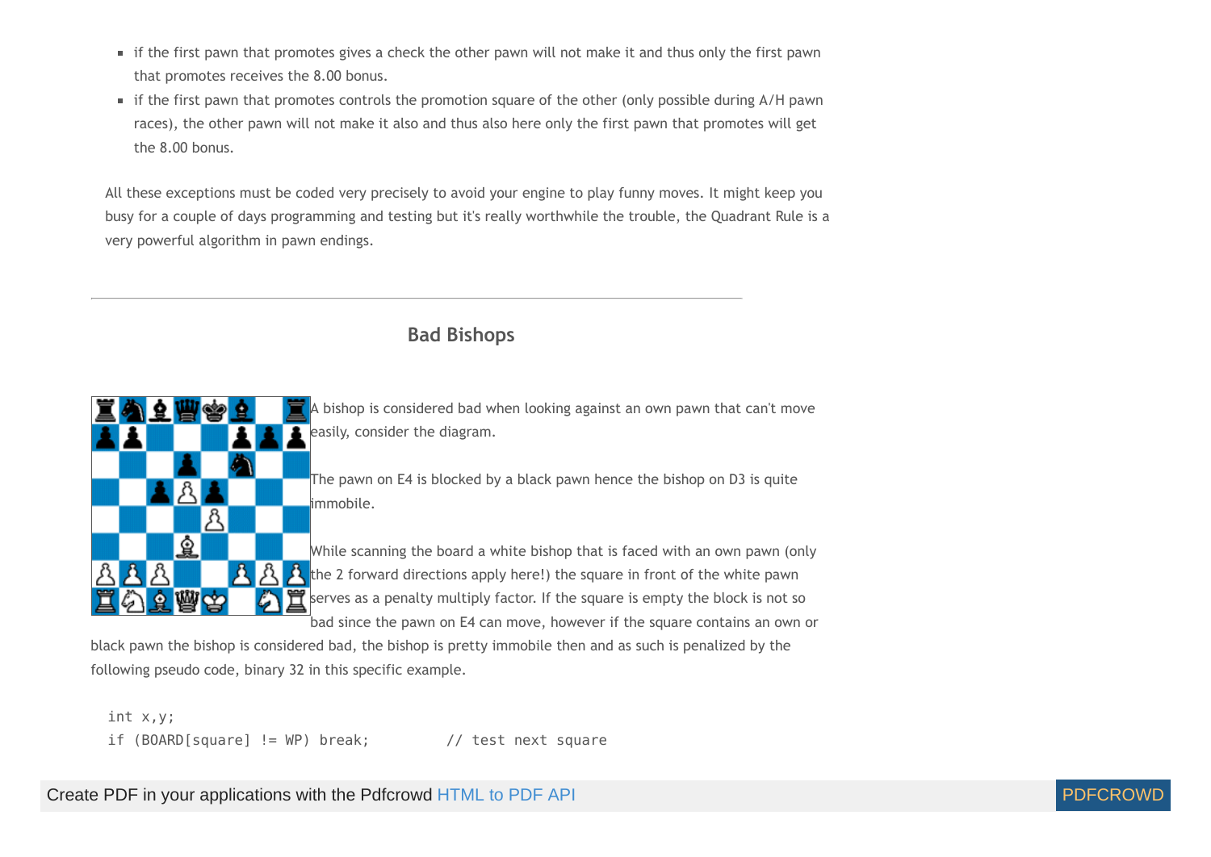- if the first pawn that promotes gives a check the other pawn will not make it and thus only the first pawn that promotes receives the 8.00 bonus.
- if the first pawn that promotes controls the promotion square of the other (only possible during A/H pawn races), the other pawn will not make it also and thus also here only the first pawn that promotes will get the 8.00 bonus.

All these exceptions must be coded very precisely to avoid your engine to play funny moves. It might keep you busy for a couple of days programming and testing but it's really worthwhile the trouble, the Quadrant Rule is a very powerful algorithm in pawn endings.

---

## Bad Bishops

A bishop is considered bad when looking against an own pawn that can't move easily, consider the diagram.

The pawn on E4 is blocked by a black pawn hence the bishop on D3 is quite immobile.

While scanning the board a white bishop that is faced with an own pawn (only the 2 forward directions apply here!) the square in front of the white pawn serves as a penalty multiply factor. If the square is empty the block is not so bad since the pawn on E4 can move, however if the square contains an own or black pawn the bishop is considered bad, the bishop is pretty immobile then and as such is penalized by the following pseudo code, binary 32 in this specific example.

```
int x,y;
if (BOARD[square] != WP) break;         // test next square
```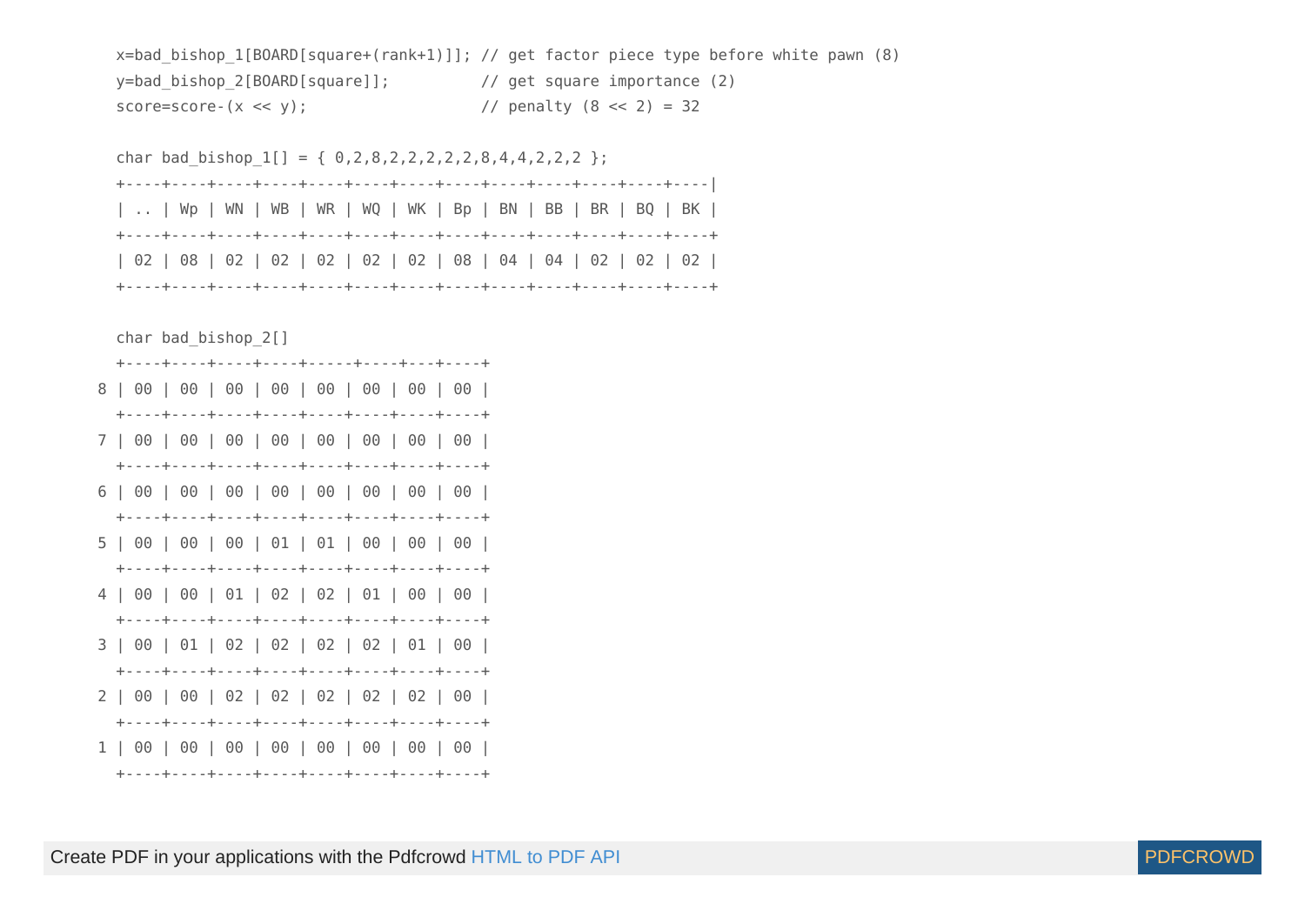```
x=bad_bishop_1[BOARD[square+(rank+1)]]; // get factor piece type before white pawn (8)
y=bad_bishop_2[BOARD[square]];          // get square importance (2)
score=score-(x << y);                   // penalty (8 << 2) = 32

char bad_bishop_1[] = { 0,2,8,2,2,2,2,2,8,4,4,2,2,2 };
+----+----+----+----+----+----+----+----+----+----+----+----+----|
| .. | Wp | WN | WB | WR | WQ | WK | Bp | BN | BB | BR | BQ | BK |
+----+----+----+----+----+----+----+----+----+----+----+----+----+
| 02 | 08 | 02 | 02 | 02 | 02 | 02 | 08 | 04 | 04 | 02 | 02 | 02 |
+----+----+----+----+----+----+----+----+----+----+----+----+----+

char bad_bishop_2[]
  +----+----+----+----+-----+----+---+----+
8 | 00 | 00 | 00 | 00 | 00 | 00 | 00 | 00 |
  +----+----+----+----+----+----+----+----+
7 | 00 | 00 | 00 | 00 | 00 | 00 | 00 | 00 |
  +----+----+----+----+----+----+----+----+
6 | 00 | 00 | 00 | 00 | 00 | 00 | 00 | 00 |
  +----+----+----+----+----+----+----+----+
5 | 00 | 00 | 00 | 01 | 01 | 00 | 00 | 00 |
  +----+----+----+----+----+----+----+----+
4 | 00 | 00 | 01 | 02 | 02 | 01 | 00 | 00 |
  +----+----+----+----+----+----+----+----+
3 | 00 | 01 | 02 | 02 | 02 | 02 | 01 | 00 |
  +----+----+----+----+----+----+----+----+
2 | 00 | 00 | 02 | 02 | 02 | 02 | 02 | 00 |
  +----+----+----+----+----+----+----+----+
1 | 00 | 00 | 00 | 00 | 00 | 00 | 00 | 00 |
  +----+----+----+----+----+----+----+----+
```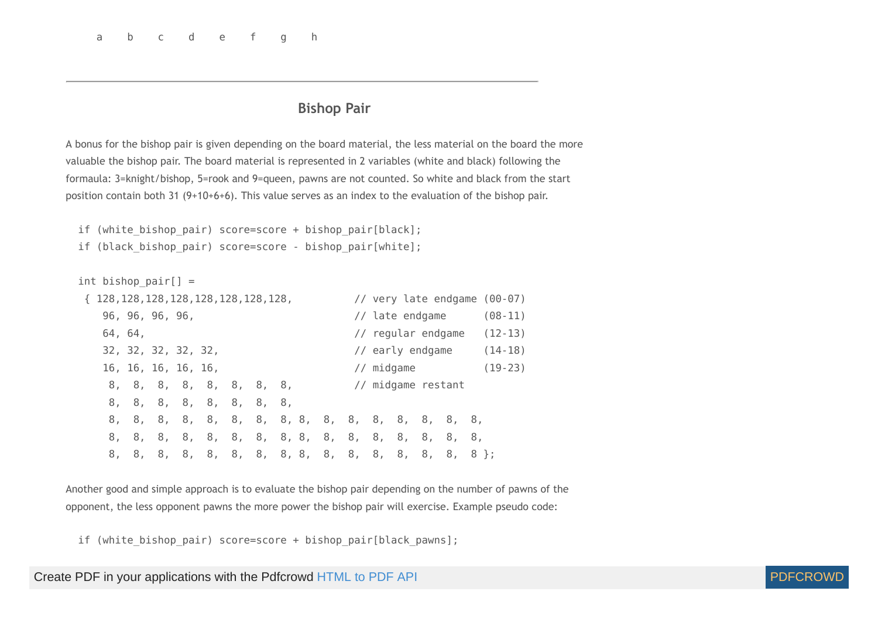a b c d e f g h

---

## Bishop Pair

A bonus for the bishop pair is given depending on the board material, the less material on the board the more valuable the bishop pair. The board material is represented in 2 variables (white and black) following the formaula: 3=knight/bishop, 5=rook and 9=queen, pawns are not counted. So white and black from the start position contain both 31 (9+10+6+6). This value serves as an index to the evaluation of the bishop pair.

```
if (white_bishop_pair) score=score + bishop_pair[black];
if (black_bishop_pair) score=score - bishop_pair[white];

int bishop_pair[] =
 { 128,128,128,128,128,128,128,128,          // very late endgame (00-07)
    96, 96, 96, 96,                          // late endgame      (08-11)
    64, 64,                                  // regular endgame   (12-13)
    32, 32, 32, 32, 32,                      // early endgame     (14-18)
    16, 16, 16, 16, 16,                      // midgame           (19-23)
     8,  8,  8,  8,  8,  8,  8,  8,          // midgame restant
     8,  8,  8,  8,  8,  8,  8,  8,
     8,  8,  8,  8,  8,  8,  8,  8, 8,  8,  8,  8,  8,  8,  8,  8,
     8,  8,  8,  8,  8,  8,  8,  8, 8,  8,  8,  8,  8,  8,  8,  8,
     8,  8,  8,  8,  8,  8,  8,  8, 8,  8,  8,  8,  8,  8,  8,  8 };
```

Another good and simple approach is to evaluate the bishop pair depending on the number of pawns of the opponent, the less opponent pawns the more power the bishop pair will exercise. Example pseudo code:

```
if (white_bishop_pair) score=score + bishop_pair[black_pawns];
```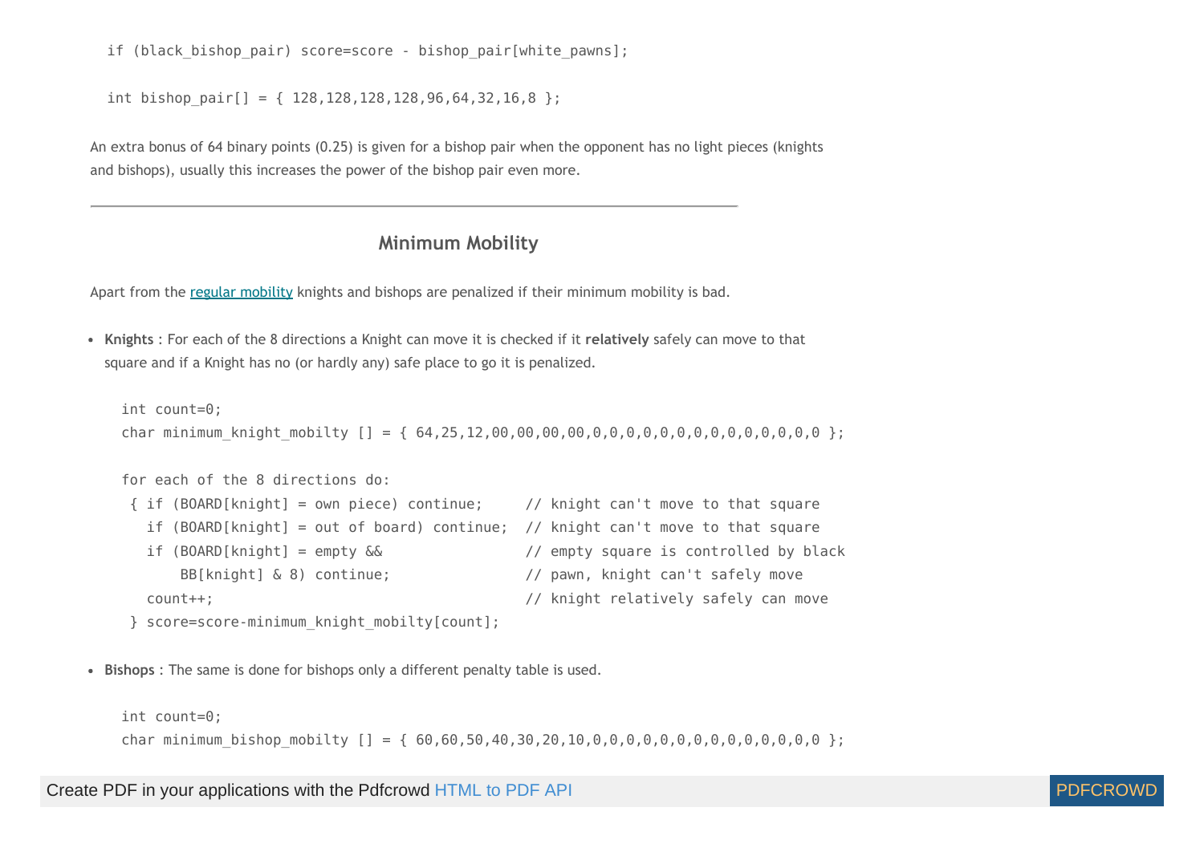```
if (black_bishop_pair) score=score - bishop_pair[white_pawns];

int bishop_pair[] = { 128,128,128,128,96,64,32,16,8 };
```

An extra bonus of 64 binary points (0.25) is given for a bishop pair when the opponent has no light pieces (knights and bishops), usually this increases the power of the bishop pair even more.

---

## Minimum Mobility

Apart from the regular mobility knights and bishops are penalized if their minimum mobility is bad.

- **Knights** : For each of the 8 directions a Knight can move it is checked if it **relatively** safely can move to that square and if a Knight has no (or hardly any) safe place to go it is penalized.

```
int count=0;
char minimum_knight_mobilty [] = { 64,25,12,00,00,00,00,0,0,0,0,0,0,0,0,0,0,0,0,0,0,0 };

for each of the 8 directions do:
 { if (BOARD[knight] = own piece) continue;     // knight can't move to that square
   if (BOARD[knight] = out of board) continue;  // knight can't move to that square
   if (BOARD[knight] = empty &&                 // empty square is controlled by black
       BB[knight] & 8) continue;                // pawn, knight can't safely move
   count++;                                     // knight relatively safely can move
 } score=score-minimum_knight_mobilty[count];
```

- **Bishops** : The same is done for bishops only a different penalty table is used.

```
int count=0;
char minimum_bishop_mobilty [] = { 60,60,50,40,30,20,10,0,0,0,0,0,0,0,0,0,0,0,0,0,0,0 };
```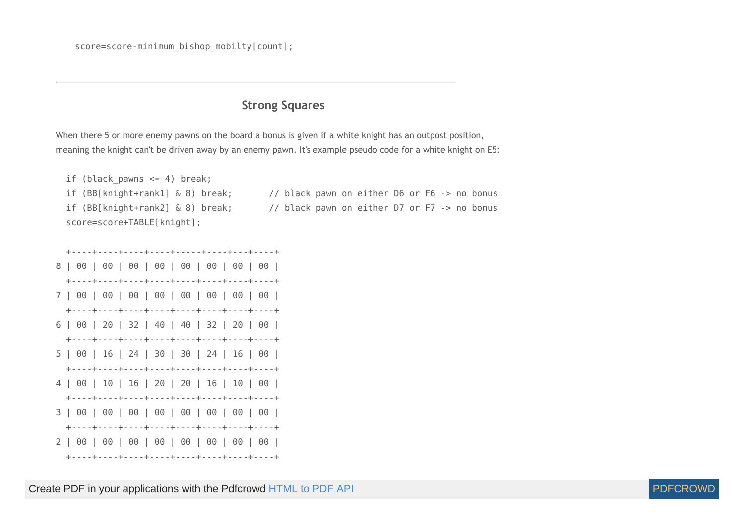```
score=score-minimum_bishop_mobilty[count];
```

---

## Strong Squares

When there 5 or more enemy pawns on the board a bonus is given if a white knight has an outpost position, meaning the knight can't be driven away by an enemy pawn. It's example pseudo code for a white knight on E5:

```
if (black_pawns <= 4) break;
if (BB[knight+rank1] & 8) break;       // black pawn on either D6 or F6 -> no bonus
if (BB[knight+rank2] & 8) break;       // black pawn on either D7 or F7 -> no bonus
score=score+TABLE[knight];
```

```
  +----+----+----+----+----+----+----+----+
8 | 00 | 00 | 00 | 00 | 00 | 00 | 00 | 00 |
  +----+----+----+----+----+----+----+----+
7 | 00 | 00 | 00 | 00 | 00 | 00 | 00 | 00 |
  +----+----+----+----+----+----+----+----+
6 | 00 | 20 | 32 | 40 | 40 | 32 | 20 | 00 |
  +----+----+----+----+----+----+----+----+
5 | 00 | 16 | 24 | 30 | 30 | 24 | 16 | 00 |
  +----+----+----+----+----+----+----+----+
4 | 00 | 10 | 16 | 20 | 20 | 16 | 10 | 00 |
  +----+----+----+----+----+----+----+----+
3 | 00 | 00 | 00 | 00 | 00 | 00 | 00 | 00 |
  +----+----+----+----+----+----+----+----+
2 | 00 | 00 | 00 | 00 | 00 | 00 | 00 | 00 |
  +----+----+----+----+----+----+----+----+
```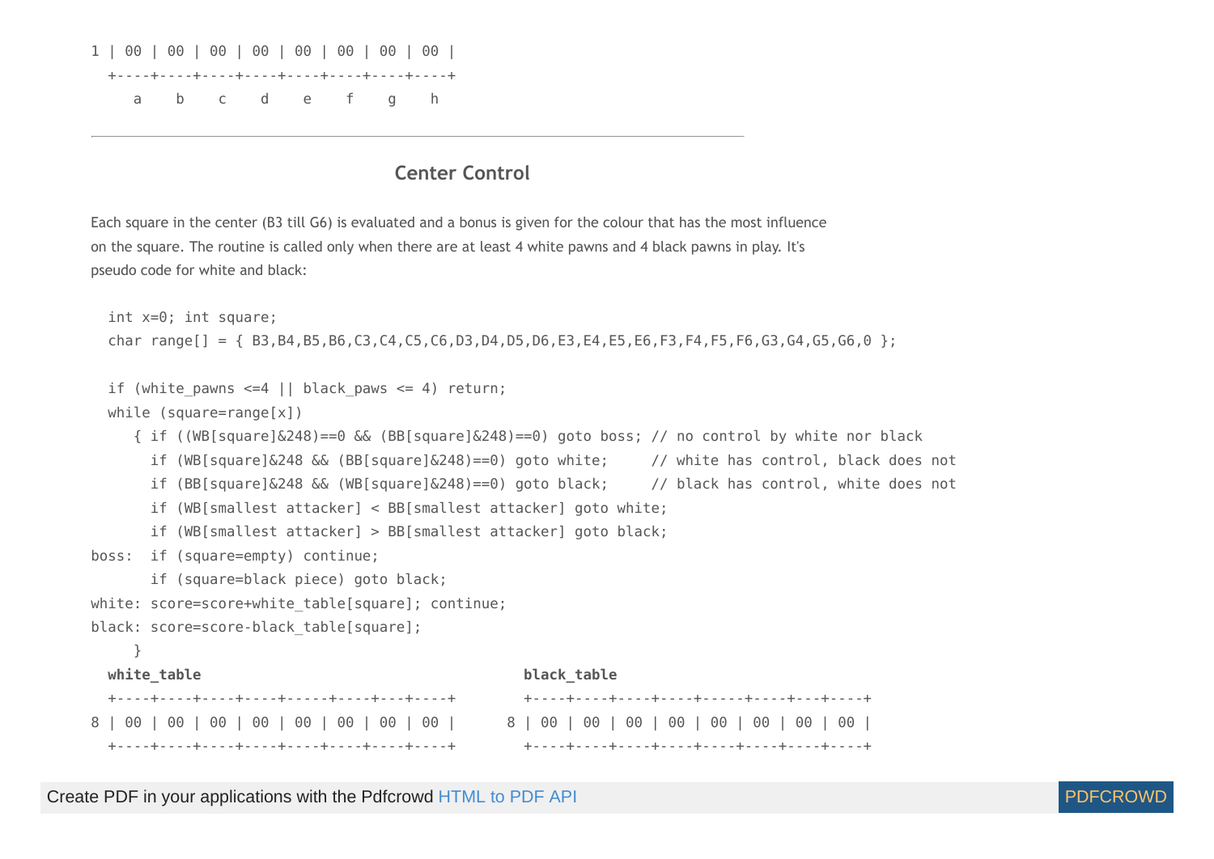```
1 | 00 | 00 | 00 | 00 | 00 | 00 | 00 | 00 |
  +----+----+----+----+----+----+----+----+
     a    b    c    d    e    f    g    h
```

---

## Center Control

Each square in the center (B3 till G6) is evaluated and a bonus is given for the colour that has the most influence on the square. The routine is called only when there are at least 4 white pawns and 4 black pawns in play. It's pseudo code for white and black:

```
  int x=0; int square;
  char range[] = { B3,B4,B5,B6,C3,C4,C5,C6,D3,D4,D5,D6,E3,E4,E5,E6,F3,F4,F5,F6,G3,G4,G5,G6,0 };

  if (white_pawns <=4 || black_paws <= 4) return;
  while (square=range[x])
     { if ((WB[square]&248)==0 && (BB[square]&248)==0) goto boss; // no control by white nor black
       if (WB[square]&248 && (BB[square]&248)==0) goto white;     // white has control, black does not
       if (BB[square]&248 && (WB[square]&248)==0) goto black;     // black has control, white does not
       if (WB[smallest attacker] < BB[smallest attacker] goto white;
       if (WB[smallest attacker] > BB[smallest attacker] goto black;
boss:  if (square=empty) continue;
       if (square=black piece) goto black;
white: score=score+white_table[square]; continue;
black: score=score-black_table[square];
     }
```

**white_table**

```
  +----+----+----+----+----+----+----+----+
8 | 00 | 00 | 00 | 00 | 00 | 00 | 00 | 00 |
  +----+----+----+----+----+----+----+----+
```

**black_table**

```
  +----+----+----+----+----+----+----+----+
8 | 00 | 00 | 00 | 00 | 00 | 00 | 00 | 00 |
  +----+----+----+----+----+----+----+----+
```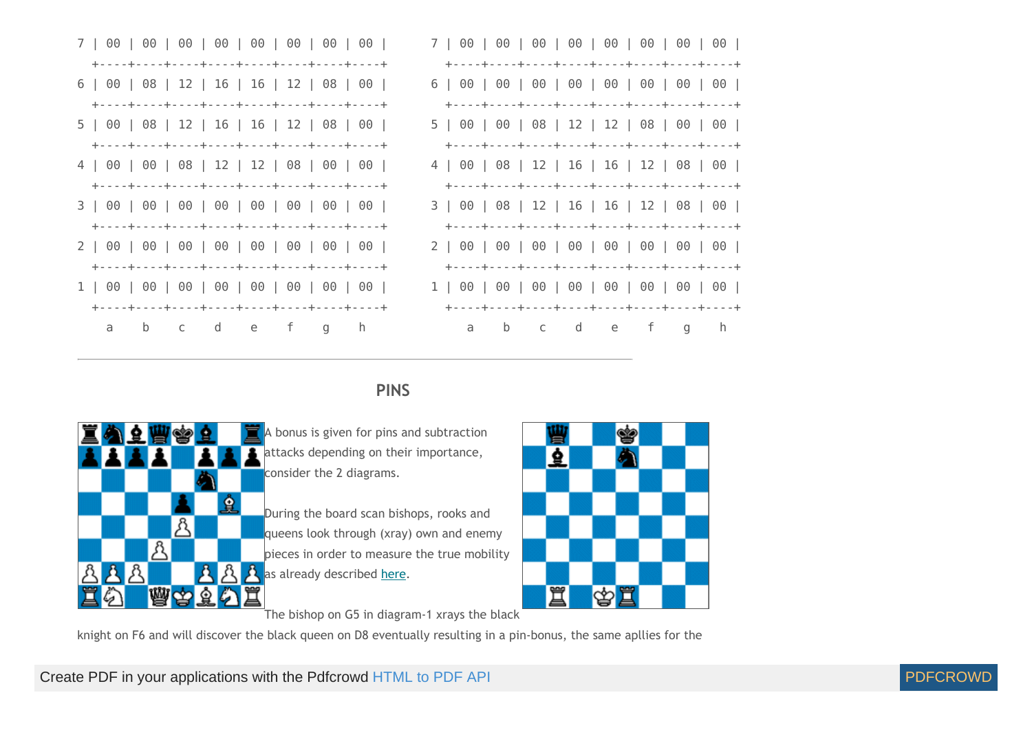```
7 | 00 | 00 | 00 | 00 | 00 | 00 | 00 | 00 |
  +----+----+----+----+----+----+----+----+
6 | 00 | 08 | 12 | 16 | 16 | 12 | 08 | 00 |
  +----+----+----+----+----+----+----+----+
5 | 00 | 08 | 12 | 16 | 16 | 12 | 08 | 00 |
  +----+----+----+----+----+----+----+----+
4 | 00 | 00 | 08 | 12 | 12 | 08 | 00 | 00 |
  +----+----+----+----+----+----+----+----+
3 | 00 | 00 | 00 | 00 | 00 | 00 | 00 | 00 |
  +----+----+----+----+----+----+----+----+
2 | 00 | 00 | 00 | 00 | 00 | 00 | 00 | 00 |
  +----+----+----+----+----+----+----+----+
1 | 00 | 00 | 00 | 00 | 00 | 00 | 00 | 00 |
  +----+----+----+----+----+----+----+----+
     a    b    c    d    e    f    g    h
```

```
7 | 00 | 00 | 00 | 00 | 00 | 00 | 00 | 00 |
  +----+----+----+----+----+----+----+----+
6 | 00 | 00 | 00 | 00 | 00 | 00 | 00 | 00 |
  +----+----+----+----+----+----+----+----+
5 | 00 | 00 | 08 | 12 | 12 | 08 | 00 | 00 |
  +----+----+----+----+----+----+----+----+
4 | 00 | 08 | 12 | 16 | 16 | 12 | 08 | 00 |
  +----+----+----+----+----+----+----+----+
3 | 00 | 08 | 12 | 16 | 16 | 12 | 08 | 00 |
  +----+----+----+----+----+----+----+----+
2 | 00 | 00 | 00 | 00 | 00 | 00 | 00 | 00 |
  +----+----+----+----+----+----+----+----+
1 | 00 | 00 | 00 | 00 | 00 | 00 | 00 | 00 |
  +----+----+----+----+----+----+----+----+
     a    b    c    d    e    f    g    h
```

---

## PINS

A bonus is given for pins and subtraction attacks depending on their importance, consider the 2 diagrams.

During the board scan bishops, rooks and queens look through (xray) own and enemy pieces in order to measure the true mobility as already described [here](#).

The bishop on G5 in diagram-1 xrays the black knight on F6 and will discover the black queen on D8 eventually resulting in a pin-bonus, the same apllies for the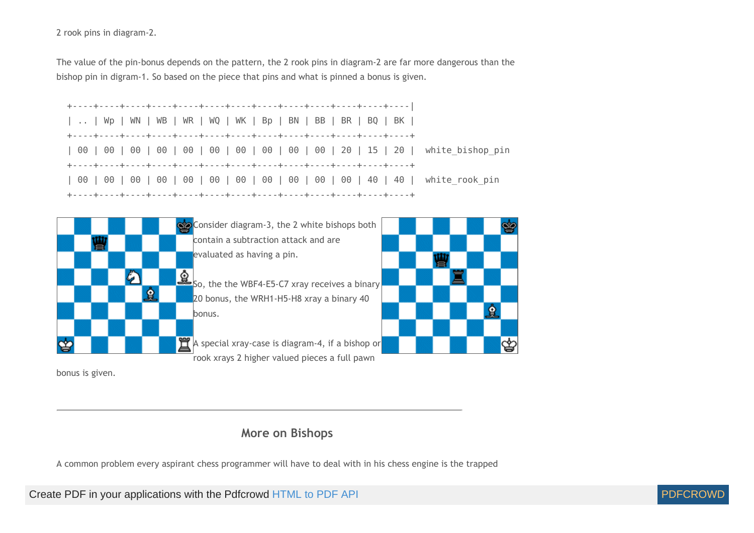2 rook pins in diagram-2.

The value of the pin-bonus depends on the pattern, the 2 rook pins in diagram-2 are far more dangerous than the bishop pin in digram-1. So based on the piece that pins and what is pinned a bonus is given.

| .. | Wp | WN | WB | WR | WQ | WK | Bp | BN | BB | BR | BQ | BK | |
|---|---|---|---|---|---|---|---|---|---|---|---|---|---|
| 00 | 00 | 00 | 00 | 00 | 00 | 00 | 00 | 00 | 00 | 20 | 15 | 20 | white_bishop_pin |
| 00 | 00 | 00 | 00 | 00 | 00 | 00 | 00 | 00 | 00 | 00 | 40 | 40 | white_rook_pin |

Consider diagram-3, the 2 white bishops both contain a subtraction attack and are evaluated as having a pin.

So, the the WBF4-E5-C7 xray receives a binary 20 bonus, the WRH1-H5-H8 xray a binary 40 bonus.

A special xray-case is diagram-4, if a bishop or rook xrays 2 higher valued pieces a full pawn bonus is given.

---

## More on Bishops

A common problem every aspirant chess programmer will have to deal with in his chess engine is the trapped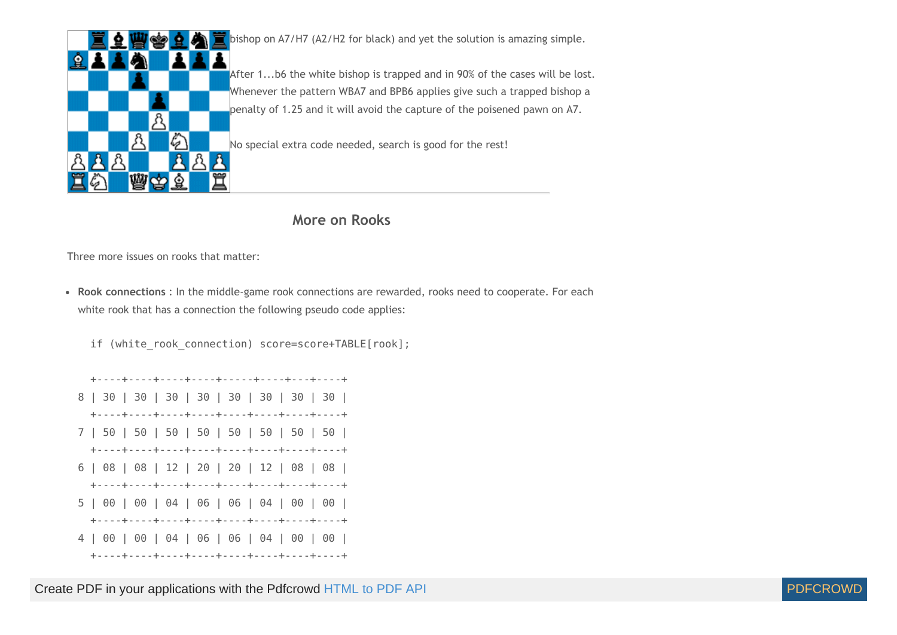bishop on A7/H7 (A2/H2 for black) and yet the solution is amazing simple.

After 1...b6 the white bishop is trapped and in 90% of the cases will be lost. Whenever the pattern WBA7 and BPB6 applies give such a trapped bishop a penalty of 1.25 and it will avoid the capture of the poisened pawn on A7.

No special extra code needed, search is good for the rest!

## More on Rooks

Three more issues on rooks that matter:

- **Rook connections** : In the middle-game rook connections are rewarded, rooks need to cooperate. For each white rook that has a connection the following pseudo code applies:

```
if (white_rook_connection) score=score+TABLE[rook];
```

```
  +----+----+----+----+-----+----+---+----+
8 | 30 | 30 | 30 | 30 | 30 | 30 | 30 | 30 |
  +----+----+----+----+----+----+----+----+
7 | 50 | 50 | 50 | 50 | 50 | 50 | 50 | 50 |
  +----+----+----+----+----+----+----+----+
6 | 08 | 08 | 12 | 20 | 20 | 12 | 08 | 08 |
  +----+----+----+----+----+----+----+----+
5 | 00 | 00 | 04 | 06 | 06 | 04 | 00 | 00 |
  +----+----+----+----+----+----+----+----+
4 | 00 | 00 | 04 | 06 | 06 | 04 | 00 | 00 |
  +----+----+----+----+----+----+----+----+
```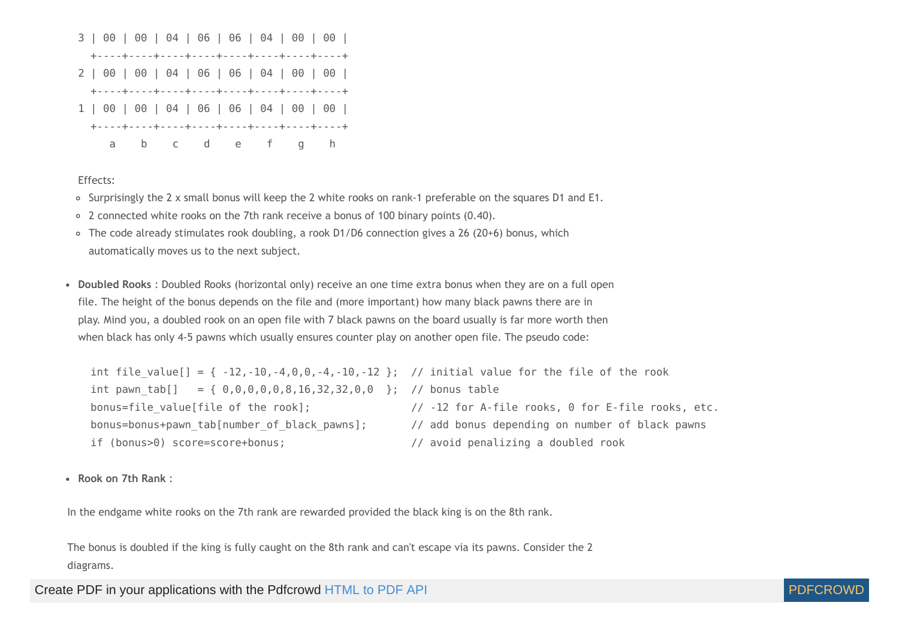```
3 | 00 | 00 | 04 | 06 | 06 | 04 | 00 | 00 |
  +----+----+----+----+----+----+----+----+
2 | 00 | 00 | 04 | 06 | 06 | 04 | 00 | 00 |
  +----+----+----+----+----+----+----+----+
1 | 00 | 00 | 04 | 06 | 06 | 04 | 00 | 00 |
  +----+----+----+----+----+----+----+----+
     a    b    c    d    e    f    g    h
```

Effects:

- Surprisingly the 2 x small bonus will keep the 2 white rooks on rank-1 preferable on the squares D1 and E1.
- 2 connected white rooks on the 7th rank receive a bonus of 100 binary points (0.40).
- The code already stimulates rook doubling, a rook D1/D6 connection gives a 26 (20+6) bonus, which automatically moves us to the next subject.

- **Doubled Rooks** : Doubled Rooks (horizontal only) receive an one time extra bonus when they are on a full open file. The height of the bonus depends on the file and (more important) how many black pawns there are in play. Mind you, a doubled rook on an open file with 7 black pawns on the board usually is far more worth then when black has only 4-5 pawns which usually ensures counter play on another open file. The pseudo code:

```
int file_value[] = { -12,-10,-4,0,0,-4,-10,-12 };  // initial value for the file of the rook
int pawn_tab[]   = { 0,0,0,0,0,8,16,32,32,0,0  };  // bonus table
bonus=file_value[file of the rook];                // -12 for A-file rooks, 0 for E-file rooks, etc.
bonus=bonus+pawn_tab[number_of_black_pawns];       // add bonus depending on number of black pawns
if (bonus>0) score=score+bonus;                    // avoid penalizing a doubled rook
```

- **Rook on 7th Rank** :

In the endgame white rooks on the 7th rank are rewarded provided the black king is on the 8th rank.

The bonus is doubled if the king is fully caught on the 8th rank and can't escape via its pawns. Consider the 2 diagrams.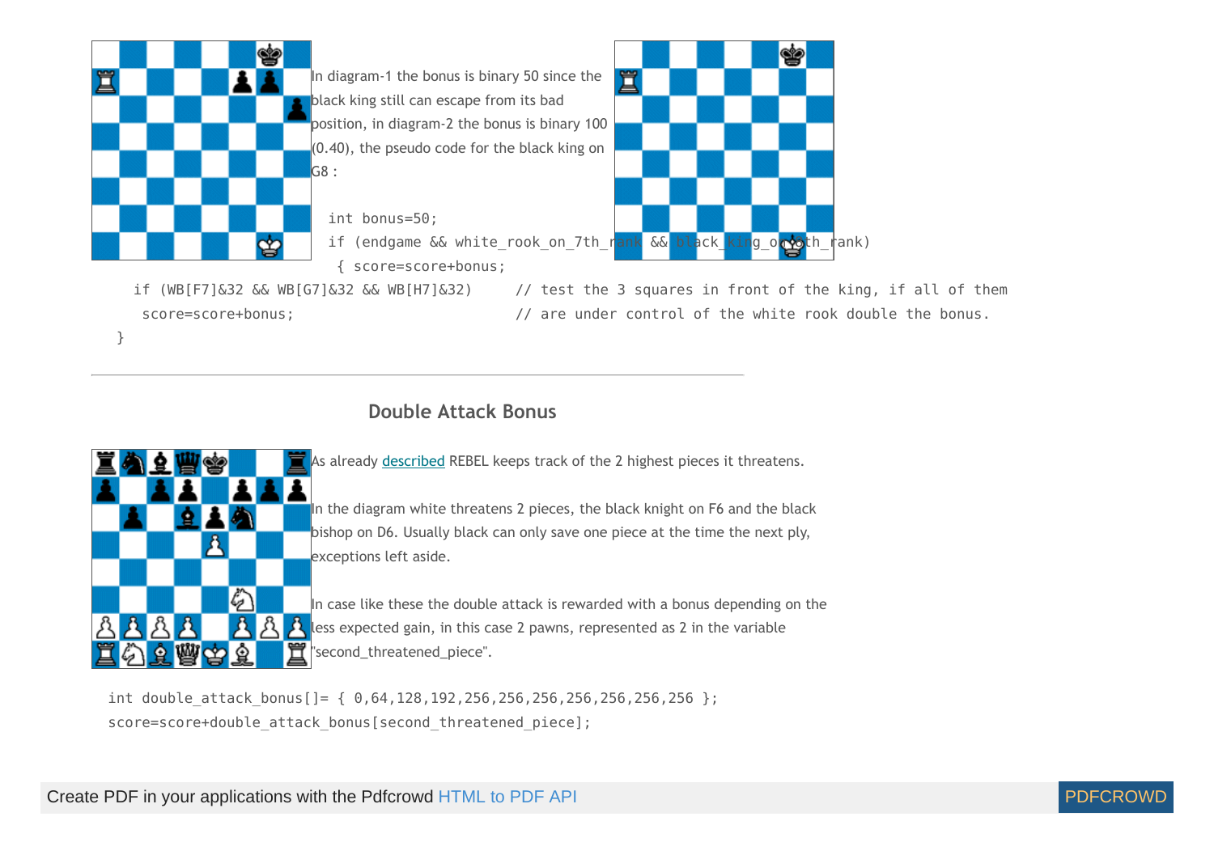In diagram-1 the bonus is binary 50 since the black king still can escape from its bad position, in diagram-2 the bonus is binary 100 (0.40), the pseudo code for the black king on G8 :

```
int bonus=50;
if (endgame && white_rook_on_7th_rank && black_king_on_8th_rank)
 { score=score+bonus;
   if (WB[F7]&32 && WB[G7]&32 && WB[H7]&32)     // test the 3 squares in front of the king, if all of them
    score=score+bonus;                          // are under control of the white rook double the bonus.
 }
```

---

## Double Attack Bonus

As already described REBEL keeps track of the 2 highest pieces it threatens.

In the diagram white threatens 2 pieces, the black knight on F6 and the black bishop on D6. Usually black can only save one piece at the time the next ply, exceptions left aside.

In case like these the double attack is rewarded with a bonus depending on the less expected gain, in this case 2 pawns, represented as 2 in the variable "second_threatened_piece".

```
int double_attack_bonus[]= { 0,64,128,192,256,256,256,256,256,256,256 };
score=score+double_attack_bonus[second_threatened_piece];
```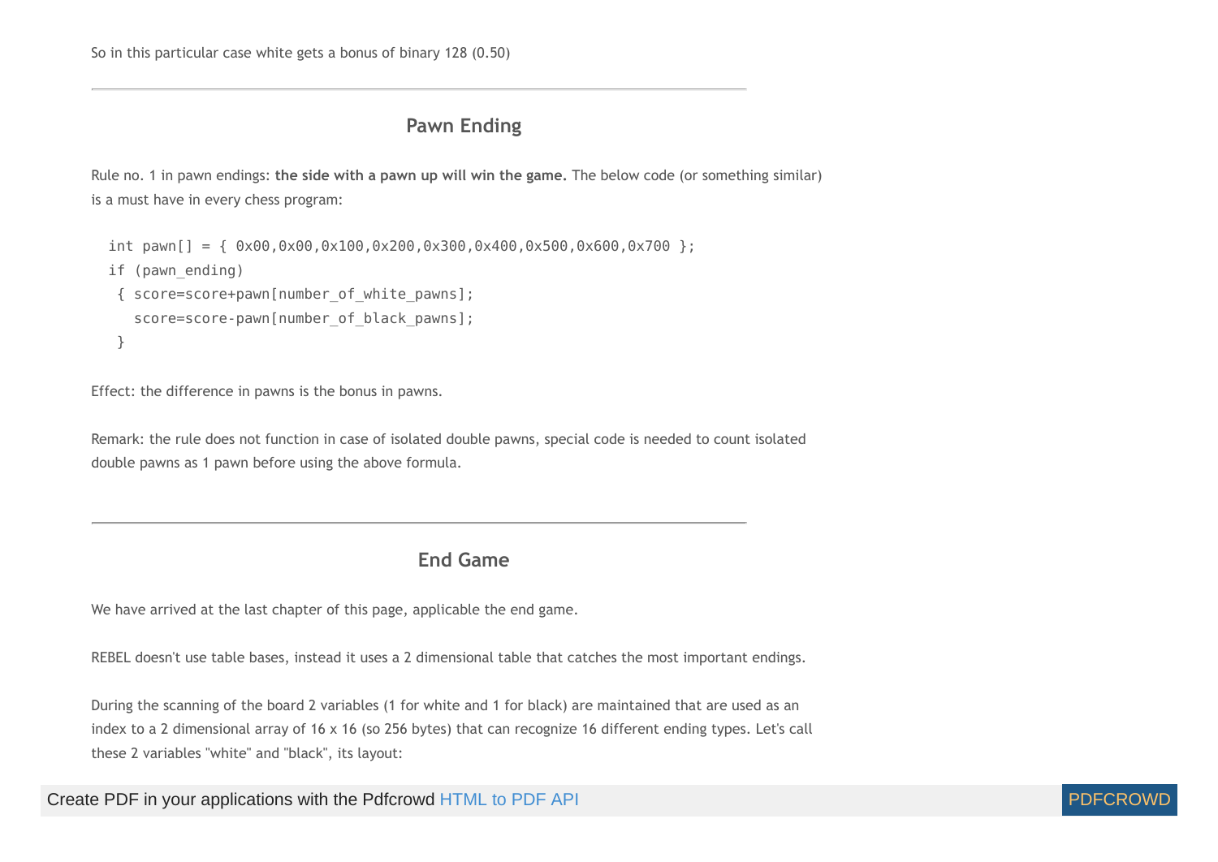So in this particular case white gets a bonus of binary 128 (0.50)

---

## Pawn Ending

Rule no. 1 in pawn endings: **the side with a pawn up will win the game.** The below code (or something similar) is a must have in every chess program:

```
int pawn[] = { 0x00,0x00,0x100,0x200,0x300,0x400,0x500,0x600,0x700 };
if (pawn_ending)
 { score=score+pawn[number_of_white_pawns];
   score=score-pawn[number_of_black_pawns];
 }
```

Effect: the difference in pawns is the bonus in pawns.

Remark: the rule does not function in case of isolated double pawns, special code is needed to count isolated double pawns as 1 pawn before using the above formula.

---

## End Game

We have arrived at the last chapter of this page, applicable the end game.

REBEL doesn't use table bases, instead it uses a 2 dimensional table that catches the most important endings.

During the scanning of the board 2 variables (1 for white and 1 for black) are maintained that are used as an index to a 2 dimensional array of 16 x 16 (so 256 bytes) that can recognize 16 different ending types. Let's call these 2 variables "white" and "black", its layout: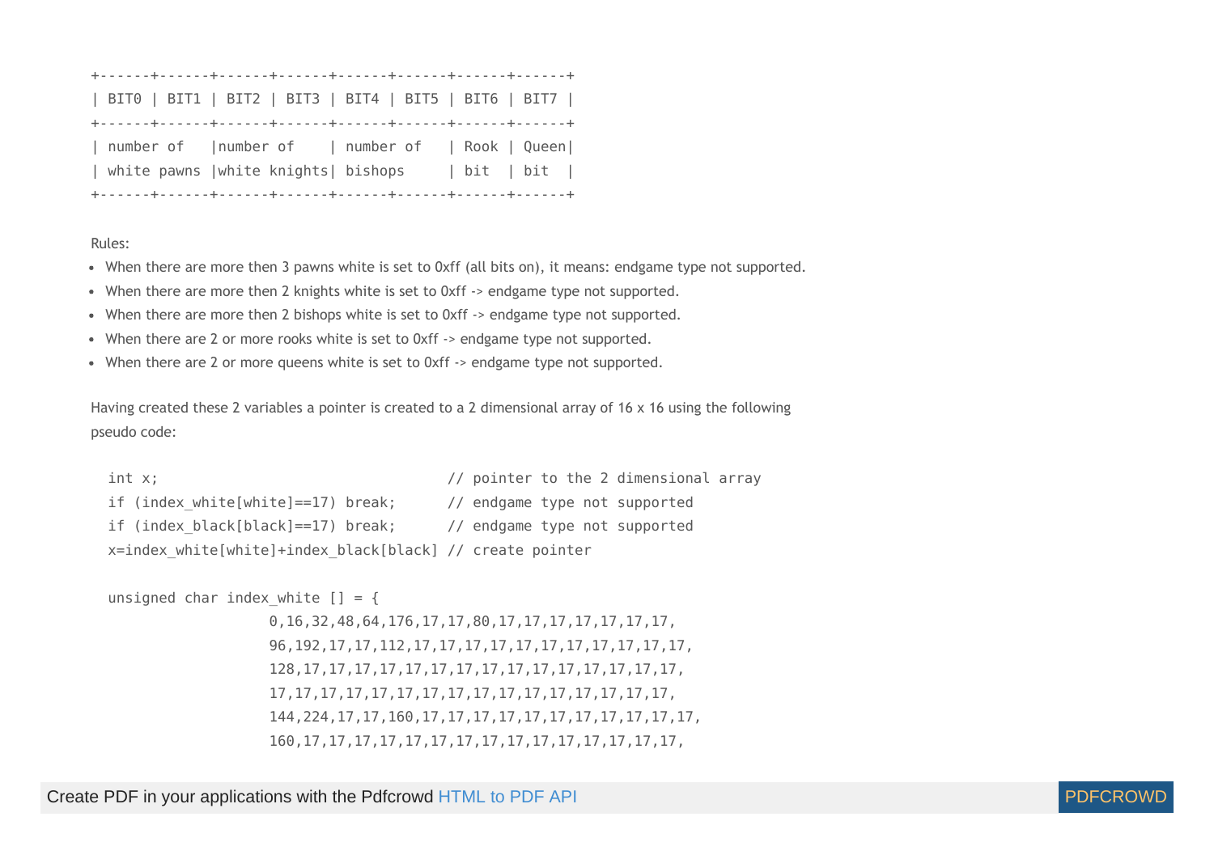```
+------+------+------+------+------+------+------+------+
| BIT0 | BIT1 | BIT2 | BIT3 | BIT4 | BIT5 | BIT6 | BIT7 |
+------+------+------+------+------+------+------+------+
| number of   |number of    | number of   | Rook | Queen|
| white pawns |white knights| bishops     | bit  | bit  |
+------+------+------+------+------+------+------+------+
```

Rules:

- When there are more then 3 pawns white is set to 0xff (all bits on), it means: endgame type not supported.
- When there are more then 2 knights white is set to 0xff -> endgame type not supported.
- When there are more then 2 bishops white is set to 0xff -> endgame type not supported.
- When there are 2 or more rooks white is set to 0xff -> endgame type not supported.
- When there are 2 or more queens white is set to 0xff -> endgame type not supported.

Having created these 2 variables a pointer is created to a 2 dimensional array of 16 x 16 using the following pseudo code:

```
int x;                                // pointer to the 2 dimensional array
if (index_white[white]==17) break;    // endgame type not supported
if (index_black[black]==17) break;    // endgame type not supported
x=index_white[white]+index_black[black] // create pointer

unsigned char index_white [] = {
                   0,16,32,48,64,176,17,17,80,17,17,17,17,17,17,17,
                   96,192,17,17,112,17,17,17,17,17,17,17,17,17,17,17,
                   128,17,17,17,17,17,17,17,17,17,17,17,17,17,17,17,
                   17,17,17,17,17,17,17,17,17,17,17,17,17,17,17,17,
                   144,224,17,17,160,17,17,17,17,17,17,17,17,17,17,17,
                   160,17,17,17,17,17,17,17,17,17,17,17,17,17,17,17,
```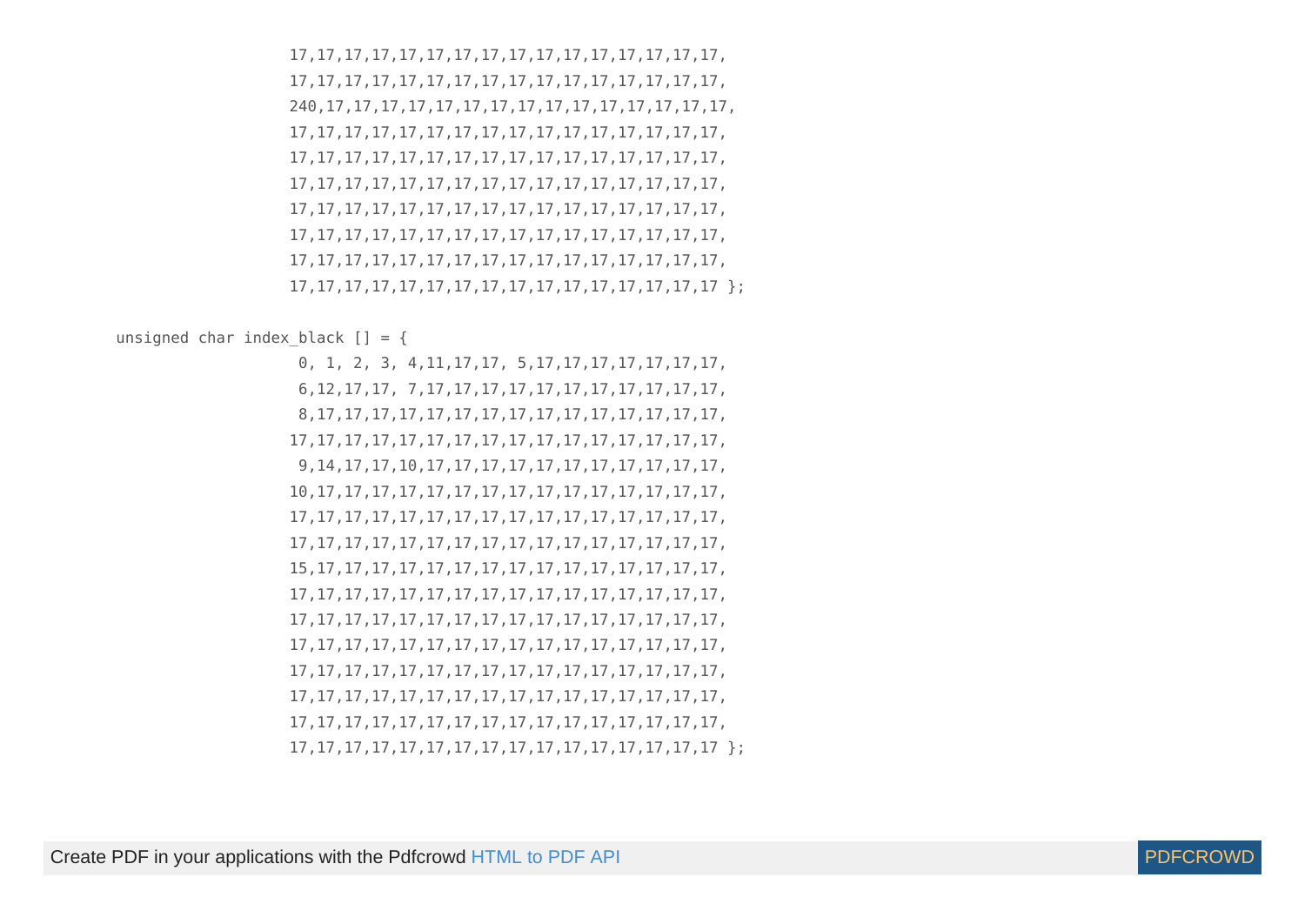```
                    17,17,17,17,17,17,17,17,17,17,17,17,17,17,17,17,
                    17,17,17,17,17,17,17,17,17,17,17,17,17,17,17,17,
                    240,17,17,17,17,17,17,17,17,17,17,17,17,17,17,17,
                    17,17,17,17,17,17,17,17,17,17,17,17,17,17,17,17,
                    17,17,17,17,17,17,17,17,17,17,17,17,17,17,17,17,
                    17,17,17,17,17,17,17,17,17,17,17,17,17,17,17,17,
                    17,17,17,17,17,17,17,17,17,17,17,17,17,17,17,17,
                    17,17,17,17,17,17,17,17,17,17,17,17,17,17,17,17,
                    17,17,17,17,17,17,17,17,17,17,17,17,17,17,17,17,
                    17,17,17,17,17,17,17,17,17,17,17,17,17,17,17,17 };

unsigned char index_black [] = {
                     0, 1, 2, 3, 4,11,17,17, 5,17,17,17,17,17,17,17,
                     6,12,17,17, 7,17,17,17,17,17,17,17,17,17,17,17,
                     8,17,17,17,17,17,17,17,17,17,17,17,17,17,17,17,
                    17,17,17,17,17,17,17,17,17,17,17,17,17,17,17,17,
                     9,14,17,17,10,17,17,17,17,17,17,17,17,17,17,17,
                    10,17,17,17,17,17,17,17,17,17,17,17,17,17,17,17,
                    17,17,17,17,17,17,17,17,17,17,17,17,17,17,17,17,
                    17,17,17,17,17,17,17,17,17,17,17,17,17,17,17,17,
                    15,17,17,17,17,17,17,17,17,17,17,17,17,17,17,17,
                    17,17,17,17,17,17,17,17,17,17,17,17,17,17,17,17,
                    17,17,17,17,17,17,17,17,17,17,17,17,17,17,17,17,
                    17,17,17,17,17,17,17,17,17,17,17,17,17,17,17,17,
                    17,17,17,17,17,17,17,17,17,17,17,17,17,17,17,17,
                    17,17,17,17,17,17,17,17,17,17,17,17,17,17,17,17,
                    17,17,17,17,17,17,17,17,17,17,17,17,17,17,17,17,
                    17,17,17,17,17,17,17,17,17,17,17,17,17,17,17,17 };
```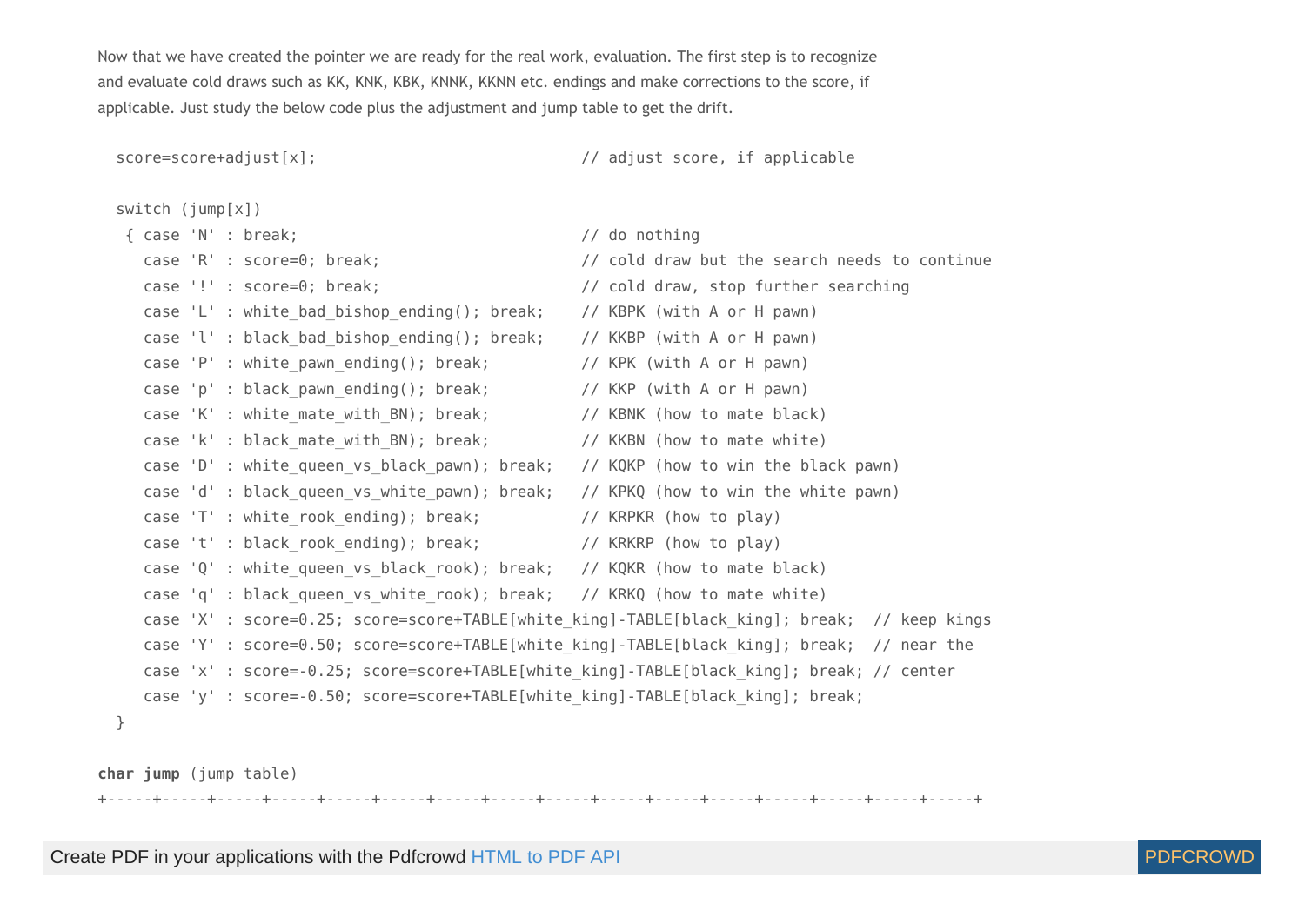Now that we have created the pointer we are ready for the real work, evaluation. The first step is to recognize and evaluate cold draws such as KK, KNK, KBK, KNNK, KKNN etc. endings and make corrections to the score, if applicable. Just study the below code plus the adjustment and jump table to get the drift.

```
  score=score+adjust[x];                               // adjust score, if applicable

  switch (jump[x])
   { case 'N' : break;                                 // do nothing
     case 'R' : score=0; break;                        // cold draw but the search needs to continue
     case '!' : score=0; break;                        // cold draw, stop further searching
     case 'L' : white_bad_bishop_ending(); break;      // KBPK (with A or H pawn)
     case 'l' : black_bad_bishop_ending(); break;      // KKBP (with A or H pawn)
     case 'P' : white_pawn_ending(); break;            // KPK (with A or H pawn)
     case 'p' : black_pawn_ending(); break;            // KKP (with A or H pawn)
     case 'K' : white_mate_with_BN); break;            // KBNK (how to mate black)
     case 'k' : black_mate_with_BN); break;            // KKBN (how to mate white)
     case 'D' : white_queen_vs_black_pawn); break;     // KQKP (how to win the black pawn)
     case 'd' : black_queen_vs_white_pawn); break;     // KPKQ (how to win the white pawn)
     case 'T' : white_rook_ending); break;             // KRPKR (how to play)
     case 't' : black_rook_ending); break;             // KRKRP (how to play)
     case 'Q' : white_queen_vs_black_rook); break;     // KQKR (how to mate black)
     case 'q' : black_queen_vs_white_rook); break;     // KRKQ (how to mate white)
     case 'X' : score=0.25; score=score+TABLE[white_king]-TABLE[black_king]; break;  // keep kings
     case 'Y' : score=0.50; score=score+TABLE[white_king]-TABLE[black_king]; break;  // near the
     case 'x' : score=-0.25; score=score+TABLE[white_king]-TABLE[black_king]; break; // center
     case 'y' : score=-0.50; score=score+TABLE[white_king]-TABLE[black_king]; break;
  }
```

**char jump** (jump table)

```
+-----+-----+-----+-----+-----+-----+-----+-----+-----+-----+-----+-----+-----+-----+-----+-----+
```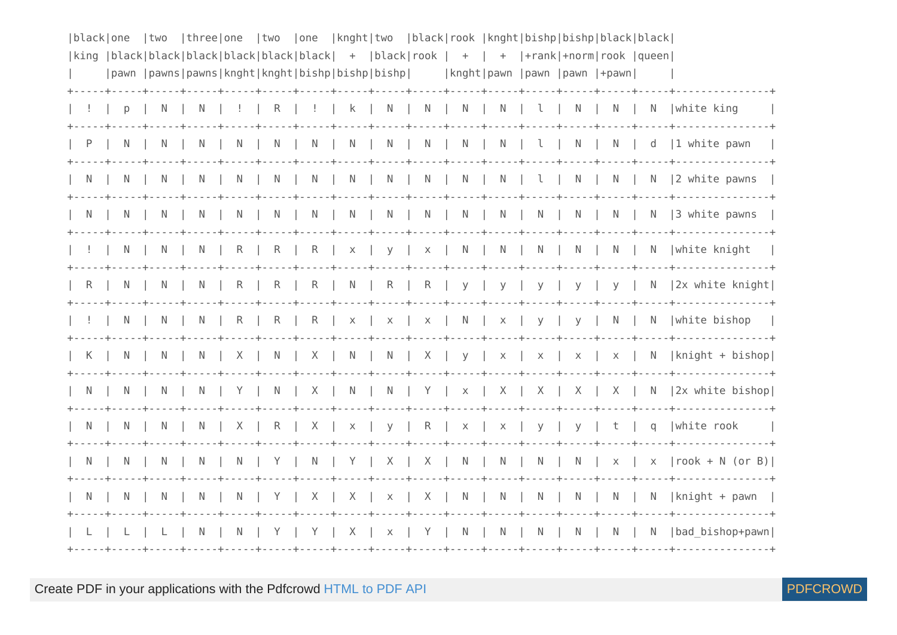```
|black|one  |two  |three|one  |two  |one  |knght|two  |black|rook |knght|bishp|bishp|black|black|
|king |black|black|black|black|black|black|  +  |black|rook |  +  |  +  |+rank|+norm|rook |queen|
|     |pawn |pawns|pawns|knght|knght|bishp|bishp|bishp|     |knght|pawn |pawn |pawn |+pawn|     |
+-----+-----+-----+-----+-----+-----+-----+-----+-----+-----+-----+-----+-----+-----+-----+-----+---------------+
|  !  |  p  |  N  |  N  |  !  |  R  |  !  |  k  |  N  |  N  |  N  |  N  |  l  |  N  |  N  |  N  |white king     |
+-----+-----+-----+-----+-----+-----+-----+-----+-----+-----+-----+-----+-----+-----+-----+-----+---------------+
|  P  |  N  |  N  |  N  |  N  |  N  |  N  |  N  |  N  |  N  |  N  |  N  |  l  |  N  |  N  |  d  |1 white pawn   |
+-----+-----+-----+-----+-----+-----+-----+-----+-----+-----+-----+-----+-----+-----+-----+-----+---------------+
|  N  |  N  |  N  |  N  |  N  |  N  |  N  |  N  |  N  |  N  |  N  |  N  |  l  |  N  |  N  |  N  |2 white pawns  |
+-----+-----+-----+-----+-----+-----+-----+-----+-----+-----+-----+-----+-----+-----+-----+-----+---------------+
|  N  |  N  |  N  |  N  |  N  |  N  |  N  |  N  |  N  |  N  |  N  |  N  |  N  |  N  |  N  |  N  |3 white pawns  |
+-----+-----+-----+-----+-----+-----+-----+-----+-----+-----+-----+-----+-----+-----+-----+-----+---------------+
|  !  |  N  |  N  |  N  |  R  |  R  |  R  |  x  |  y  |  x  |  N  |  N  |  N  |  N  |  N  |  N  |white knight   |
+-----+-----+-----+-----+-----+-----+-----+-----+-----+-----+-----+-----+-----+-----+-----+-----+---------------+
|  R  |  N  |  N  |  N  |  R  |  R  |  R  |  N  |  R  |  R  |  y  |  y  |  y  |  y  |  y  |  N  |2x white knight|
+-----+-----+-----+-----+-----+-----+-----+-----+-----+-----+-----+-----+-----+-----+-----+-----+---------------+
|  !  |  N  |  N  |  N  |  R  |  R  |  R  |  x  |  x  |  x  |  N  |  x  |  y  |  y  |  N  |  N  |white bishop   |
+-----+-----+-----+-----+-----+-----+-----+-----+-----+-----+-----+-----+-----+-----+-----+-----+---------------+
|  K  |  N  |  N  |  N  |  X  |  N  |  X  |  N  |  N  |  X  |  y  |  x  |  x  |  x  |  x  |  N  |knight + bishop|
+-----+-----+-----+-----+-----+-----+-----+-----+-----+-----+-----+-----+-----+-----+-----+-----+---------------+
|  N  |  N  |  N  |  N  |  Y  |  N  |  X  |  N  |  N  |  Y  |  x  |  X  |  X  |  X  |  X  |  N  |2x white bishop|
+-----+-----+-----+-----+-----+-----+-----+-----+-----+-----+-----+-----+-----+-----+-----+-----+---------------+
|  N  |  N  |  N  |  N  |  X  |  R  |  X  |  x  |  y  |  R  |  x  |  x  |  y  |  y  |  t  |  q  |white rook     |
+-----+-----+-----+-----+-----+-----+-----+-----+-----+-----+-----+-----+-----+-----+-----+-----+---------------+
|  N  |  N  |  N  |  N  |  N  |  Y  |  N  |  Y  |  X  |  X  |  N  |  N  |  N  |  N  |  x  |  x  |rook + N (or B)|
+-----+-----+-----+-----+-----+-----+-----+-----+-----+-----+-----+-----+-----+-----+-----+-----+---------------+
|  N  |  N  |  N  |  N  |  N  |  Y  |  X  |  X  |  x  |  X  |  N  |  N  |  N  |  N  |  N  |  N  |knight + pawn  |
+-----+-----+-----+-----+-----+-----+-----+-----+-----+-----+-----+-----+-----+-----+-----+-----+---------------+
|  L  |  L  |  L  |  N  |  N  |  Y  |  Y  |  X  |  x  |  Y  |  N  |  N  |  N  |  N  |  N  |  N  |bad_bishop+pawn|
+-----+-----+-----+-----+-----+-----+-----+-----+-----+-----+-----+-----+-----+-----+-----+-----+---------------+
```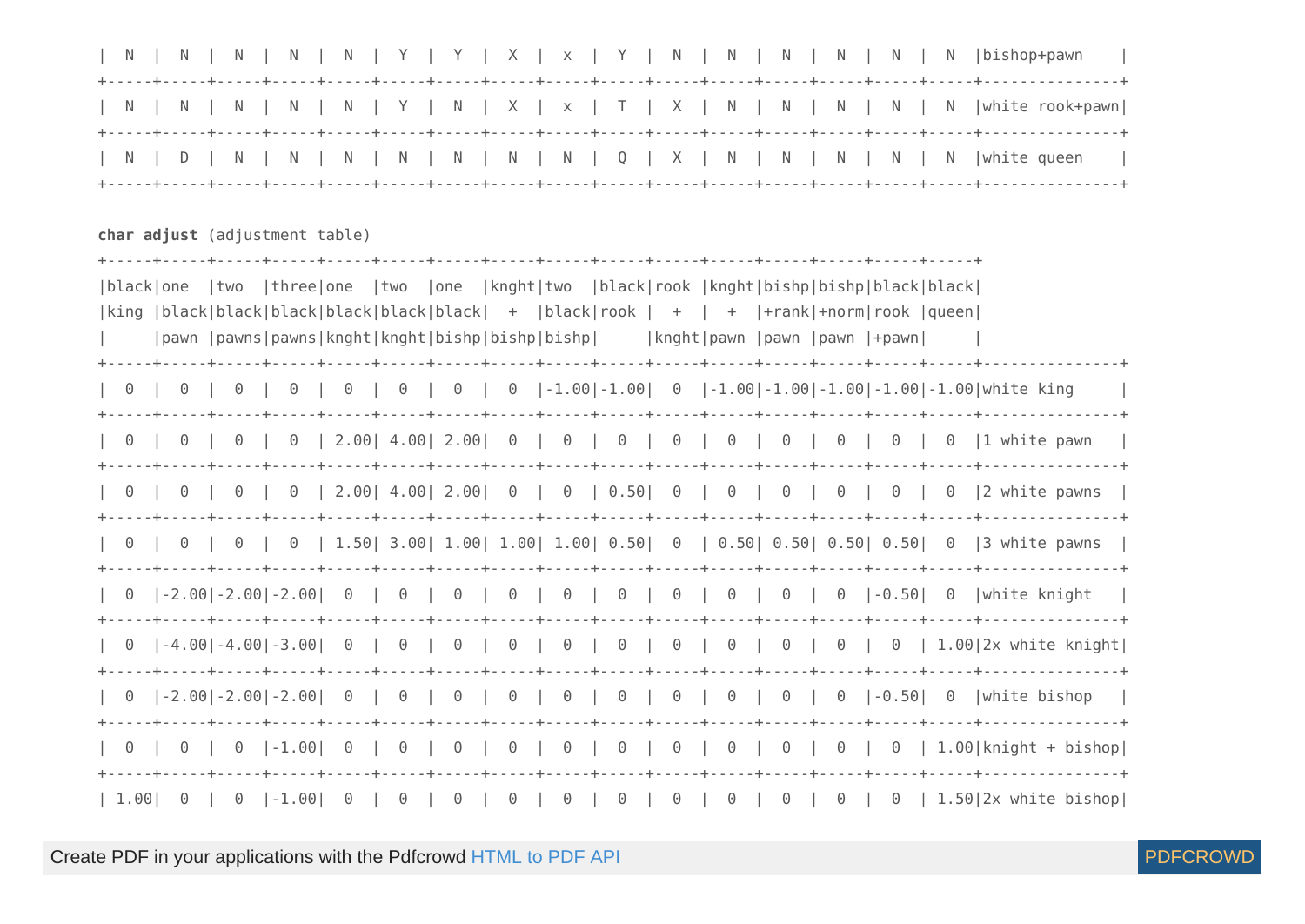```
|  N  |  N  |  N  |  N  |  N  |  Y  |  Y  |  X  |  x  |  Y  |  N  |  N  |  N  |  N  |  N  |  N  |bishop+pawn    |
+-----+-----+-----+-----+-----+-----+-----+-----+-----+-----+-----+-----+-----+-----+-----+-----+---------------+
|  N  |  N  |  N  |  N  |  N  |  Y  |  N  |  X  |  x  |  T  |  X  |  N  |  N  |  N  |  N  |  N  |white rook+pawn|
+-----+-----+-----+-----+-----+-----+-----+-----+-----+-----+-----+-----+-----+-----+-----+-----+---------------+
|  N  |  D  |  N  |  N  |  N  |  N  |  N  |  N  |  N  |  Q  |  X  |  N  |  N  |  N  |  N  |  N  |white queen    |
+-----+-----+-----+-----+-----+-----+-----+-----+-----+-----+-----+-----+-----+-----+-----+-----+---------------+
```

**char adjust** (adjustment table)

```
+-----+-----+-----+-----+-----+-----+-----+-----+-----+-----+-----+-----+-----+-----+-----+-----+
|black|one  |two  |three|one  |two  |one  |knght|two  |black|rook |knght|bishp|bishp|black|black|
|king |black|black|black|black|black|black|  +  |black|rook |  +  |  +  |+rank|+norm|rook |queen|
|     |pawn |pawns|pawns|knght|knght|bishp|bishp|bishp|     |knght|pawn |pawn |pawn |+pawn|     |
+-----+-----+-----+-----+-----+-----+-----+-----+-----+-----+-----+-----+-----+-----+-----+-----+---------------+
|  0  |  0  |  0  |  0  |  0  |  0  |  0  |  0  |-1.00|-1.00|  0  |-1.00|-1.00|-1.00|-1.00|-1.00|white king     |
+-----+-----+-----+-----+-----+-----+-----+-----+-----+-----+-----+-----+-----+-----+-----+-----+---------------+
|  0  |  0  |  0  |  0  | 2.00| 4.00| 2.00|  0  |  0  |  0  |  0  |  0  |  0  |  0  |  0  |  0  |1 white pawn   |
+-----+-----+-----+-----+-----+-----+-----+-----+-----+-----+-----+-----+-----+-----+-----+-----+---------------+
|  0  |  0  |  0  |  0  | 2.00| 4.00| 2.00|  0  |  0  | 0.50|  0  |  0  |  0  |  0  |  0  |  0  |2 white pawns  |
+-----+-----+-----+-----+-----+-----+-----+-----+-----+-----+-----+-----+-----+-----+-----+-----+---------------+
|  0  |  0  |  0  |  0  | 1.50| 3.00| 1.00| 1.00| 1.00| 0.50|  0  | 0.50| 0.50| 0.50| 0.50|  0  |3 white pawns  |
+-----+-----+-----+-----+-----+-----+-----+-----+-----+-----+-----+-----+-----+-----+-----+-----+---------------+
|  0  |-2.00|-2.00|-2.00|  0  |  0  |  0  |  0  |  0  |  0  |  0  |  0  |  0  |  0  |-0.50|  0  |white knight   |
+-----+-----+-----+-----+-----+-----+-----+-----+-----+-----+-----+-----+-----+-----+-----+-----+---------------+
|  0  |-4.00|-4.00|-3.00|  0  |  0  |  0  |  0  |  0  |  0  |  0  |  0  |  0  |  0  |  0  | 1.00|2x white knight|
+-----+-----+-----+-----+-----+-----+-----+-----+-----+-----+-----+-----+-----+-----+-----+-----+---------------+
|  0  |-2.00|-2.00|-2.00|  0  |  0  |  0  |  0  |  0  |  0  |  0  |  0  |  0  |  0  |-0.50|  0  |white bishop   |
+-----+-----+-----+-----+-----+-----+-----+-----+-----+-----+-----+-----+-----+-----+-----+-----+---------------+
|  0  |  0  |  0  |-1.00|  0  |  0  |  0  |  0  |  0  |  0  |  0  |  0  |  0  |  0  |  0  | 1.00|knight + bishop|
+-----+-----+-----+-----+-----+-----+-----+-----+-----+-----+-----+-----+-----+-----+-----+-----+---------------+
| 1.00|  0  |  0  |-1.00|  0  |  0  |  0  |  0  |  0  |  0  |  0  |  0  |  0  |  0  |  0  | 1.50|2x white bishop|
```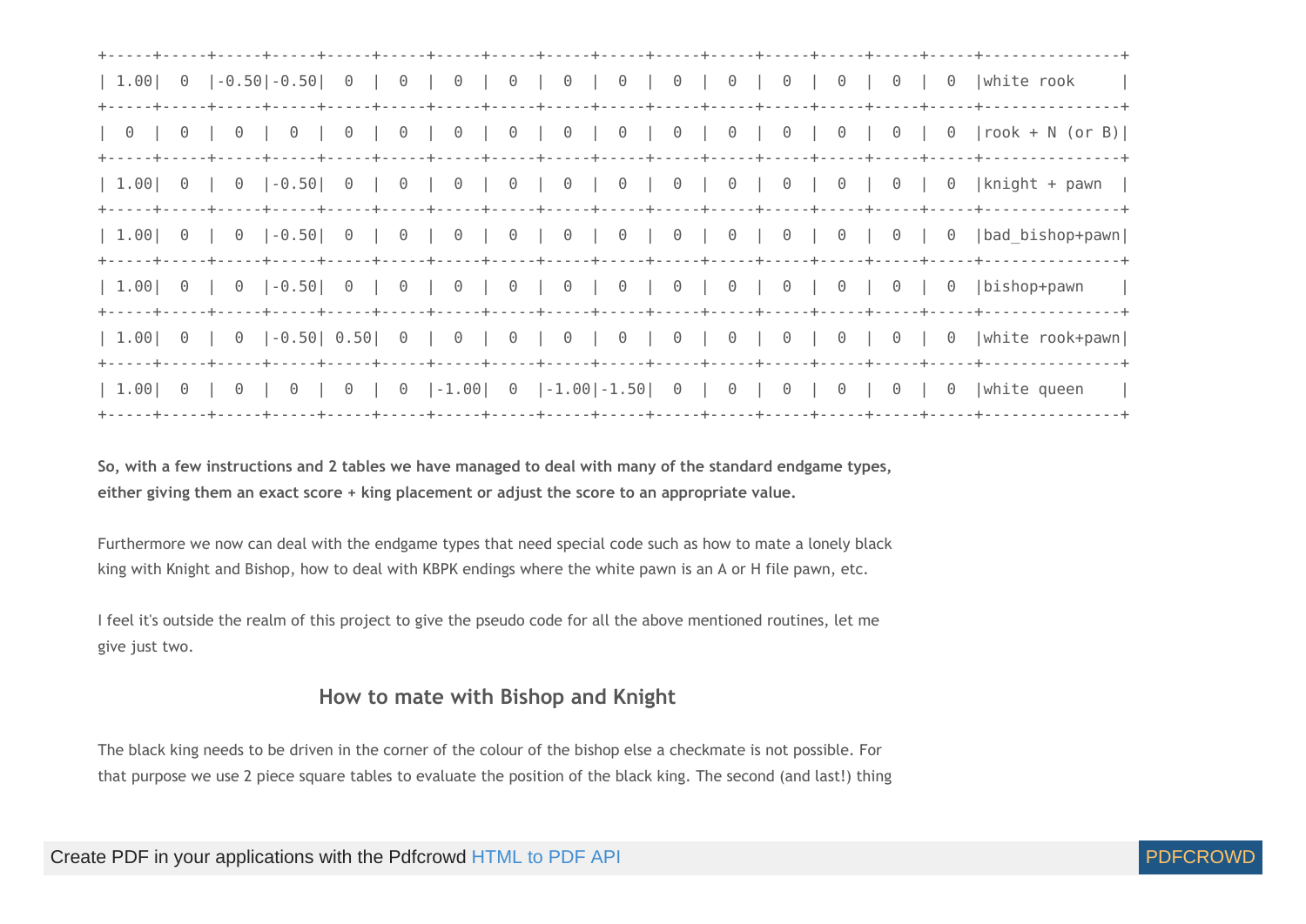```
+-----+-----+-----+-----+-----+-----+-----+-----+-----+-----+-----+-----+-----+-----+-----+-----+---------------+
| 1.00|  0  |-0.50|-0.50|  0  |  0  |  0  |  0  |  0  |  0  |  0  |  0  |  0  |  0  |  0  |  0  |white rook     |
+-----+-----+-----+-----+-----+-----+-----+-----+-----+-----+-----+-----+-----+-----+-----+-----+---------------+
|  0  |  0  |  0  |  0  |  0  |  0  |  0  |  0  |  0  |  0  |  0  |  0  |  0  |  0  |  0  |  0  |rook + N (or B)|
+-----+-----+-----+-----+-----+-----+-----+-----+-----+-----+-----+-----+-----+-----+-----+-----+---------------+
| 1.00|  0  |  0  |-0.50|  0  |  0  |  0  |  0  |  0  |  0  |  0  |  0  |  0  |  0  |  0  |  0  |knight + pawn  |
+-----+-----+-----+-----+-----+-----+-----+-----+-----+-----+-----+-----+-----+-----+-----+-----+---------------+
| 1.00|  0  |  0  |-0.50|  0  |  0  |  0  |  0  |  0  |  0  |  0  |  0  |  0  |  0  |  0  |  0  |bad_bishop+pawn|
+-----+-----+-----+-----+-----+-----+-----+-----+-----+-----+-----+-----+-----+-----+-----+-----+---------------+
| 1.00|  0  |  0  |-0.50|  0  |  0  |  0  |  0  |  0  |  0  |  0  |  0  |  0  |  0  |  0  |  0  |bishop+pawn    |
+-----+-----+-----+-----+-----+-----+-----+-----+-----+-----+-----+-----+-----+-----+-----+-----+---------------+
| 1.00|  0  |  0  |-0.50| 0.50|  0  |  0  |  0  |  0  |  0  |  0  |  0  |  0  |  0  |  0  |  0  |white rook+pawn|
+-----+-----+-----+-----+-----+-----+-----+-----+-----+-----+-----+-----+-----+-----+-----+-----+---------------+
| 1.00|  0  |  0  |  0  |  0  |  0  |-1.00|  0  |-1.00|-1.50|  0  |  0  |  0  |  0  |  0  |  0  |white queen    |
+-----+-----+-----+-----+-----+-----+-----+-----+-----+-----+-----+-----+-----+-----+-----+-----+---------------+
```

**So, with a few instructions and 2 tables we have managed to deal with many of the standard endgame types, either giving them an exact score + king placement or adjust the score to an appropriate value.**

Furthermore we now can deal with the endgame types that need special code such as how to mate a lonely black king with Knight and Bishop, how to deal with KBPK endings where the white pawn is an A or H file pawn, etc.

I feel it's outside the realm of this project to give the pseudo code for all the above mentioned routines, let me give just two.

## How to mate with Bishop and Knight

The black king needs to be driven in the corner of the colour of the bishop else a checkmate is not possible. For that purpose we use 2 piece square tables to evaluate the position of the black king. The second (and last!) thing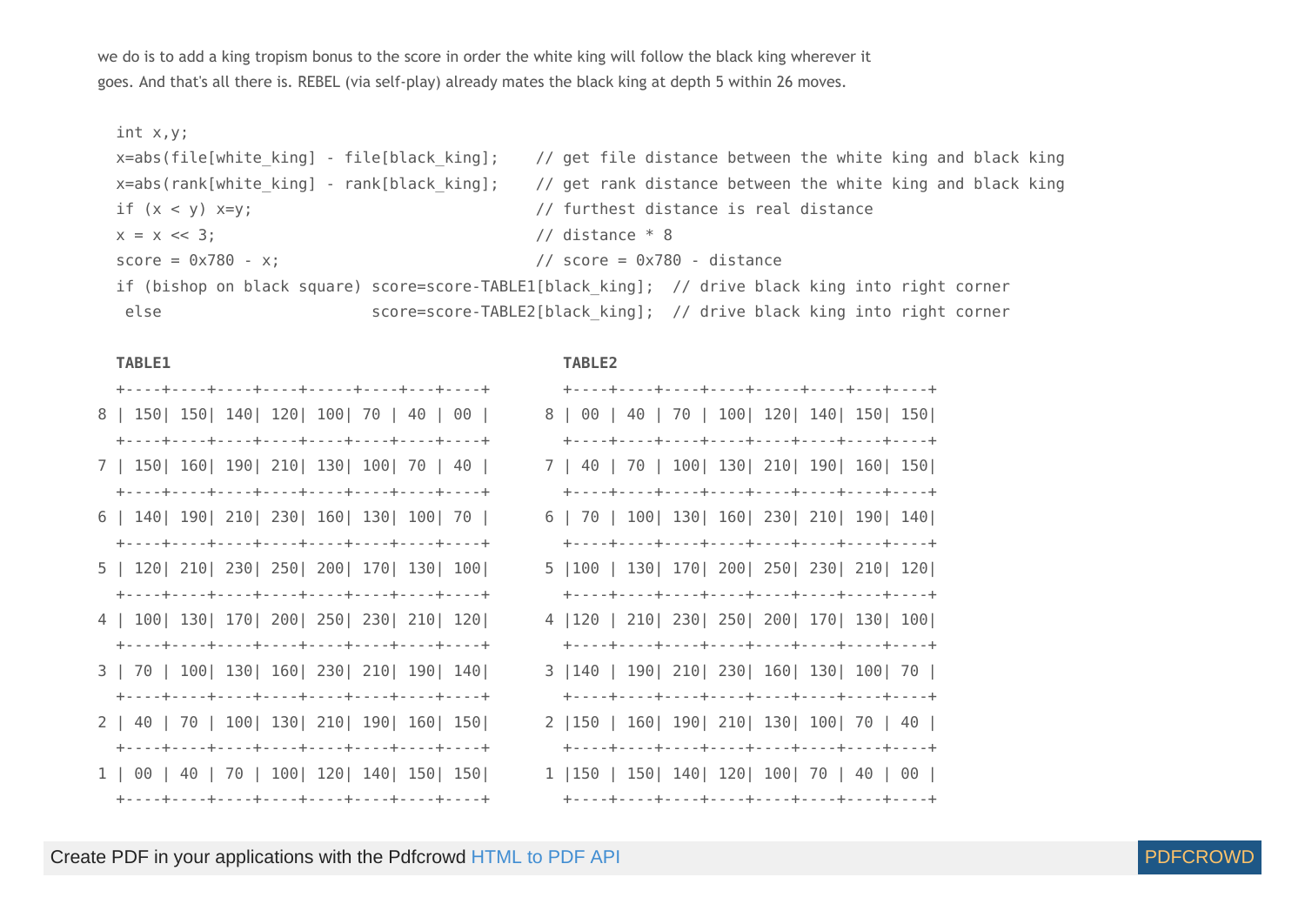we do is to add a king tropism bonus to the score in order the white king will follow the black king wherever it goes. And that's all there is. REBEL (via self-play) already mates the black king at depth 5 within 26 moves.

```
int x,y;
x=abs(file[white_king] - file[black_king];    // get file distance between the white king and black king
x=abs(rank[white_king] - rank[black_king];    // get rank distance between the white king and black king
if (x < y) x=y;                               // furthest distance is real distance
x = x << 3;                                   // distance * 8
score = 0x780 - x;                            // score = 0x780 - distance
if (bishop on black square) score=score-TABLE1[black_king];  // drive black king into right corner
 else                       score=score-TABLE2[black_king];  // drive black king into right corner
```

```
TABLE1                                            TABLE2

  +----+----+----+----+-----+----+---+----+         +----+----+----+----+-----+----+---+----+
8 | 150| 150| 140| 120| 100| 70 | 40 | 00 |       8 | 00 | 40 | 70 | 100| 120| 140| 150| 150|
  +----+----+----+----+----+----+----+----+         +----+----+----+----+----+----+----+----+
7 | 150| 160| 190| 210| 130| 100| 70 | 40 |       7 | 40 | 70 | 100| 130| 210| 190| 160| 150|
  +----+----+----+----+----+----+----+----+         +----+----+----+----+----+----+----+----+
6 | 140| 190| 210| 230| 160| 130| 100| 70 |       6 | 70 | 100| 130| 160| 230| 210| 190| 140|
  +----+----+----+----+----+----+----+----+         +----+----+----+----+----+----+----+----+
5 | 120| 210| 230| 250| 200| 170| 130| 100|       5 |100 | 130| 170| 200| 250| 230| 210| 120|
  +----+----+----+----+----+----+----+----+         +----+----+----+----+----+----+----+----+
4 | 100| 130| 170| 200| 250| 230| 210| 120|       4 |120 | 210| 230| 250| 200| 170| 130| 100|
  +----+----+----+----+----+----+----+----+         +----+----+----+----+----+----+----+----+
3 | 70 | 100| 130| 160| 230| 210| 190| 140|       3 |140 | 190| 210| 230| 160| 130| 100| 70 |
  +----+----+----+----+----+----+----+----+         +----+----+----+----+----+----+----+----+
2 | 40 | 70 | 100| 130| 210| 190| 160| 150|       2 |150 | 160| 190| 210| 130| 100| 70 | 40 |
  +----+----+----+----+----+----+----+----+         +----+----+----+----+----+----+----+----+
1 | 00 | 40 | 70 | 100| 120| 140| 150| 150|       1 |150 | 150| 140| 120| 100| 70 | 40 | 00 |
  +----+----+----+----+----+----+----+----+         +----+----+----+----+----+----+----+----+
```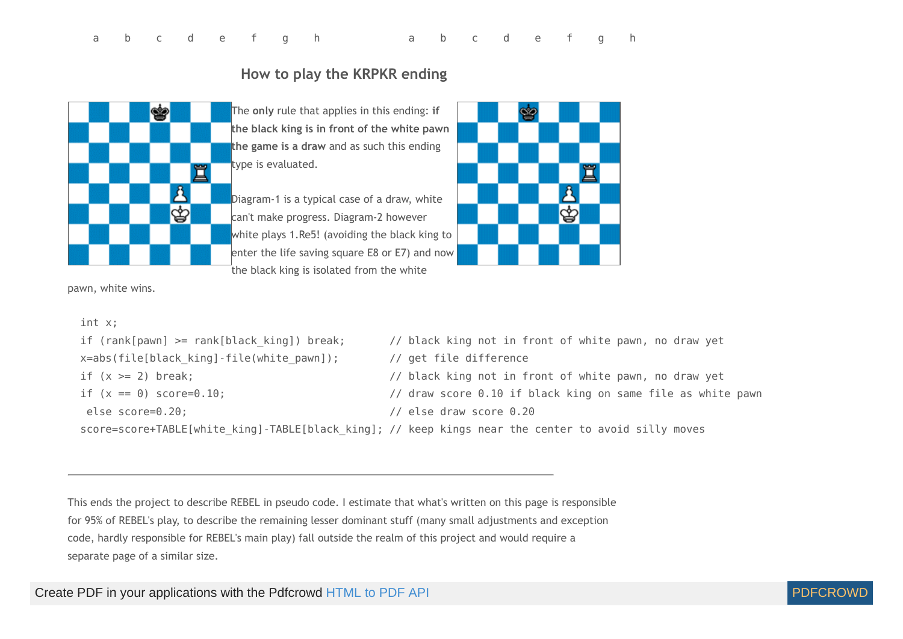a b c d e f g h a b c d e f g h

## How to play the KRPKR ending

The **only** rule that applies in this ending: **if the black king is in front of the white pawn the game is a draw** and as such this ending type is evaluated.

Diagram-1 is a typical case of a draw, white can't make progress. Diagram-2 however white plays 1.Re5! (avoiding the black king to enter the life saving square E8 or E7) and now the black king is isolated from the white pawn, white wins.

```
int x;
if (rank[pawn] >= rank[black_king]) break;       // black king not in front of white pawn, no draw yet
x=abs(file[black_king]-file(white_pawn]);        // get file difference
if (x >= 2) break;                               // black king not in front of white pawn, no draw yet
if (x == 0) score=0.10;                          // draw score 0.10 if black king on same file as white pawn
 else score=0.20;                                // else draw score 0.20
score=score+TABLE[white_king]-TABLE[black_king]; // keep kings near the center to avoid silly moves
```

---

This ends the project to describe REBEL in pseudo code. I estimate that what's written on this page is responsible for 95% of REBEL's play, to describe the remaining lesser dominant stuff (many small adjustments and exception code, hardly responsible for REBEL's main play) fall outside the realm of this project and would require a separate page of a similar size.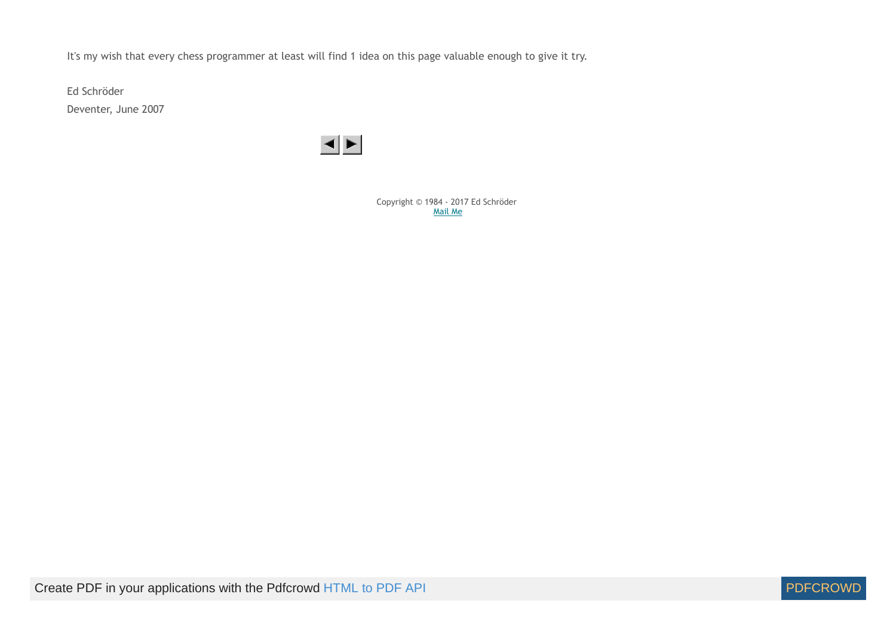It's my wish that every chess programmer at least will find 1 idea on this page valuable enough to give it try.

Ed Schröder

Deventer, June 2007

Copyright © 1984 - 2017 Ed Schröder

Mail Me